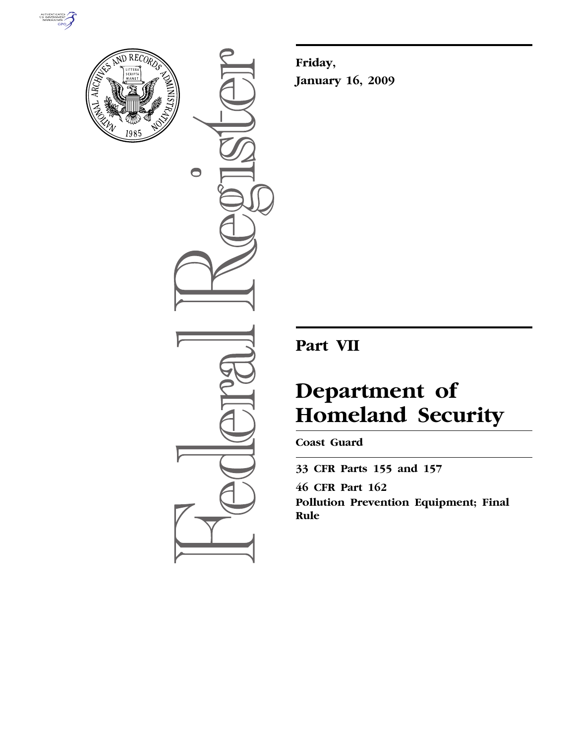**Friday,**

**January 16, 2009**

# Part VII

# Department of Homeland Security

**Coast Guard**

**33 CFR Parts 155 and 157**

**46 CFR Part 162**

**Pollution Prevention Equipment; Final Rule**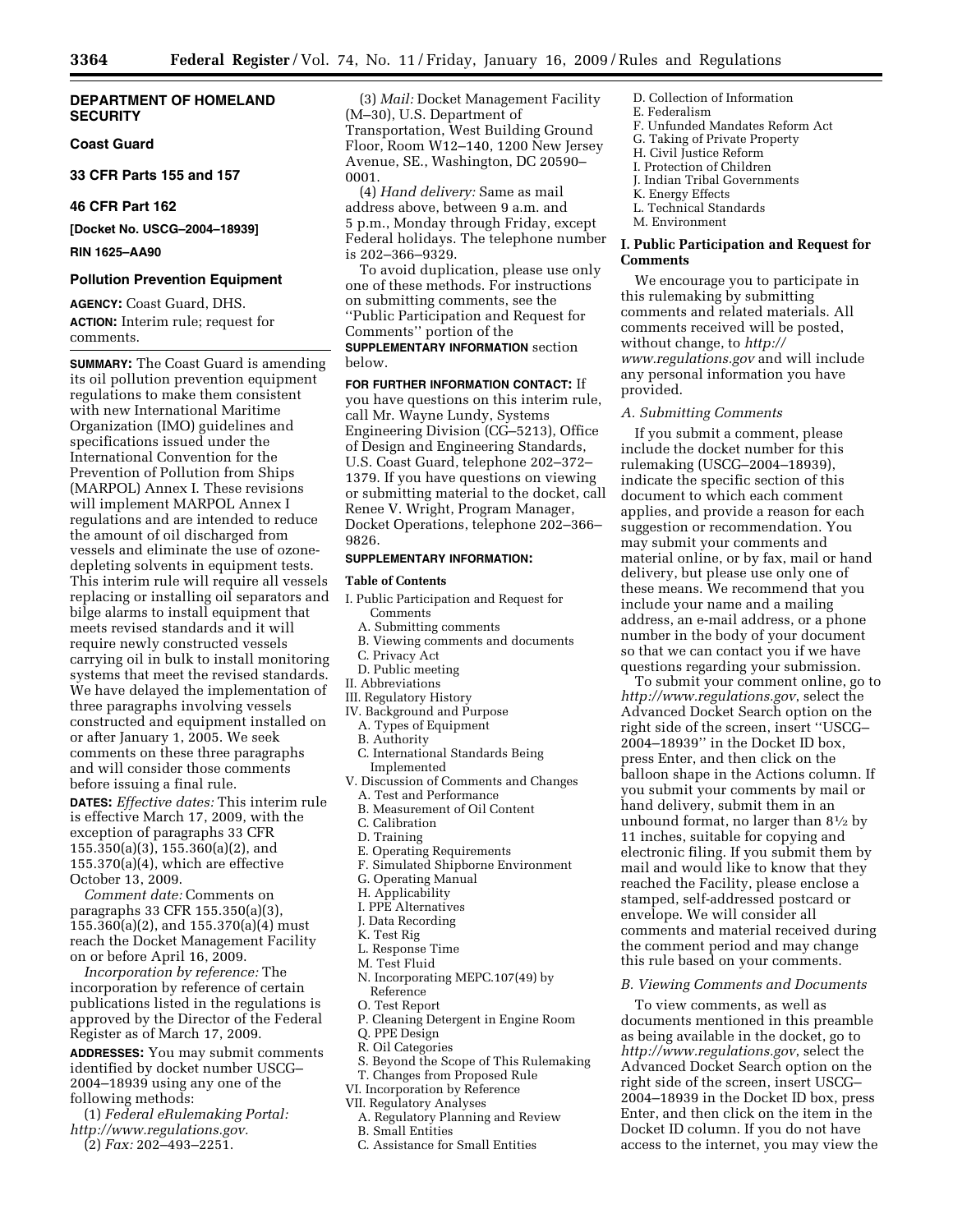**DEPARTMENT OF HOMELAND SECURITY**

**Coast Guard**

**33 CFR Parts 155 and 157**

**46 CFR Part 162**

**[Docket No. USCG–2004–18939]**

**RIN 1625–AA90**

## Pollution Prevention Equipment

**AGENCY:** Coast Guard, DHS.

**ACTION:** Interim rule; request for comments.

**SUMMARY:** The Coast Guard is amending its oil pollution prevention equipment regulations to make them consistent with new International Maritime Organization (IMO) guidelines and specifications issued under the International Convention for the Prevention of Pollution from Ships (MARPOL) Annex I. These revisions will implement MARPOL Annex I regulations and are intended to reduce the amount of oil discharged from vessels and eliminate the use of ozone-depleting solvents in equipment tests. This interim rule will require all vessels replacing or installing oil separators and bilge alarms to install equipment that meets revised standards and it will require newly constructed vessels carrying oil in bulk to install monitoring systems that meet the revised standards. We have delayed the implementation of three paragraphs involving vessels constructed and equipment installed on or after January 1, 2005. We seek comments on these three paragraphs and will consider those comments before issuing a final rule.

**DATES:** *Effective dates:* This interim rule is effective March 17, 2009, with the exception of paragraphs 33 CFR 155.350(a)(3), 155.360(a)(2), and 155.370(a)(4), which are effective October 13, 2009.

*Comment date:* Comments on paragraphs 33 CFR 155.350(a)(3), 155.360(a)(2), and 155.370(a)(4) must reach the Docket Management Facility on or before April 16, 2009.

*Incorporation by reference:* The incorporation by reference of certain publications listed in the regulations is approved by the Director of the Federal Register as of March 17, 2009.

**ADDRESSES:** You may submit comments identified by docket number USCG–2004–18939 using any one of the following methods:

(1) *Federal eRulemaking Portal: http://www.regulations.gov.*

(2) *Fax:* 202–493–2251.

(3) *Mail:* Docket Management Facility (M–30), U.S. Department of Transportation, West Building Ground Floor, Room W12–140, 1200 New Jersey Avenue, SE., Washington, DC 20590–0001.

(4) *Hand delivery:* Same as mail address above, between 9 a.m. and 5 p.m., Monday through Friday, except Federal holidays. The telephone number is 202–366–9329.

To avoid duplication, please use only one of these methods. For instructions on submitting comments, see the "Public Participation and Request for Comments" portion of the **SUPPLEMENTARY INFORMATION** section below.

**FOR FURTHER INFORMATION CONTACT:** If you have questions on this interim rule, call Mr. Wayne Lundy, Systems Engineering Division (CG–5213), Office of Design and Engineering Standards, U.S. Coast Guard, telephone 202–372–1379. If you have questions on viewing or submitting material to the docket, call Renee V. Wright, Program Manager, Docket Operations, telephone 202–366–9826.

**SUPPLEMENTARY INFORMATION:**

**Table of Contents**

I. Public Participation and Request for Comments
- A. Submitting comments
- B. Viewing comments and documents
- C. Privacy Act
- D. Public meeting

II. Abbreviations

III. Regulatory History

IV. Background and Purpose
- A. Types of Equipment
- B. Authority
- C. International Standards Being Implemented

V. Discussion of Comments and Changes
- A. Test and Performance
- B. Measurement of Oil Content
- C. Calibration
- D. Training
- E. Operating Requirements
- F. Simulated Shipborne Environment
- G. Operating Manual
- H. Applicability
- I. PPE Alternatives
- J. Data Recording
- K. Test Rig
- L. Response Time
- M. Test Fluid
- N. Incorporating MEPC.107(49) by Reference
- O. Test Report
- P. Cleaning Detergent in Engine Room
- Q. PPE Design
- R. Oil Categories
- S. Beyond the Scope of This Rulemaking
- T. Changes from Proposed Rule

VI. Incorporation by Reference

VII. Regulatory Analyses
- A. Regulatory Planning and Review
- B. Small Entities
- C. Assistance for Small Entities
- D. Collection of Information
- E. Federalism
- F. Unfunded Mandates Reform Act
- G. Taking of Private Property
- H. Civil Justice Reform
- I. Protection of Children
- J. Indian Tribal Governments
- K. Energy Effects
- L. Technical Standards
- M. Environment

### I. Public Participation and Request for Comments

We encourage you to participate in this rulemaking by submitting comments and related materials. All comments received will be posted, without change, to *http://www.regulations.gov* and will include any personal information you have provided.

#### *A. Submitting Comments*

If you submit a comment, please include the docket number for this rulemaking (USCG–2004–18939), indicate the specific section of this document to which each comment applies, and provide a reason for each suggestion or recommendation. You may submit your comments and material online, or by fax, mail or hand delivery, but please use only one of these means. We recommend that you include your name and a mailing address, an e-mail address, or a phone number in the body of your document so that we can contact you if we have questions regarding your submission.

To submit your comment online, go to *http://www.regulations.gov*, select the Advanced Docket Search option on the right side of the screen, insert "USCG–2004–18939" in the Docket ID box, press Enter, and then click on the balloon shape in the Actions column. If you submit your comments by mail or hand delivery, submit them in an unbound format, no larger than 8½ by 11 inches, suitable for copying and electronic filing. If you submit them by mail and would like to know that they reached the Facility, please enclose a stamped, self-addressed postcard or envelope. We will consider all comments and material received during the comment period and may change this rule based on your comments.

#### *B. Viewing Comments and Documents*

To view comments, as well as documents mentioned in this preamble as being available in the docket, go to *http://www.regulations.gov*, select the Advanced Docket Search option on the right side of the screen, insert USCG–2004–18939 in the Docket ID box, press Enter, and then click on the item in the Docket ID column. If you do not have access to the internet, you may view the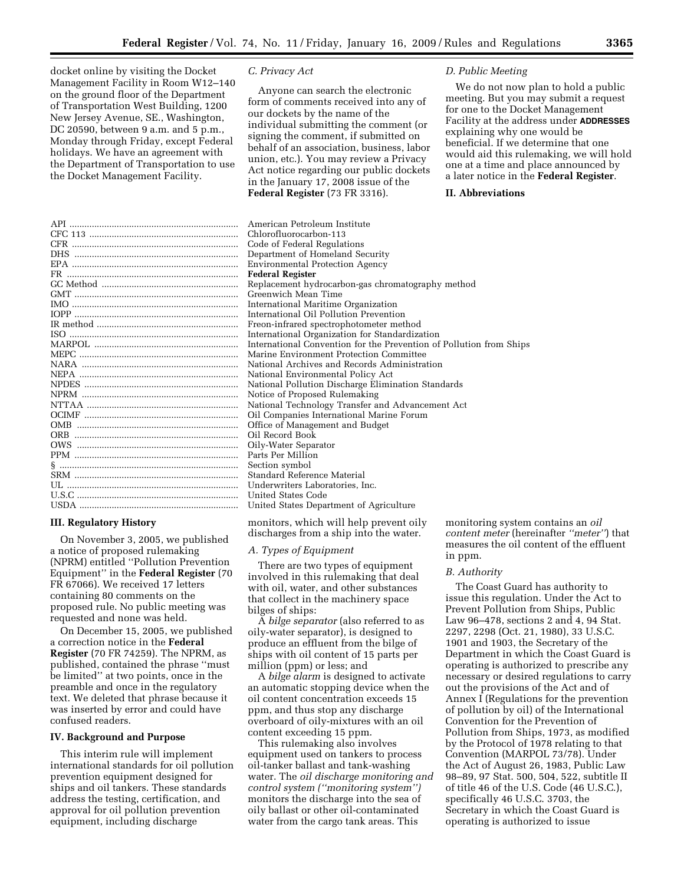docket online by visiting the Docket Management Facility in Room W12–140 on the ground floor of the Department of Transportation West Building, 1200 New Jersey Avenue, SE., Washington, DC 20590, between 9 a.m. and 5 p.m., Monday through Friday, except Federal holidays. We have an agreement with the Department of Transportation to use the Docket Management Facility.

### *C. Privacy Act*

Anyone can search the electronic form of comments received into any of our dockets by the name of the individual submitting the comment (or signing the comment, if submitted on behalf of an association, business, labor union, etc.). You may review a Privacy Act notice regarding our public dockets in the January 17, 2008 issue of the **Federal Register** (73 FR 3316).

### *D. Public Meeting*

We do not now plan to hold a public meeting. But you may submit a request for one to the Docket Management Facility at the address under **ADDRESSES** explaining why one would be beneficial. If we determine that one would aid this rulemaking, we will hold one at a time and place announced by a later notice in the **Federal Register**.

## II. Abbreviations

| | |
|---|---|
| API | American Petroleum Institute |
| CFC 113 | Chlorofluorocarbon-113 |
| CFR | Code of Federal Regulations |
| DHS | Department of Homeland Security |
| EPA | Environmental Protection Agency |
| FR | **Federal Register** |
| GC Method | Replacement hydrocarbon-gas chromatography method |
| GMT | Greenwich Mean Time |
| IMO | International Maritime Organization |
| IOPP | International Oil Pollution Prevention |
| IR method | Freon-infrared spectrophotometer method |
| ISO | International Organization for Standardization |
| MARPOL | International Convention for the Prevention of Pollution from Ships |
| MEPC | Marine Environment Protection Committee |
| NARA | National Archives and Records Administration |
| NEPA | National Environmental Policy Act |
| NPDES | National Pollution Discharge Elimination Standards |
| NPRM | Notice of Proposed Rulemaking |
| NTTAA | National Technology Transfer and Advancement Act |
| OCIMF | Oil Companies International Marine Forum |
| OMB | Office of Management and Budget |
| ORB | Oil Record Book |
| OWS | Oily-Water Separator |
| PPM | Parts Per Million |
| § | Section symbol |
| SRM | Standard Reference Material |
| UL | Underwriters Laboratories, Inc. |
| U.S.C | United States Code |
| USDA | United States Department of Agriculture |

## III. Regulatory History

On November 3, 2005, we published a notice of proposed rulemaking (NPRM) entitled ''Pollution Prevention Equipment'' in the **Federal Register** (70 FR 67066). We received 17 letters containing 80 comments on the proposed rule. No public meeting was requested and none was held.

On December 15, 2005, we published a correction notice in the **Federal Register** (70 FR 74259). The NPRM, as published, contained the phrase ''must be limited'' at two points, once in the preamble and once in the regulatory text. We deleted that phrase because it was inserted by error and could have confused readers.

## IV. Background and Purpose

This interim rule will implement international standards for oil pollution prevention equipment designed for ships and oil tankers. These standards address the testing, certification, and approval for oil pollution prevention equipment, including discharge monitors, which will help prevent oily discharges from a ship into the water.

### *A. Types of Equipment*

There are two types of equipment involved in this rulemaking that deal with oil, water, and other substances that collect in the machinery space bilges of ships:

A *bilge separator* (also referred to as oily-water separator), is designed to produce an effluent from the bilge of ships with oil content of 15 parts per million (ppm) or less; and

A *bilge alarm* is designed to activate an automatic stopping device when the oil content concentration exceeds 15 ppm, and thus stop any discharge overboard of oily-mixtures with an oil content exceeding 15 ppm.

This rulemaking also involves equipment used on tankers to process oil-tanker ballast and tank-washing water. The *oil discharge monitoring and control system (''monitoring system'')* monitors the discharge into the sea of oily ballast or other oil-contaminated water from the cargo tank areas. This monitoring system contains an *oil content meter* (hereinafter *''meter''*) that measures the oil content of the effluent in ppm.

### *B. Authority*

The Coast Guard has authority to issue this regulation. Under the Act to Prevent Pollution from Ships, Public Law 96–478, sections 2 and 4, 94 Stat. 2297, 2298 (Oct. 21, 1980), 33 U.S.C. 1901 and 1903, the Secretary of the Department in which the Coast Guard is operating is authorized to prescribe any necessary or desired regulations to carry out the provisions of the Act and of Annex I (Regulations for the prevention of pollution by oil) of the International Convention for the Prevention of Pollution from Ships, 1973, as modified by the Protocol of 1978 relating to that Convention (MARPOL 73/78). Under the Act of August 26, 1983, Public Law 98–89, 97 Stat. 500, 504, 522, subtitle II of title 46 of the U.S. Code (46 U.S.C.), specifically 46 U.S.C. 3703, the Secretary in which the Coast Guard is operating is authorized to issue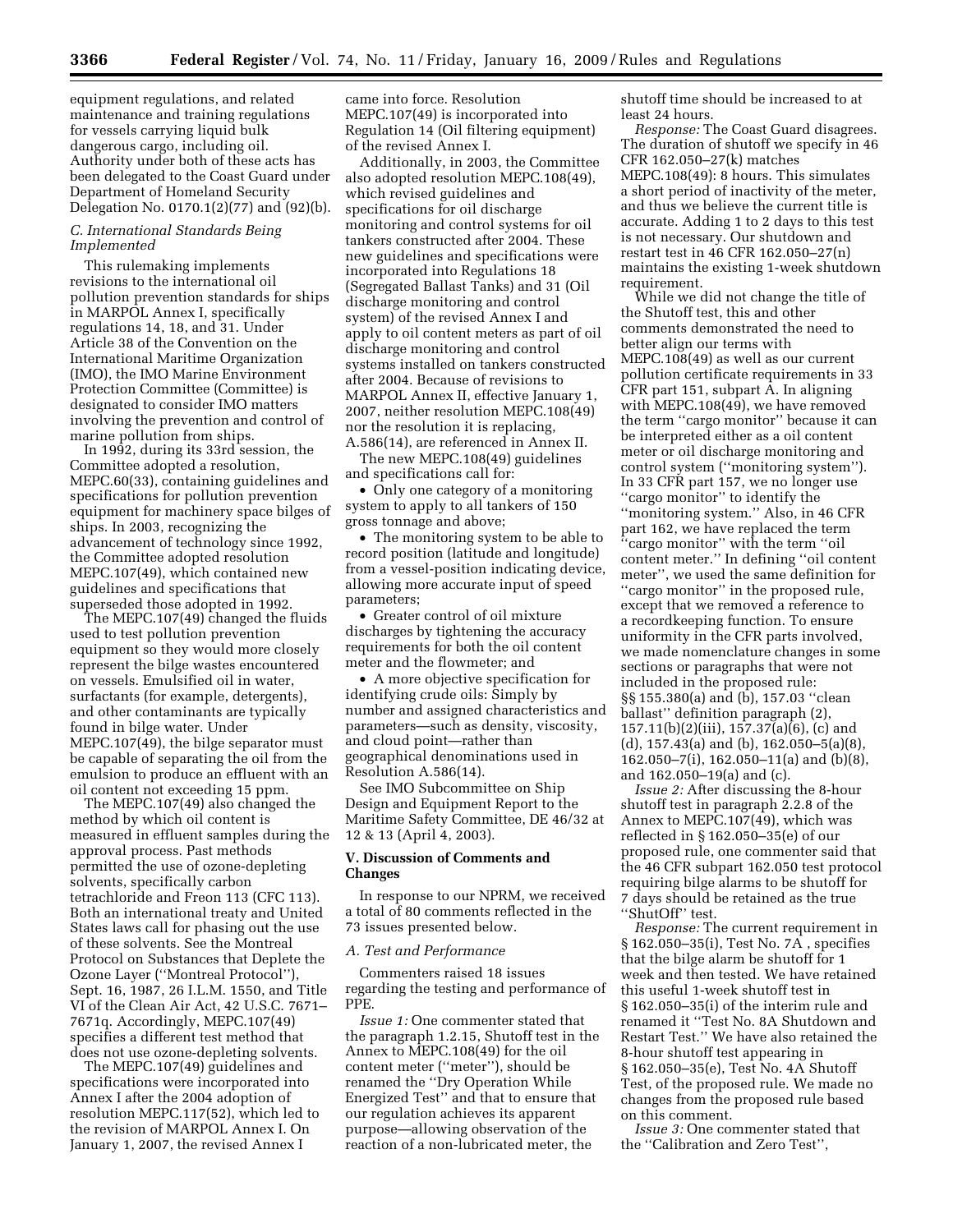equipment regulations, and related maintenance and training regulations for vessels carrying liquid bulk dangerous cargo, including oil. Authority under both of these acts has been delegated to the Coast Guard under Department of Homeland Security Delegation No. 0170.1(2)(77) and (92)(b).

### C. International Standards Being Implemented

This rulemaking implements revisions to the international oil pollution prevention standards for ships in MARPOL Annex I, specifically regulations 14, 18, and 31. Under Article 38 of the Convention on the International Maritime Organization (IMO), the IMO Marine Environment Protection Committee (Committee) is designated to consider IMO matters involving the prevention and control of marine pollution from ships.

In 1992, during its 33rd session, the Committee adopted a resolution, MEPC.60(33), containing guidelines and specifications for pollution prevention equipment for machinery space bilges of ships. In 2003, recognizing the advancement of technology since 1992, the Committee adopted resolution MEPC.107(49), which contained new guidelines and specifications that superseded those adopted in 1992.

The MEPC.107(49) changed the fluids used to test pollution prevention equipment so they would more closely represent the bilge wastes encountered on vessels. Emulsified oil in water, surfactants (for example, detergents), and other contaminants are typically found in bilge water. Under MEPC.107(49), the bilge separator must be capable of separating the oil from the emulsion to produce an effluent with an oil content not exceeding 15 ppm.

The MEPC.107(49) also changed the method by which oil content is measured in effluent samples during the approval process. Past methods permitted the use of ozone-depleting solvents, specifically carbon tetrachloride and Freon 113 (CFC 113). Both an international treaty and United States laws call for phasing out the use of these solvents. See the Montreal Protocol on Substances that Deplete the Ozone Layer (''Montreal Protocol''), Sept. 16, 1987, 26 I.L.M. 1550, and Title VI of the Clean Air Act, 42 U.S.C. 7671–7671q. Accordingly, MEPC.107(49) specifies a different test method that does not use ozone-depleting solvents.

The MEPC.107(49) guidelines and specifications were incorporated into Annex I after the 2004 adoption of resolution MEPC.117(52), which led to the revision of MARPOL Annex I. On January 1, 2007, the revised Annex I came into force. Resolution MEPC.107(49) is incorporated into Regulation 14 (Oil filtering equipment) of the revised Annex I.

Additionally, in 2003, the Committee also adopted resolution MEPC.108(49), which revised guidelines and specifications for oil discharge monitoring and control systems for oil tankers constructed after 2004. These new guidelines and specifications were incorporated into Regulations 18 (Segregated Ballast Tanks) and 31 (Oil discharge monitoring and control system) of the revised Annex I and apply to oil content meters as part of oil discharge monitoring and control systems installed on tankers constructed after 2004. Because of revisions to MARPOL Annex II, effective January 1, 2007, neither resolution MEPC.108(49) nor the resolution it is replacing, A.586(14), are referenced in Annex II.

The new MEPC.108(49) guidelines and specifications call for:

- Only one category of a monitoring system to apply to all tankers of 150 gross tonnage and above;
- The monitoring system to be able to record position (latitude and longitude) from a vessel-position indicating device, allowing more accurate input of speed parameters;
- Greater control of oil mixture discharges by tightening the accuracy requirements for both the oil content meter and the flowmeter; and
- A more objective specification for identifying crude oils: Simply by number and assigned characteristics and parameters—such as density, viscosity, and cloud point—rather than geographical denominations used in Resolution A.586(14).

See IMO Subcommittee on Ship Design and Equipment Report to the Maritime Safety Committee, DE 46/32 at 12 & 13 (April 4, 2003).

## V. Discussion of Comments and Changes

In response to our NPRM, we received a total of 80 comments reflected in the 73 issues presented below.

### A. Test and Performance

Commenters raised 18 issues regarding the testing and performance of PPE.

*Issue 1:* One commenter stated that the paragraph 1.2.15, Shutoff test in the Annex to MEPC.108(49) for the oil content meter (''meter''), should be renamed the ''Dry Operation While Energized Test'' and that to ensure that our regulation achieves its apparent purpose—allowing observation of the reaction of a non-lubricated meter, the shutoff time should be increased to at least 24 hours.

*Response:* The Coast Guard disagrees. The duration of shutoff we specify in 46 CFR 162.050–27(k) matches MEPC.108(49): 8 hours. This simulates a short period of inactivity of the meter, and thus we believe the current title is accurate. Adding 1 to 2 days to this test is not necessary. Our shutdown and restart test in 46 CFR 162.050–27(n) maintains the existing 1-week shutdown requirement.

While we did not change the title of the Shutoff test, this and other comments demonstrated the need to better align our terms with MEPC.108(49) as well as our current pollution certificate requirements in 33 CFR part 151, subpart A. In aligning with MEPC.108(49), we have removed the term ''cargo monitor'' because it can be interpreted either as a oil content meter or oil discharge monitoring and control system (''monitoring system''). In 33 CFR part 157, we no longer use ''cargo monitor'' to identify the ''monitoring system.'' Also, in 46 CFR part 162, we have replaced the term ''cargo monitor'' with the term ''oil content meter.'' In defining ''oil content meter'', we used the same definition for ''cargo monitor'' in the proposed rule, except that we removed a reference to a recordkeeping function. To ensure uniformity in the CFR parts involved, we made nomenclature changes in some sections or paragraphs that were not included in the proposed rule: §§ 155.380(a) and (b), 157.03 ''clean ballast'' definition paragraph (2), 157.11(b)(2)(iii), 157.37(a)(6), (c) and (d), 157.43(a) and (b), 162.050–5(a)(8), 162.050–7(i), 162.050–11(a) and (b)(8), and 162.050–19(a) and (c).

*Issue 2:* After discussing the 8-hour shutoff test in paragraph 2.2.8 of the Annex to MEPC.107(49), which was reflected in § 162.050–35(e) of our proposed rule, one commenter said that the 46 CFR subpart 162.050 test protocol requiring bilge alarms to be shutoff for 7 days should be retained as the true ''ShutOff'' test.

*Response:* The current requirement in § 162.050–35(i), Test No. 7A , specifies that the bilge alarm be shutoff for 1 week and then tested. We have retained this useful 1-week shutoff test in § 162.050–35(i) of the interim rule and renamed it ''Test No. 8A Shutdown and Restart Test.'' We have also retained the 8-hour shutoff test appearing in § 162.050–35(e), Test No. 4A Shutoff Test, of the proposed rule. We made no changes from the proposed rule based on this comment.

*Issue 3:* One commenter stated that the ''Calibration and Zero Test'',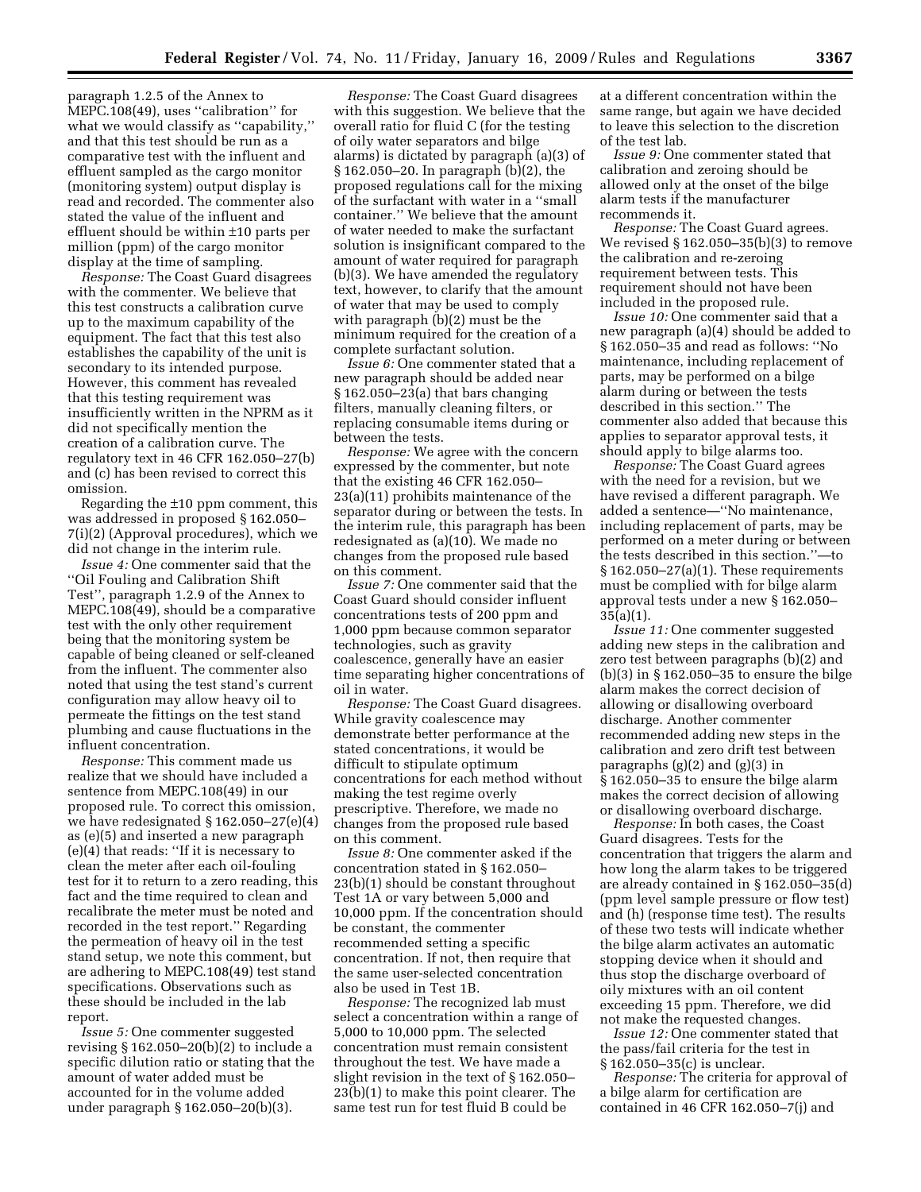paragraph 1.2.5 of the Annex to MEPC.108(49), uses ''calibration'' for what we would classify as ''capability,'' and that this test should be run as a comparative test with the influent and effluent sampled as the cargo monitor (monitoring system) output display is read and recorded. The commenter also stated the value of the influent and effluent should be within ±10 parts per million (ppm) of the cargo monitor display at the time of sampling.

*Response:* The Coast Guard disagrees with the commenter. We believe that this test constructs a calibration curve up to the maximum capability of the equipment. The fact that this test also establishes the capability of the unit is secondary to its intended purpose. However, this comment has revealed that this testing requirement was insufficiently written in the NPRM as it did not specifically mention the creation of a calibration curve. The regulatory text in 46 CFR 162.050–27(b) and (c) has been revised to correct this omission.

Regarding the ±10 ppm comment, this was addressed in proposed § 162.050–7(i)(2) (Approval procedures), which we did not change in the interim rule.

*Issue 4:* One commenter said that the ''Oil Fouling and Calibration Shift Test'', paragraph 1.2.9 of the Annex to MEPC.108(49), should be a comparative test with the only other requirement being that the monitoring system be capable of being cleaned or self-cleaned from the influent. The commenter also noted that using the test stand's current configuration may allow heavy oil to permeate the fittings on the test stand plumbing and cause fluctuations in the influent concentration.

*Response:* This comment made us realize that we should have included a sentence from MEPC.108(49) in our proposed rule. To correct this omission, we have redesignated § 162.050–27(e)(4) as (e)(5) and inserted a new paragraph (e)(4) that reads: ''If it is necessary to clean the meter after each oil-fouling test for it to return to a zero reading, this fact and the time required to clean and recalibrate the meter must be noted and recorded in the test report.'' Regarding the permeation of heavy oil in the test stand setup, we note this comment, but are adhering to MEPC.108(49) test stand specifications. Observations such as these should be included in the lab report.

*Issue 5:* One commenter suggested revising § 162.050–20(b)(2) to include a specific dilution ratio or stating that the amount of water added must be accounted for in the volume added under paragraph § 162.050–20(b)(3).

*Response:* The Coast Guard disagrees with this suggestion. We believe that the overall ratio for fluid C (for the testing of oily water separators and bilge alarms) is dictated by paragraph (a)(3) of § 162.050–20. In paragraph (b)(2), the proposed regulations call for the mixing of the surfactant with water in a ''small container.'' We believe that the amount of water needed to make the surfactant solution is insignificant compared to the amount of water required for paragraph (b)(3). We have amended the regulatory text, however, to clarify that the amount of water that may be used to comply with paragraph (b)(2) must be the minimum required for the creation of a complete surfactant solution.

*Issue 6:* One commenter stated that a new paragraph should be added near § 162.050–23(a) that bars changing filters, manually cleaning filters, or replacing consumable items during or between the tests.

*Response:* We agree with the concern expressed by the commenter, but note that the existing 46 CFR 162.050–23(a)(11) prohibits maintenance of the separator during or between the tests. In the interim rule, this paragraph has been redesignated as (a)(10). We made no changes from the proposed rule based on this comment.

*Issue 7:* One commenter said that the Coast Guard should consider influent concentrations tests of 200 ppm and 1,000 ppm because common separator technologies, such as gravity coalescence, generally have an easier time separating higher concentrations of oil in water.

*Response:* The Coast Guard disagrees. While gravity coalescence may demonstrate better performance at the stated concentrations, it would be difficult to stipulate optimum concentrations for each method without making the test regime overly prescriptive. Therefore, we made no changes from the proposed rule based on this comment.

*Issue 8:* One commenter asked if the concentration stated in § 162.050–23(b)(1) should be constant throughout Test 1A or vary between 5,000 and 10,000 ppm. If the concentration should be constant, the commenter recommended setting a specific concentration. If not, then require that the same user-selected concentration also be used in Test 1B.

*Response:* The recognized lab must select a concentration within a range of 5,000 to 10,000 ppm. The selected concentration must remain consistent throughout the test. We have made a slight revision in the text of § 162.050–23(b)(1) to make this point clearer. The same test run for test fluid B could be at a different concentration within the same range, but again we have decided to leave this selection to the discretion of the test lab.

*Issue 9:* One commenter stated that calibration and zeroing should be allowed only at the onset of the bilge alarm tests if the manufacturer recommends it.

*Response:* The Coast Guard agrees. We revised § 162.050–35(b)(3) to remove the calibration and re-zeroing requirement between tests. This requirement should not have been included in the proposed rule.

*Issue 10:* One commenter said that a new paragraph (a)(4) should be added to § 162.050–35 and read as follows: ''No maintenance, including replacement of parts, may be performed on a bilge alarm during or between the tests described in this section.'' The commenter also added that because this applies to separator approval tests, it should apply to bilge alarms too.

*Response:* The Coast Guard agrees with the need for a revision, but we have revised a different paragraph. We added a sentence—''No maintenance, including replacement of parts, may be performed on a meter during or between the tests described in this section.''—to § 162.050–27(a)(1). These requirements must be complied with for bilge alarm approval tests under a new § 162.050–35(a)(1).

*Issue 11:* One commenter suggested adding new steps in the calibration and zero test between paragraphs (b)(2) and (b)(3) in § 162.050–35 to ensure the bilge alarm makes the correct decision of allowing or disallowing overboard discharge. Another commenter recommended adding new steps in the calibration and zero drift test between paragraphs (g)(2) and (g)(3) in § 162.050–35 to ensure the bilge alarm makes the correct decision of allowing or disallowing overboard discharge.

*Response:* In both cases, the Coast Guard disagrees. Tests for the concentration that triggers the alarm and how long the alarm takes to be triggered are already contained in § 162.050–35(d) (ppm level sample pressure or flow test) and (h) (response time test). The results of these two tests will indicate whether the bilge alarm activates an automatic stopping device when it should and thus stop the discharge overboard of oily mixtures with an oil content exceeding 15 ppm. Therefore, we did not make the requested changes.

*Issue 12:* One commenter stated that the pass/fail criteria for the test in § 162.050–35(c) is unclear.

*Response:* The criteria for approval of a bilge alarm for certification are contained in 46 CFR 162.050–7(j) and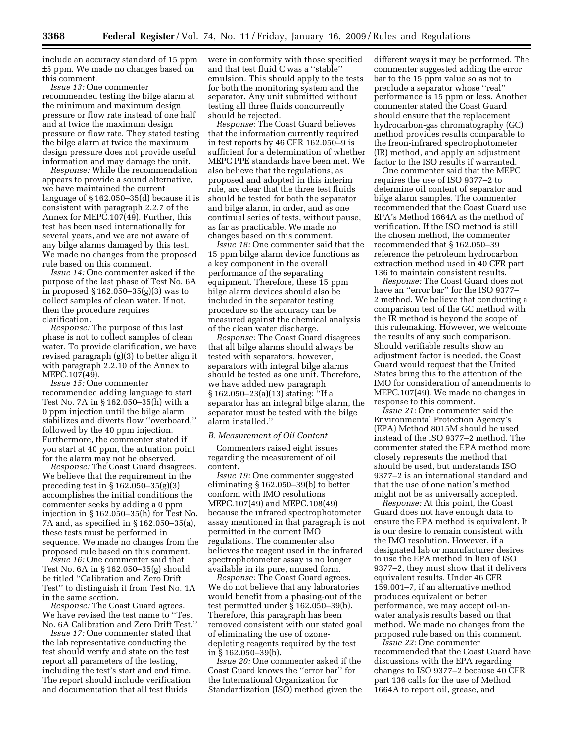include an accuracy standard of 15 ppm ±5 ppm. We made no changes based on this comment.

*Issue 13:* One commenter recommended testing the bilge alarm at the minimum and maximum design pressure or flow rate instead of one half and at twice the maximum design pressure or flow rate. They stated testing the bilge alarm at twice the maximum design pressure does not provide useful information and may damage the unit.

*Response:* While the recommendation appears to provide a sound alternative, we have maintained the current language of § 162.050–35(d) because it is consistent with paragraph 2.2.7 of the Annex for MEPC.107(49). Further, this test has been used internationally for several years, and we are not aware of any bilge alarms damaged by this test. We made no changes from the proposed rule based on this comment.

*Issue 14:* One commenter asked if the purpose of the last phase of Test No. 6A in proposed § 162.050–35(g)(3) was to collect samples of clean water. If not, then the procedure requires clarification.

*Response:* The purpose of this last phase is not to collect samples of clean water. To provide clarification, we have revised paragraph (g)(3) to better align it with paragraph 2.2.10 of the Annex to MEPC.107(49).

*Issue 15:* One commenter recommended adding language to start Test No. 7A in § 162.050–35(h) with a 0 ppm injection until the bilge alarm stabilizes and diverts flow ''overboard,'' followed by the 40 ppm injection. Furthermore, the commenter stated if you start at 40 ppm, the actuation point for the alarm may not be observed.

*Response:* The Coast Guard disagrees. We believe that the requirement in the preceding test in § 162.050–35(g)(3) accomplishes the initial conditions the commenter seeks by adding a 0 ppm injection in § 162.050–35(h) for Test No. 7A and, as specified in § 162.050–35(a), these tests must be performed in sequence. We made no changes from the proposed rule based on this comment.

*Issue 16:* One commenter said that Test No. 6A in § 162.050–35(g) should be titled ''Calibration and Zero Drift Test'' to distinguish it from Test No. 1A in the same section.

*Response:* The Coast Guard agrees. We have revised the test name to ''Test No. 6A Calibration and Zero Drift Test.''

*Issue 17:* One commenter stated that the lab representative conducting the test should verify and state on the test report all parameters of the testing, including the test's start and end time. The report should include verification and documentation that all test fluids were in conformity with those specified and that test fluid C was a ''stable'' emulsion. This should apply to the tests for both the monitoring system and the separator. Any unit submitted without testing all three fluids concurrently should be rejected.

*Response:* The Coast Guard believes that the information currently required in test reports by 46 CFR 162.050–9 is sufficient for a determination of whether MEPC PPE standards have been met. We also believe that the regulations, as proposed and adopted in this interim rule, are clear that the three test fluids should be tested for both the separator and bilge alarm, in order, and as one continual series of tests, without pause, as far as practicable. We made no changes based on this comment.

*Issue 18:* One commenter said that the 15 ppm bilge alarm device functions as a key component in the overall performance of the separating equipment. Therefore, these 15 ppm bilge alarm devices should also be included in the separator testing procedure so the accuracy can be measured against the chemical analysis of the clean water discharge.

*Response:* The Coast Guard disagrees that all bilge alarms should always be tested with separators, however, separators with integral bilge alarms should be tested as one unit. Therefore, we have added new paragraph § 162.050–23(a)(13) stating: ''If a separator has an integral bilge alarm, the separator must be tested with the bilge alarm installed.''

### *B. Measurement of Oil Content*

Commenters raised eight issues regarding the measurement of oil content.

*Issue 19:* One commenter suggested eliminating § 162.050–39(b) to better conform with IMO resolutions MEPC.107(49) and MEPC.108(49) because the infrared spectrophotometer assay mentioned in that paragraph is not permitted in the current IMO regulations. The commenter also believes the reagent used in the infrared spectrophotometer assay is no longer available in its pure, unused form.

*Response:* The Coast Guard agrees. We do not believe that any laboratories would benefit from a phasing-out of the test permitted under § 162.050–39(b). Therefore, this paragraph has been removed consistent with our stated goal of eliminating the use of ozone-depleting reagents required by the test in § 162.050–39(b).

*Issue 20:* One commenter asked if the Coast Guard knows the ''error bar'' for the International Organization for Standardization (ISO) method given the different ways it may be performed. The commenter suggested adding the error bar to the 15 ppm value so as not to preclude a separator whose ''real'' performance is 15 ppm or less. Another commenter stated the Coast Guard should ensure that the replacement hydrocarbon-gas chromatography (GC) method provides results comparable to the freon-infrared spectrophotometer (IR) method, and apply an adjustment factor to the ISO results if warranted.

One commenter said that the MEPC requires the use of ISO 9377–2 to determine oil content of separator and bilge alarm samples. The commenter recommended that the Coast Guard use EPA's Method 1664A as the method of verification. If the ISO method is still the chosen method, the commenter recommended that § 162.050–39 reference the petroleum hydrocarbon extraction method used in 40 CFR part 136 to maintain consistent results.

*Response:* The Coast Guard does not have an ''error bar'' for the ISO 9377–2 method. We believe that conducting a comparison test of the GC method with the IR method is beyond the scope of this rulemaking. However, we welcome the results of any such comparison. Should verifiable results show an adjustment factor is needed, the Coast Guard would request that the United States bring this to the attention of the IMO for consideration of amendments to MEPC.107(49). We made no changes in response to this comment.

*Issue 21:* One commenter said the Environmental Protection Agency's (EPA) Method 8015M should be used instead of the ISO 9377–2 method. The commenter stated the EPA method more closely represents the method that should be used, but understands ISO 9377–2 is an international standard and that the use of one nation's method might not be as universally accepted.

*Response:* At this point, the Coast Guard does not have enough data to ensure the EPA method is equivalent. It is our desire to remain consistent with the IMO resolution. However, if a designated lab or manufacturer desires to use the EPA method in lieu of ISO 9377–2, they must show that it delivers equivalent results. Under 46 CFR 159.001–7, if an alternative method produces equivalent or better performance, we may accept oil-in-water analysis results based on that method. We made no changes from the proposed rule based on this comment.

*Issue 22:* One commenter recommended that the Coast Guard have discussions with the EPA regarding changes to ISO 9377–2 because 40 CFR part 136 calls for the use of Method 1664A to report oil, grease, and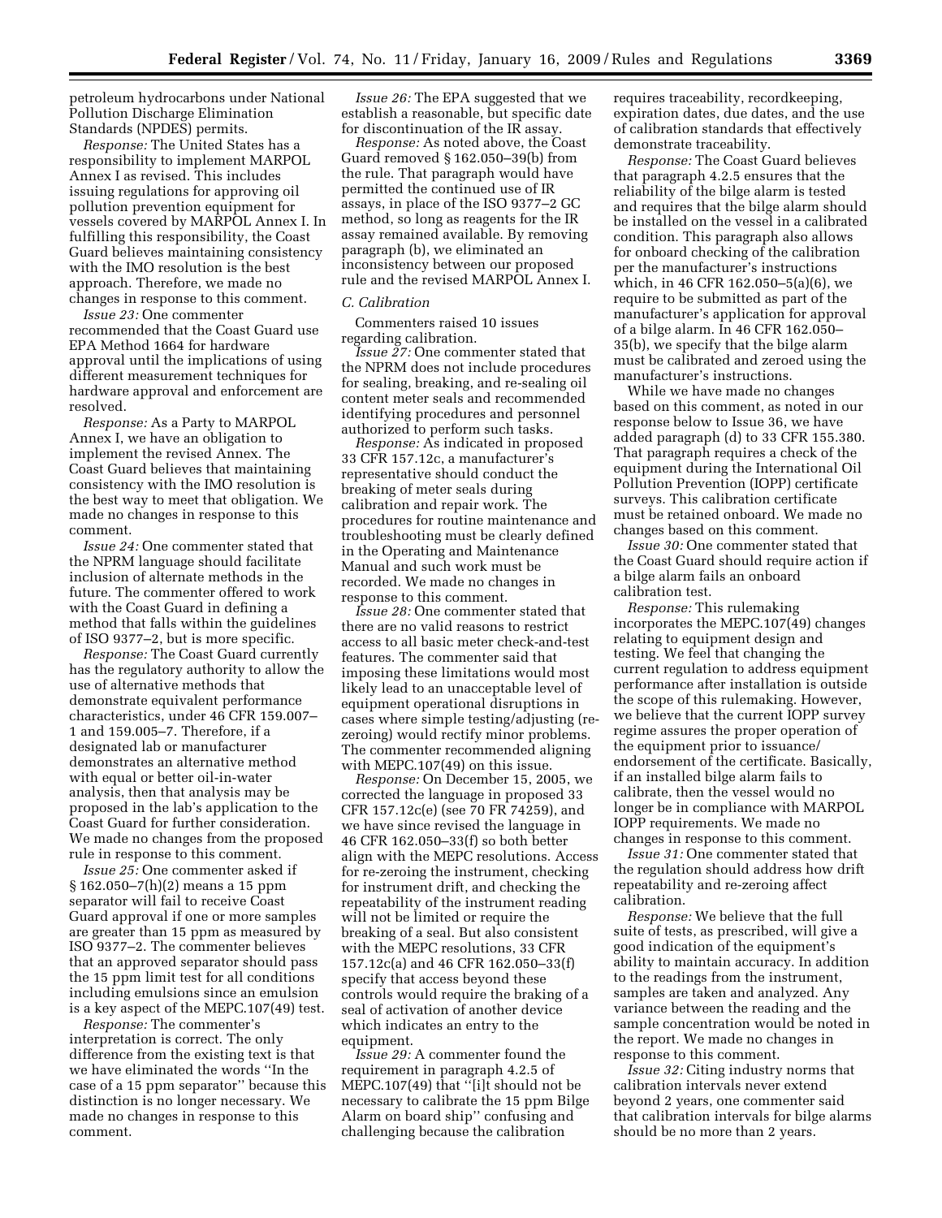petroleum hydrocarbons under National Pollution Discharge Elimination Standards (NPDES) permits.

*Response:* The United States has a responsibility to implement MARPOL Annex I as revised. This includes issuing regulations for approving oil pollution prevention equipment for vessels covered by MARPOL Annex I. In fulfilling this responsibility, the Coast Guard believes maintaining consistency with the IMO resolution is the best approach. Therefore, we made no changes in response to this comment.

*Issue 23:* One commenter recommended that the Coast Guard use EPA Method 1664 for hardware approval until the implications of using different measurement techniques for hardware approval and enforcement are resolved.

*Response:* As a Party to MARPOL Annex I, we have an obligation to implement the revised Annex. The Coast Guard believes that maintaining consistency with the IMO resolution is the best way to meet that obligation. We made no changes in response to this comment.

*Issue 24:* One commenter stated that the NPRM language should facilitate inclusion of alternate methods in the future. The commenter offered to work with the Coast Guard in defining a method that falls within the guidelines of ISO 9377–2, but is more specific.

*Response:* The Coast Guard currently has the regulatory authority to allow the use of alternative methods that demonstrate equivalent performance characteristics, under 46 CFR 159.007–1 and 159.005–7. Therefore, if a designated lab or manufacturer demonstrates an alternative method with equal or better oil-in-water analysis, then that analysis may be proposed in the lab's application to the Coast Guard for further consideration. We made no changes from the proposed rule in response to this comment.

*Issue 25:* One commenter asked if § 162.050–7(h)(2) means a 15 ppm separator will fail to receive Coast Guard approval if one or more samples are greater than 15 ppm as measured by ISO 9377–2. The commenter believes that an approved separator should pass the 15 ppm limit test for all conditions including emulsions since an emulsion is a key aspect of the MEPC.107(49) test.

*Response:* The commenter's interpretation is correct. The only difference from the existing text is that we have eliminated the words ''In the case of a 15 ppm separator'' because this distinction is no longer necessary. We made no changes in response to this comment.

*Issue 26:* The EPA suggested that we establish a reasonable, but specific date for discontinuation of the IR assay.

*Response:* As noted above, the Coast Guard removed § 162.050–39(b) from the rule. That paragraph would have permitted the continued use of IR assays, in place of the ISO 9377–2 GC method, so long as reagents for the IR assay remained available. By removing paragraph (b), we eliminated an inconsistency between our proposed rule and the revised MARPOL Annex I.

*C. Calibration*

Commenters raised 10 issues regarding calibration.

*Issue 27:* One commenter stated that the NPRM does not include procedures for sealing, breaking, and re-sealing oil content meter seals and recommended identifying procedures and personnel authorized to perform such tasks.

*Response:* As indicated in proposed 33 CFR 157.12c, a manufacturer's representative should conduct the breaking of meter seals during calibration and repair work. The procedures for routine maintenance and troubleshooting must be clearly defined in the Operating and Maintenance Manual and such work must be recorded. We made no changes in response to this comment.

*Issue 28:* One commenter stated that there are no valid reasons to restrict access to all basic meter check-and-test features. The commenter said that imposing these limitations would most likely lead to an unacceptable level of equipment operational disruptions in cases where simple testing/adjusting (re-zeroing) would rectify minor problems. The commenter recommended aligning with MEPC.107(49) on this issue.

*Response:* On December 15, 2005, we corrected the language in proposed 33 CFR 157.12c(e) (see 70 FR 74259), and we have since revised the language in 46 CFR 162.050–33(f) so both better align with the MEPC resolutions. Access for re-zeroing the instrument, checking for instrument drift, and checking the repeatability of the instrument reading will not be limited or require the breaking of a seal. But also consistent with the MEPC resolutions, 33 CFR 157.12c(a) and 46 CFR 162.050–33(f) specify that access beyond these controls would require the braking of a seal of activation of another device which indicates an entry to the equipment.

*Issue 29:* A commenter found the requirement in paragraph 4.2.5 of MEPC.107(49) that ''[i]t should not be necessary to calibrate the 15 ppm Bilge Alarm on board ship'' confusing and challenging because the calibration requires traceability, recordkeeping, expiration dates, due dates, and the use of calibration standards that effectively demonstrate traceability.

*Response:* The Coast Guard believes that paragraph 4.2.5 ensures that the reliability of the bilge alarm is tested and requires that the bilge alarm should be installed on the vessel in a calibrated condition. This paragraph also allows for onboard checking of the calibration per the manufacturer's instructions which, in 46 CFR 162.050–5(a)(6), we require to be submitted as part of the manufacturer's application for approval of a bilge alarm. In 46 CFR 162.050–35(b), we specify that the bilge alarm must be calibrated and zeroed using the manufacturer's instructions.

While we have made no changes based on this comment, as noted in our response below to Issue 36, we have added paragraph (d) to 33 CFR 155.380. That paragraph requires a check of the equipment during the International Oil Pollution Prevention (IOPP) certificate surveys. This calibration certificate must be retained onboard. We made no changes based on this comment.

*Issue 30:* One commenter stated that the Coast Guard should require action if a bilge alarm fails an onboard calibration test.

*Response:* This rulemaking incorporates the MEPC.107(49) changes relating to equipment design and testing. We feel that changing the current regulation to address equipment performance after installation is outside the scope of this rulemaking. However, we believe that the current IOPP survey regime assures the proper operation of the equipment prior to issuance/endorsement of the certificate. Basically, if an installed bilge alarm fails to calibrate, then the vessel would no longer be in compliance with MARPOL IOPP requirements. We made no changes in response to this comment.

*Issue 31:* One commenter stated that the regulation should address how drift repeatability and re-zeroing affect calibration.

*Response:* We believe that the full suite of tests, as prescribed, will give a good indication of the equipment's ability to maintain accuracy. In addition to the readings from the instrument, samples are taken and analyzed. Any variance between the reading and the sample concentration would be noted in the report. We made no changes in response to this comment.

*Issue 32:* Citing industry norms that calibration intervals never extend beyond 2 years, one commenter said that calibration intervals for bilge alarms should be no more than 2 years.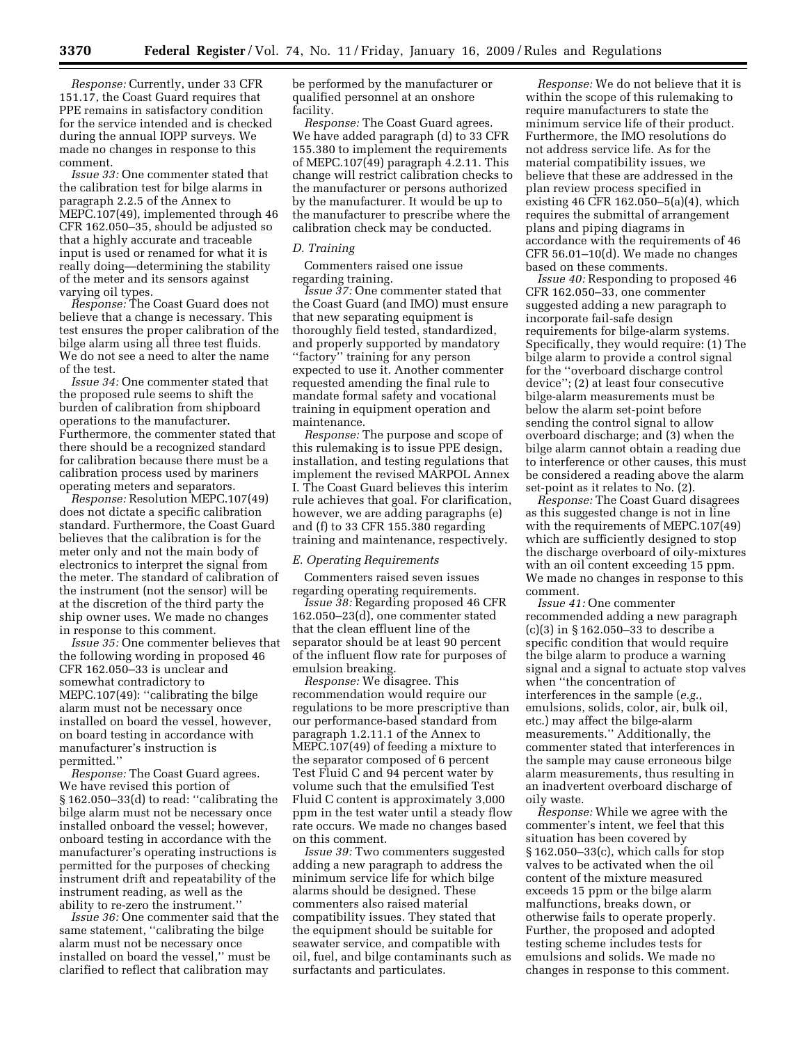*Response:* Currently, under 33 CFR 151.17, the Coast Guard requires that PPE remains in satisfactory condition for the service intended and is checked during the annual IOPP surveys. We made no changes in response to this comment.

*Issue 33:* One commenter stated that the calibration test for bilge alarms in paragraph 2.2.5 of the Annex to MEPC.107(49), implemented through 46 CFR 162.050–35, should be adjusted so that a highly accurate and traceable input is used or renamed for what it is really doing—determining the stability of the meter and its sensors against varying oil types.

*Response:* The Coast Guard does not believe that a change is necessary. This test ensures the proper calibration of the bilge alarm using all three test fluids. We do not see a need to alter the name of the test.

*Issue 34:* One commenter stated that the proposed rule seems to shift the burden of calibration from shipboard operations to the manufacturer. Furthermore, the commenter stated that there should be a recognized standard for calibration because there must be a calibration process used by mariners operating meters and separators.

*Response:* Resolution MEPC.107(49) does not dictate a specific calibration standard. Furthermore, the Coast Guard believes that the calibration is for the meter only and not the main body of electronics to interpret the signal from the meter. The standard of calibration of the instrument (not the sensor) will be at the discretion of the third party the ship owner uses. We made no changes in response to this comment.

*Issue 35:* One commenter believes that the following wording in proposed 46 CFR 162.050–33 is unclear and somewhat contradictory to MEPC.107(49): ''calibrating the bilge alarm must not be necessary once installed on board the vessel, however, on board testing in accordance with manufacturer's instruction is permitted.''

*Response:* The Coast Guard agrees. We have revised this portion of § 162.050–33(d) to read: ''calibrating the bilge alarm must not be necessary once installed onboard the vessel; however, onboard testing in accordance with the manufacturer's operating instructions is permitted for the purposes of checking instrument drift and repeatability of the instrument reading, as well as the ability to re-zero the instrument.''

*Issue 36:* One commenter said that the same statement, ''calibrating the bilge alarm must not be necessary once installed on board the vessel,'' must be clarified to reflect that calibration may be performed by the manufacturer or qualified personnel at an onshore facility.

*Response:* The Coast Guard agrees. We have added paragraph (d) to 33 CFR 155.380 to implement the requirements of MEPC.107(49) paragraph 4.2.11. This change will restrict calibration checks to the manufacturer or persons authorized by the manufacturer. It would be up to the manufacturer to prescribe where the calibration check may be conducted.

### *D. Training*

Commenters raised one issue regarding training.

*Issue 37:* One commenter stated that the Coast Guard (and IMO) must ensure that new separating equipment is thoroughly field tested, standardized, and properly supported by mandatory ''factory'' training for any person expected to use it. Another commenter requested amending the final rule to mandate formal safety and vocational training in equipment operation and maintenance.

*Response:* The purpose and scope of this rulemaking is to issue PPE design, installation, and testing regulations that implement the revised MARPOL Annex I. The Coast Guard believes this interim rule achieves that goal. For clarification, however, we are adding paragraphs (e) and (f) to 33 CFR 155.380 regarding training and maintenance, respectively.

### *E. Operating Requirements*

Commenters raised seven issues regarding operating requirements.

*Issue 38:* Regarding proposed 46 CFR 162.050–23(d), one commenter stated that the clean effluent line of the separator should be at least 90 percent of the influent flow rate for purposes of emulsion breaking.

*Response:* We disagree. This recommendation would require our regulations to be more prescriptive than our performance-based standard from paragraph 1.2.11.1 of the Annex to MEPC.107(49) of feeding a mixture to the separator composed of 6 percent Test Fluid C and 94 percent water by volume such that the emulsified Test Fluid C content is approximately 3,000 ppm in the test water until a steady flow rate occurs. We made no changes based on this comment.

*Issue 39:* Two commenters suggested adding a new paragraph to address the minimum service life for which bilge alarms should be designed. These commenters also raised material compatibility issues. They stated that the equipment should be suitable for seawater service, and compatible with oil, fuel, and bilge contaminants such as surfactants and particulates.

*Response:* We do not believe that it is within the scope of this rulemaking to require manufacturers to state the minimum service life of their product. Furthermore, the IMO resolutions do not address service life. As for the material compatibility issues, we believe that these are addressed in the plan review process specified in existing 46 CFR 162.050–5(a)(4), which requires the submittal of arrangement plans and piping diagrams in accordance with the requirements of 46 CFR 56.01–10(d). We made no changes based on these comments.

*Issue 40:* Responding to proposed 46 CFR 162.050–33, one commenter suggested adding a new paragraph to incorporate fail-safe design requirements for bilge-alarm systems. Specifically, they would require: (1) The bilge alarm to provide a control signal for the ''overboard discharge control device''; (2) at least four consecutive bilge-alarm measurements must be below the alarm set-point before sending the control signal to allow overboard discharge; and (3) when the bilge alarm cannot obtain a reading due to interference or other causes, this must be considered a reading above the alarm set-point as it relates to No. (2).

*Response:* The Coast Guard disagrees as this suggested change is not in line with the requirements of MEPC.107(49) which are sufficiently designed to stop the discharge overboard of oily-mixtures with an oil content exceeding 15 ppm. We made no changes in response to this comment.

*Issue 41:* One commenter recommended adding a new paragraph (c)(3) in § 162.050–33 to describe a specific condition that would require the bilge alarm to produce a warning signal and a signal to actuate stop valves when ''the concentration of interferences in the sample (*e.g.*, emulsions, solids, color, air, bulk oil, etc.) may affect the bilge-alarm measurements.'' Additionally, the commenter stated that interferences in the sample may cause erroneous bilge alarm measurements, thus resulting in an inadvertent overboard discharge of oily waste.

*Response:* While we agree with the commenter's intent, we feel that this situation has been covered by § 162.050–33(c), which calls for stop valves to be activated when the oil content of the mixture measured exceeds 15 ppm or the bilge alarm malfunctions, breaks down, or otherwise fails to operate properly. Further, the proposed and adopted testing scheme includes tests for emulsions and solids. We made no changes in response to this comment.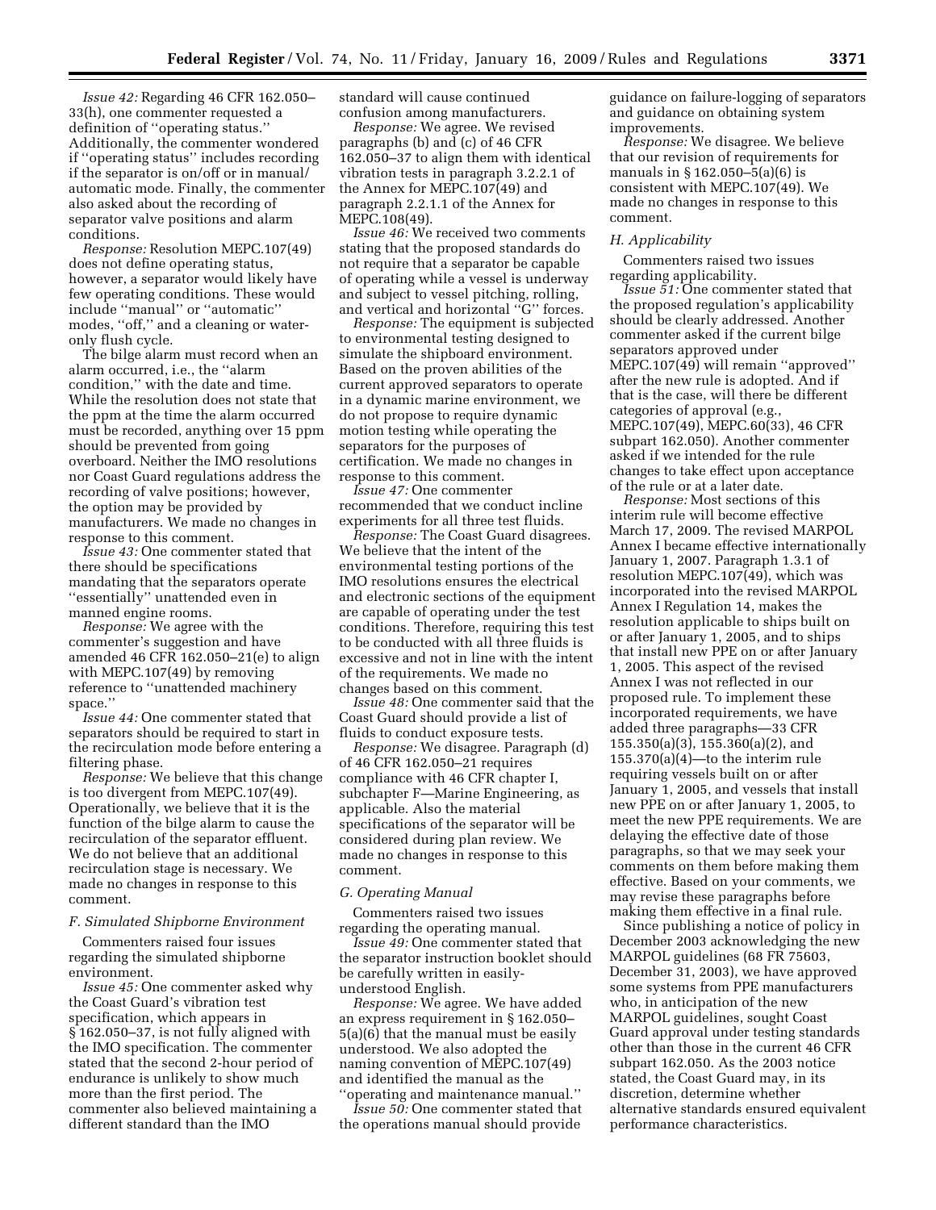*Issue 42:* Regarding 46 CFR 162.050–33(h), one commenter requested a definition of ''operating status.'' Additionally, the commenter wondered if ''operating status'' includes recording if the separator is on/off or in manual/automatic mode. Finally, the commenter also asked about the recording of separator valve positions and alarm conditions.

*Response:* Resolution MEPC.107(49) does not define operating status, however, a separator would likely have few operating conditions. These would include ''manual'' or ''automatic'' modes, ''off,'' and a cleaning or water-only flush cycle.

The bilge alarm must record when an alarm occurred, i.e., the ''alarm condition,'' with the date and time. While the resolution does not state that the ppm at the time the alarm occurred must be recorded, anything over 15 ppm should be prevented from going overboard. Neither the IMO resolutions nor Coast Guard regulations address the recording of valve positions; however, the option may be provided by manufacturers. We made no changes in response to this comment.

*Issue 43:* One commenter stated that there should be specifications mandating that the separators operate ''essentially'' unattended even in manned engine rooms.

*Response:* We agree with the commenter's suggestion and have amended 46 CFR 162.050–21(e) to align with MEPC.107(49) by removing reference to ''unattended machinery space.''

*Issue 44:* One commenter stated that separators should be required to start in the recirculation mode before entering a filtering phase.

*Response:* We believe that this change is too divergent from MEPC.107(49). Operationally, we believe that it is the function of the bilge alarm to cause the recirculation of the separator effluent. We do not believe that an additional recirculation stage is necessary. We made no changes in response to this comment.

### F. Simulated Shipborne Environment

Commenters raised four issues regarding the simulated shipborne environment.

*Issue 45:* One commenter asked why the Coast Guard's vibration test specification, which appears in § 162.050–37, is not fully aligned with the IMO specification. The commenter stated that the second 2-hour period of endurance is unlikely to show much more than the first period. The commenter also believed maintaining a different standard than the IMO standard will cause continued confusion among manufacturers.

*Response:* We agree. We revised paragraphs (b) and (c) of 46 CFR 162.050–37 to align them with identical vibration tests in paragraph 3.2.2.1 of the Annex for MEPC.107(49) and paragraph 2.2.1.1 of the Annex for MEPC.108(49).

*Issue 46:* We received two comments stating that the proposed standards do not require that a separator be capable of operating while a vessel is underway and subject to vessel pitching, rolling, and vertical and horizontal ''G'' forces.

*Response:* The equipment is subjected to environmental testing designed to simulate the shipboard environment. Based on the proven abilities of the current approved separators to operate in a dynamic marine environment, we do not propose to require dynamic motion testing while operating the separators for the purposes of certification. We made no changes in response to this comment.

*Issue 47:* One commenter recommended that we conduct incline experiments for all three test fluids.

*Response:* The Coast Guard disagrees. We believe that the intent of the environmental testing portions of the IMO resolutions ensures the electrical and electronic sections of the equipment are capable of operating under the test conditions. Therefore, requiring this test to be conducted with all three fluids is excessive and not in line with the intent of the requirements. We made no changes based on this comment.

*Issue 48:* One commenter said that the Coast Guard should provide a list of fluids to conduct exposure tests.

*Response:* We disagree. Paragraph (d) of 46 CFR 162.050–21 requires compliance with 46 CFR chapter I, subchapter F—Marine Engineering, as applicable. Also the material specifications of the separator will be considered during plan review. We made no changes in response to this comment.

### G. Operating Manual

Commenters raised two issues regarding the operating manual.

*Issue 49:* One commenter stated that the separator instruction booklet should be carefully written in easily-understood English.

*Response:* We agree. We have added an express requirement in § 162.050–5(a)(6) that the manual must be easily understood. We also adopted the naming convention of MEPC.107(49) and identified the manual as the ''operating and maintenance manual.''

*Issue 50:* One commenter stated that the operations manual should provide guidance on failure-logging of separators and guidance on obtaining system improvements.

*Response:* We disagree. We believe that our revision of requirements for manuals in § 162.050–5(a)(6) is consistent with MEPC.107(49). We made no changes in response to this comment.

### H. Applicability

Commenters raised two issues regarding applicability.

*Issue 51:* One commenter stated that the proposed regulation's applicability should be clearly addressed. Another commenter asked if the current bilge separators approved under MEPC.107(49) will remain ''approved'' after the new rule is adopted. And if that is the case, will there be different categories of approval (e.g., MEPC.107(49), MEPC.60(33), 46 CFR subpart 162.050). Another commenter asked if we intended for the rule changes to take effect upon acceptance of the rule or at a later date.

*Response:* Most sections of this interim rule will become effective March 17, 2009. The revised MARPOL Annex I became effective internationally January 1, 2007. Paragraph 1.3.1 of resolution MEPC.107(49), which was incorporated into the revised MARPOL Annex I Regulation 14, makes the resolution applicable to ships built on or after January 1, 2005, and to ships that install new PPE on or after January 1, 2005. This aspect of the revised Annex I was not reflected in our proposed rule. To implement these incorporated requirements, we have added three paragraphs—33 CFR 155.350(a)(3), 155.360(a)(2), and 155.370(a)(4)—to the interim rule requiring vessels built on or after January 1, 2005, and vessels that install new PPE on or after January 1, 2005, to meet the new PPE requirements. We are delaying the effective date of those paragraphs, so that we may seek your comments on them before making them effective. Based on your comments, we may revise these paragraphs before making them effective in a final rule.

Since publishing a notice of policy in December 2003 acknowledging the new MARPOL guidelines (68 FR 75603, December 31, 2003), we have approved some systems from PPE manufacturers who, in anticipation of the new MARPOL guidelines, sought Coast Guard approval under testing standards other than those in the current 46 CFR subpart 162.050. As the 2003 notice stated, the Coast Guard may, in its discretion, determine whether alternative standards ensured equivalent performance characteristics.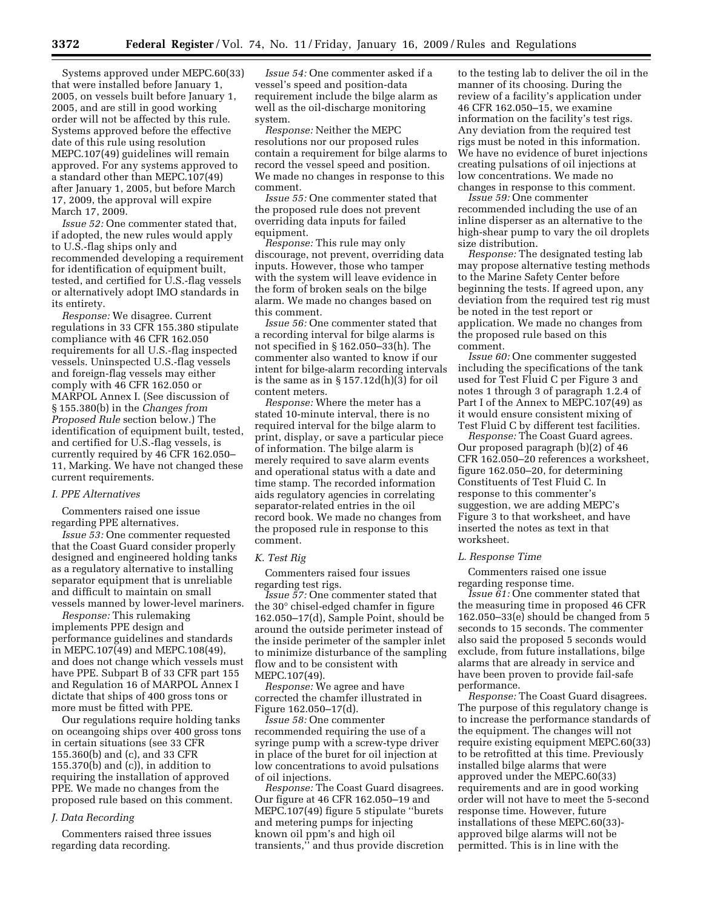Systems approved under MEPC.60(33) that were installed before January 1, 2005, on vessels built before January 1, 2005, and are still in good working order will not be affected by this rule. Systems approved before the effective date of this rule using resolution MEPC.107(49) guidelines will remain approved. For any systems approved to a standard other than MEPC.107(49) after January 1, 2005, but before March 17, 2009, the approval will expire March 17, 2009.

*Issue 52:* One commenter stated that, if adopted, the new rules would apply to U.S.-flag ships only and recommended developing a requirement for identification of equipment built, tested, and certified for U.S.-flag vessels or alternatively adopt IMO standards in its entirety.

*Response:* We disagree. Current regulations in 33 CFR 155.380 stipulate compliance with 46 CFR 162.050 requirements for all U.S.-flag inspected vessels. Uninspected U.S.-flag vessels and foreign-flag vessels may either comply with 46 CFR 162.050 or MARPOL Annex I. (See discussion of § 155.380(b) in the *Changes from Proposed Rule* section below.) The identification of equipment built, tested, and certified for U.S.-flag vessels, is currently required by 46 CFR 162.050–11, Marking. We have not changed these current requirements.

### *I. PPE Alternatives*

Commenters raised one issue regarding PPE alternatives.

*Issue 53:* One commenter requested that the Coast Guard consider properly designed and engineered holding tanks as a regulatory alternative to installing separator equipment that is unreliable and difficult to maintain on small vessels manned by lower-level mariners.

*Response:* This rulemaking implements PPE design and performance guidelines and standards in MEPC.107(49) and MEPC.108(49), and does not change which vessels must have PPE. Subpart B of 33 CFR part 155 and Regulation 16 of MARPOL Annex I dictate that ships of 400 gross tons or more must be fitted with PPE.

Our regulations require holding tanks on oceangoing ships over 400 gross tons in certain situations (see 33 CFR 155.360(b) and (c), and 33 CFR 155.370(b) and (c)), in addition to requiring the installation of approved PPE. We made no changes from the proposed rule based on this comment.

### *J. Data Recording*

Commenters raised three issues regarding data recording.

*Issue 54:* One commenter asked if a vessel's speed and position-data requirement include the bilge alarm as well as the oil-discharge monitoring system.

*Response:* Neither the MEPC resolutions nor our proposed rules contain a requirement for bilge alarms to record the vessel speed and position. We made no changes in response to this comment.

*Issue 55:* One commenter stated that the proposed rule does not prevent overriding data inputs for failed equipment.

*Response:* This rule may only discourage, not prevent, overriding data inputs. However, those who tamper with the system will leave evidence in the form of broken seals on the bilge alarm. We made no changes based on this comment.

*Issue 56:* One commenter stated that a recording interval for bilge alarms is not specified in § 162.050–33(h). The commenter also wanted to know if our intent for bilge-alarm recording intervals is the same as in § 157.12d(h)(3) for oil content meters.

*Response:* Where the meter has a stated 10-minute interval, there is no required interval for the bilge alarm to print, display, or save a particular piece of information. The bilge alarm is merely required to save alarm events and operational status with a date and time stamp. The recorded information aids regulatory agencies in correlating separator-related entries in the oil record book. We made no changes from the proposed rule in response to this comment.

### *K. Test Rig*

Commenters raised four issues regarding test rigs.

*Issue 57:* One commenter stated that the 30° chisel-edged chamfer in figure 162.050–17(d), Sample Point, should be around the outside perimeter instead of the inside perimeter of the sampler inlet to minimize disturbance of the sampling flow and to be consistent with MEPC.107(49).

*Response:* We agree and have corrected the chamfer illustrated in Figure 162.050–17(d).

*Issue 58:* One commenter recommended requiring the use of a syringe pump with a screw-type driver in place of the buret for oil injection at low concentrations to avoid pulsations of oil injections.

*Response:* The Coast Guard disagrees. Our figure at 46 CFR 162.050–19 and MEPC.107(49) figure 5 stipulate ''burets and metering pumps for injecting known oil ppm's and high oil transients,'' and thus provide discretion to the testing lab to deliver the oil in the manner of its choosing. During the review of a facility's application under 46 CFR 162.050–15, we examine information on the facility's test rigs. Any deviation from the required test rigs must be noted in this information. We have no evidence of buret injections creating pulsations of oil injections at low concentrations. We made no changes in response to this comment.

*Issue 59:* One commenter recommended including the use of an inline disperser as an alternative to the high-shear pump to vary the oil droplets size distribution.

*Response:* The designated testing lab may propose alternative testing methods to the Marine Safety Center before beginning the tests. If agreed upon, any deviation from the required test rig must be noted in the test report or application. We made no changes from the proposed rule based on this comment.

*Issue 60:* One commenter suggested including the specifications of the tank used for Test Fluid C per Figure 3 and notes 1 through 3 of paragraph 1.2.4 of Part I of the Annex to MEPC.107(49) as it would ensure consistent mixing of Test Fluid C by different test facilities.

*Response:* The Coast Guard agrees. Our proposed paragraph (b)(2) of 46 CFR 162.050–20 references a worksheet, figure 162.050–20, for determining Constituents of Test Fluid C. In response to this commenter's suggestion, we are adding MEPC's Figure 3 to that worksheet, and have inserted the notes as text in that worksheet.

### *L. Response Time*

Commenters raised one issue regarding response time.

*Issue 61:* One commenter stated that the measuring time in proposed 46 CFR 162.050–33(e) should be changed from 5 seconds to 15 seconds. The commenter also said the proposed 5 seconds would exclude, from future installations, bilge alarms that are already in service and have been proven to provide fail-safe performance.

*Response:* The Coast Guard disagrees. The purpose of this regulatory change is to increase the performance standards of the equipment. The changes will not require existing equipment MEPC.60(33) to be retrofitted at this time. Previously installed bilge alarms that were approved under the MEPC.60(33) requirements and are in good working order will not have to meet the 5-second response time. However, future installations of these MEPC.60(33)-approved bilge alarms will not be permitted. This is in line with the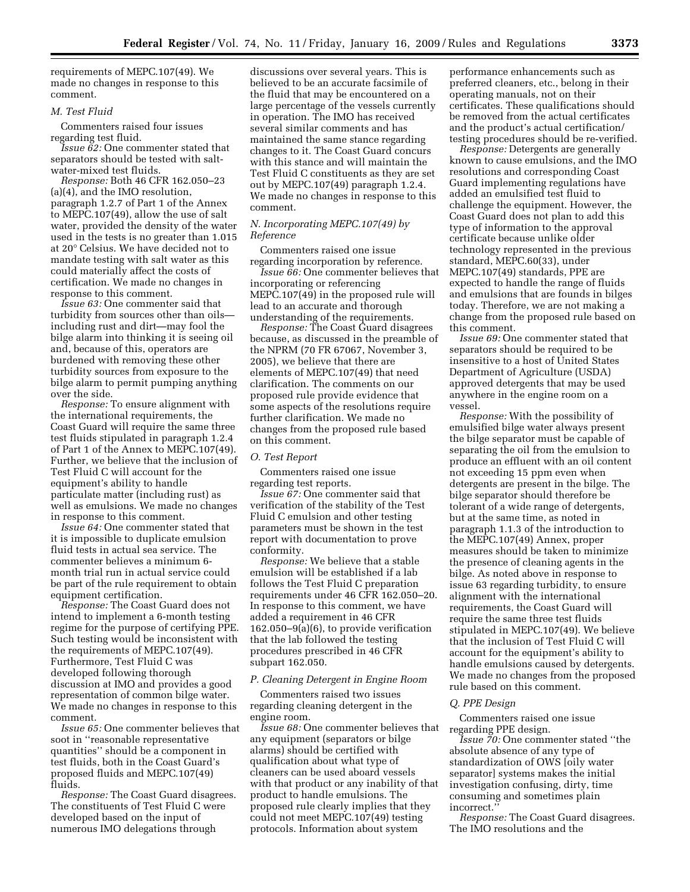requirements of MEPC.107(49). We made no changes in response to this comment.

### M. Test Fluid

Commenters raised four issues regarding test fluid.

*Issue 62:* One commenter stated that separators should be tested with salt-water-mixed test fluids.

*Response:* Both 46 CFR 162.050–23 (a)(4), and the IMO resolution, paragraph 1.2.7 of Part 1 of the Annex to MEPC.107(49), allow the use of salt water, provided the density of the water used in the tests is no greater than 1.015 at 20° Celsius. We have decided not to mandate testing with salt water as this could materially affect the costs of certification. We made no changes in response to this comment.

*Issue 63:* One commenter said that turbidity from sources other than oils—including rust and dirt—may fool the bilge alarm into thinking it is seeing oil and, because of this, operators are burdened with removing these other turbidity sources from exposure to the bilge alarm to permit pumping anything over the side.

*Response:* To ensure alignment with the international requirements, the Coast Guard will require the same three test fluids stipulated in paragraph 1.2.4 of Part 1 of the Annex to MEPC.107(49). Further, we believe that the inclusion of Test Fluid C will account for the equipment's ability to handle particulate matter (including rust) as well as emulsions. We made no changes in response to this comment.

*Issue 64:* One commenter stated that it is impossible to duplicate emulsion fluid tests in actual sea service. The commenter believes a minimum 6-month trial run in actual service could be part of the rule requirement to obtain equipment certification.

*Response:* The Coast Guard does not intend to implement a 6-month testing regime for the purpose of certifying PPE. Such testing would be inconsistent with the requirements of MEPC.107(49). Furthermore, Test Fluid C was developed following thorough discussion at IMO and provides a good representation of common bilge water. We made no changes in response to this comment.

*Issue 65:* One commenter believes that soot in "reasonable representative quantities" should be a component in test fluids, both in the Coast Guard's proposed fluids and MEPC.107(49) fluids.

*Response:* The Coast Guard disagrees. The constituents of Test Fluid C were developed based on the input of numerous IMO delegations through discussions over several years. This is believed to be an accurate facsimile of the fluid that may be encountered on a large percentage of the vessels currently in operation. The IMO has received several similar comments and has maintained the same stance regarding changes to it. The Coast Guard concurs with this stance and will maintain the Test Fluid C constituents as they are set out by MEPC.107(49) paragraph 1.2.4. We made no changes in response to this comment.

### N. Incorporating MEPC.107(49) by Reference

Commenters raised one issue regarding incorporation by reference.

*Issue 66:* One commenter believes that incorporating or referencing MEPC.107(49) in the proposed rule will lead to an accurate and thorough understanding of the requirements.

*Response:* The Coast Guard disagrees because, as discussed in the preamble of the NPRM (70 FR 67067, November 3, 2005), we believe that there are elements of MEPC.107(49) that need clarification. The comments on our proposed rule provide evidence that some aspects of the resolutions require further clarification. We made no changes from the proposed rule based on this comment.

### O. Test Report

Commenters raised one issue regarding test reports.

*Issue 67:* One commenter said that verification of the stability of the Test Fluid C emulsion and other testing parameters must be shown in the test report with documentation to prove conformity.

*Response:* We believe that a stable emulsion will be established if a lab follows the Test Fluid C preparation requirements under 46 CFR 162.050–20. In response to this comment, we have added a requirement in 46 CFR 162.050–9(a)(6), to provide verification that the lab followed the testing procedures prescribed in 46 CFR subpart 162.050.

### P. Cleaning Detergent in Engine Room

Commenters raised two issues regarding cleaning detergent in the engine room.

*Issue 68:* One commenter believes that any equipment (separators or bilge alarms) should be certified with qualification about what type of cleaners can be used aboard vessels with that product or any inability of that product to handle emulsions. The proposed rule clearly implies that they could not meet MEPC.107(49) testing protocols. Information about system performance enhancements such as preferred cleaners, etc., belong in their operating manuals, not on their certificates. These qualifications should be removed from the actual certificates and the product's actual certification/testing procedures should be re-verified.

*Response:* Detergents are generally known to cause emulsions, and the IMO resolutions and corresponding Coast Guard implementing regulations have added an emulsified test fluid to challenge the equipment. However, the Coast Guard does not plan to add this type of information to the approval certificate because unlike older technology represented in the previous standard, MEPC.60(33), under MEPC.107(49) standards, PPE are expected to handle the range of fluids and emulsions that are founds in bilges today. Therefore, we are not making a change from the proposed rule based on this comment.

*Issue 69:* One commenter stated that separators should be required to be insensitive to a host of United States Department of Agriculture (USDA) approved detergents that may be used anywhere in the engine room on a vessel.

*Response:* With the possibility of emulsified bilge water always present the bilge separator must be capable of separating the oil from the emulsion to produce an effluent with an oil content not exceeding 15 ppm even when detergents are present in the bilge. The bilge separator should therefore be tolerant of a wide range of detergents, but at the same time, as noted in paragraph 1.1.3 of the introduction to the MEPC.107(49) Annex, proper measures should be taken to minimize the presence of cleaning agents in the bilge. As noted above in response to issue 63 regarding turbidity, to ensure alignment with the international requirements, the Coast Guard will require the same three test fluids stipulated in MEPC.107(49). We believe that the inclusion of Test Fluid C will account for the equipment's ability to handle emulsions caused by detergents. We made no changes from the proposed rule based on this comment.

### Q. PPE Design

Commenters raised one issue regarding PPE design.

*Issue 70:* One commenter stated "the absolute absence of any type of standardization of OWS [oily water separator] systems makes the initial investigation confusing, dirty, time consuming and sometimes plain incorrect."

*Response:* The Coast Guard disagrees. The IMO resolutions and the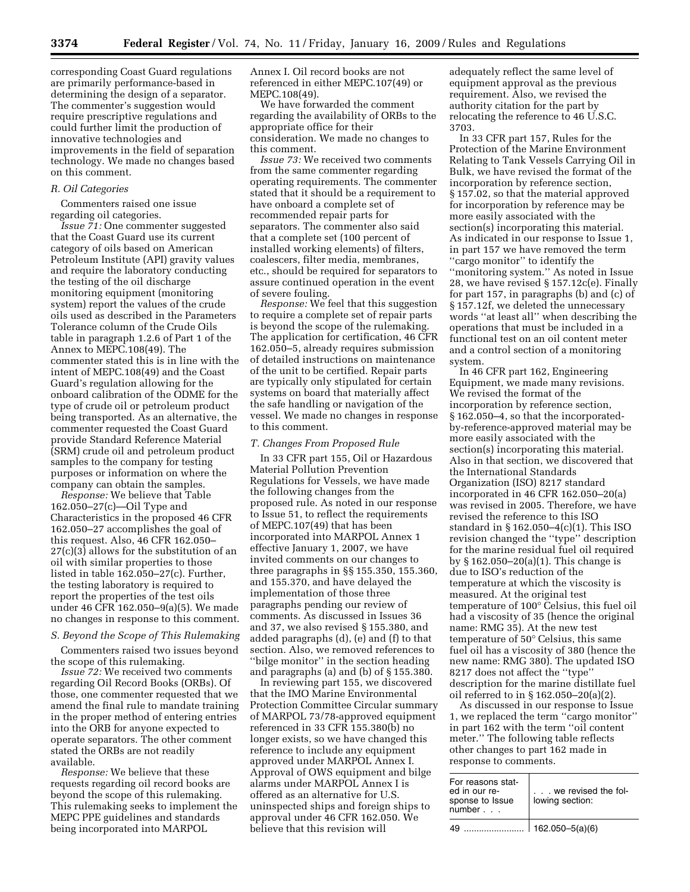corresponding Coast Guard regulations are primarily performance-based in determining the design of a separator. The commenter's suggestion would require prescriptive regulations and could further limit the production of innovative technologies and improvements in the field of separation technology. We made no changes based on this comment.

### R. Oil Categories

Commenters raised one issue regarding oil categories.

*Issue 71:* One commenter suggested that the Coast Guard use its current category of oils based on American Petroleum Institute (API) gravity values and require the laboratory conducting the testing of the oil discharge monitoring equipment (monitoring system) report the values of the crude oils used as described in the Parameters Tolerance column of the Crude Oils table in paragraph 1.2.6 of Part 1 of the Annex to MEPC.108(49). The commenter stated this is in line with the intent of MEPC.108(49) and the Coast Guard's regulation allowing for the onboard calibration of the ODME for the type of crude oil or petroleum product being transported. As an alternative, the commenter requested the Coast Guard provide Standard Reference Material (SRM) crude oil and petroleum product samples to the company for testing purposes or information on where the company can obtain the samples.

*Response:* We believe that Table 162.050–27(c)—Oil Type and Characteristics in the proposed 46 CFR 162.050–27 accomplishes the goal of this request. Also, 46 CFR 162.050–27(c)(3) allows for the substitution of an oil with similar properties to those listed in table 162.050–27(c). Further, the testing laboratory is required to report the properties of the test oils under 46 CFR 162.050–9(a)(5). We made no changes in response to this comment.

### S. Beyond the Scope of This Rulemaking

Commenters raised two issues beyond the scope of this rulemaking.

*Issue 72:* We received two comments regarding Oil Record Books (ORBs). Of those, one commenter requested that we amend the final rule to mandate training in the proper method of entering entries into the ORB for anyone expected to operate separators. The other comment stated the ORBs are not readily available.

*Response:* We believe that these requests regarding oil record books are beyond the scope of this rulemaking. This rulemaking seeks to implement the MEPC PPE guidelines and standards being incorporated into MARPOL Annex I. Oil record books are not referenced in either MEPC.107(49) or MEPC.108(49).

We have forwarded the comment regarding the availability of ORBs to the appropriate office for their consideration. We made no changes to this comment.

*Issue 73:* We received two comments from the same commenter regarding operating requirements. The commenter stated that it should be a requirement to have onboard a complete set of recommended repair parts for separators. The commenter also said that a complete set (100 percent of installed working elements) of filters, coalescers, filter media, membranes, etc., should be required for separators to assure continued operation in the event of severe fouling.

*Response:* We feel that this suggestion to require a complete set of repair parts is beyond the scope of the rulemaking. The application for certification, 46 CFR 162.050–5, already requires submission of detailed instructions on maintenance of the unit to be certified. Repair parts are typically only stipulated for certain systems on board that materially affect the safe handling or navigation of the vessel. We made no changes in response to this comment.

### T. Changes From Proposed Rule

In 33 CFR part 155, Oil or Hazardous Material Pollution Prevention Regulations for Vessels, we have made the following changes from the proposed rule. As noted in our response to Issue 51, to reflect the requirements of MEPC.107(49) that has been incorporated into MARPOL Annex 1 effective January 1, 2007, we have invited comments on our changes to three paragraphs in §§ 155.350, 155.360, and 155.370, and have delayed the implementation of those three paragraphs pending our review of comments. As discussed in Issues 36 and 37, we also revised § 155.380, and added paragraphs (d), (e) and (f) to that section. Also, we removed references to "bilge monitor" in the section heading and paragraphs (a) and (b) of § 155.380.

In reviewing part 155, we discovered that the IMO Marine Environmental Protection Committee Circular summary of MARPOL 73/78-approved equipment referenced in 33 CFR 155.380(b) no longer exists, so we have changed this reference to include any equipment approved under MARPOL Annex I. Approval of OWS equipment and bilge alarms under MARPOL Annex I is offered as an alternative for U.S. uninspected ships and foreign ships to approval under 46 CFR 162.050. We believe that this revision will adequately reflect the same level of equipment approval as the previous requirement. Also, we revised the authority citation for the part by relocating the reference to 46 U.S.C. 3703.

In 33 CFR part 157, Rules for the Protection of the Marine Environment Relating to Tank Vessels Carrying Oil in Bulk, we have revised the format of the incorporation by reference section, § 157.02, so that the material approved for incorporation by reference may be more easily associated with the section(s) incorporating this material. As indicated in our response to Issue 1, in part 157 we have removed the term "cargo monitor" to identify the "monitoring system." As noted in Issue 28, we have revised § 157.12c(e). Finally for part 157, in paragraphs (b) and (c) of § 157.12f, we deleted the unnecessary words "at least all" when describing the operations that must be included in a functional test on an oil content meter and a control section of a monitoring system.

In 46 CFR part 162, Engineering Equipment, we made many revisions. We revised the format of the incorporation by reference section, § 162.050–4, so that the incorporated-by-reference-approved material may be more easily associated with the section(s) incorporating this material. Also in that section, we discovered that the International Standards Organization (ISO) 8217 standard incorporated in 46 CFR 162.050–20(a) was revised in 2005. Therefore, we have revised the reference to this ISO standard in § 162.050–4(c)(1). This ISO revision changed the "type" description for the marine residual fuel oil required by § 162.050–20(a)(1). This change is due to ISO's reduction of the temperature at which the viscosity is measured. At the original test temperature of 100° Celsius, this fuel oil had a viscosity of 35 (hence the original name: RMG 35). At the new test temperature of 50° Celsius, this same fuel oil has a viscosity of 380 (hence the new name: RMG 380). The updated ISO 8217 does not affect the "type" description for the marine distillate fuel oil referred to in § 162.050–20(a)(2).

As discussed in our response to Issue 1, we replaced the term "cargo monitor" in part 162 with the term "oil content meter." The following table reflects other changes to part 162 made in response to comments.

| For reasons stated in our response to Issue number . . . | . . . we revised the following section: |
|---|---|
| 49 | 162.050–5(a)(6) |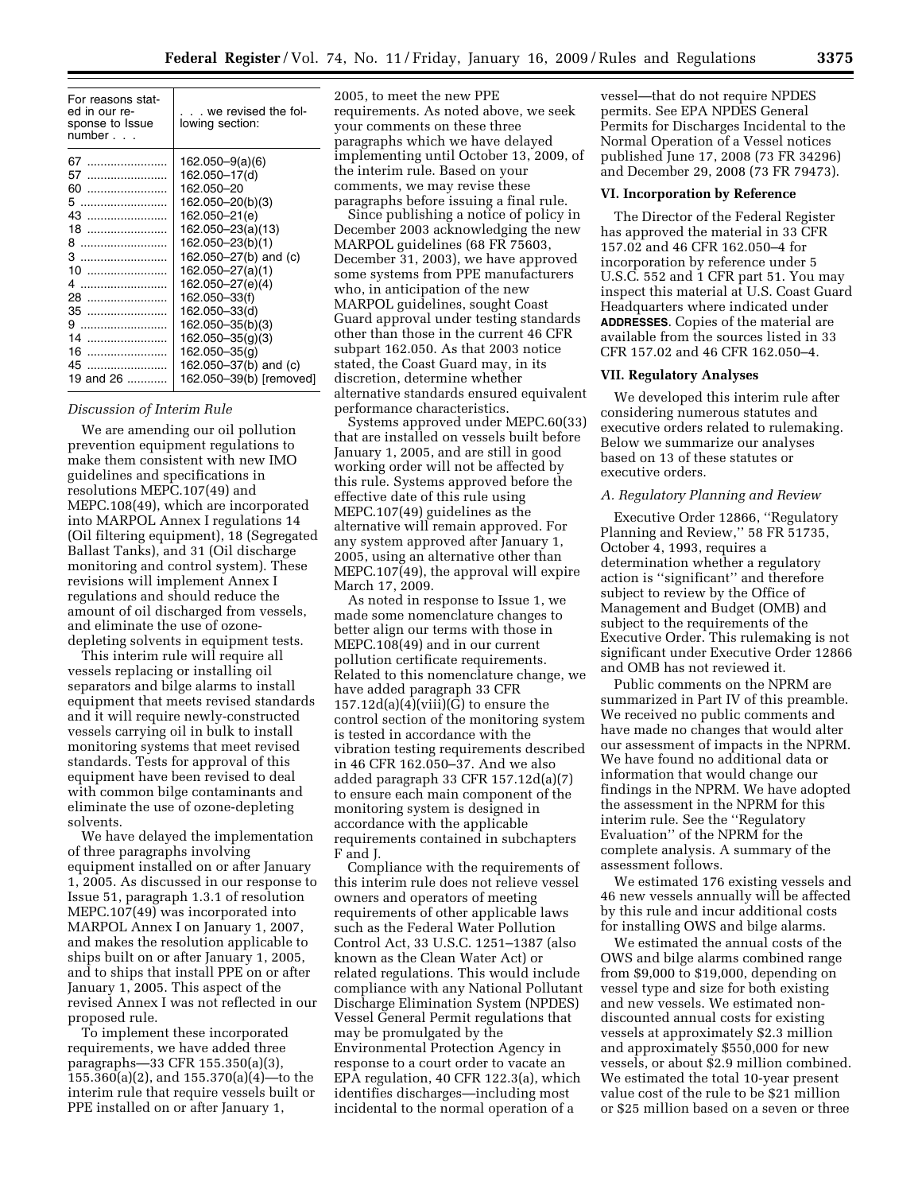| For reasons stated in our response to Issue number . . . | . . . we revised the following section: |
|---|---|
| 67 | 162.050–9(a)(6) |
| 57 | 162.050–17(d) |
| 60 | 162.050–20 |
| 5 | 162.050–20(b)(3) |
| 43 | 162.050–21(e) |
| 18 | 162.050–23(a)(13) |
| 8 | 162.050–23(b)(1) |
| 3 | 162.050–27(b) and (c) |
| 10 | 162.050–27(a)(1) |
| 4 | 162.050–27(e)(4) |
| 28 | 162.050–33(f) |
| 35 | 162.050–33(d) |
| 9 | 162.050–35(b)(3) |
| 14 | 162.050–35(g)(3) |
| 16 | 162.050–35(g) |
| 45 | 162.050–37(b) and (c) |
| 19 and 26 | 162.050–39(b) [removed] |

*Discussion of Interim Rule*

We are amending our oil pollution prevention equipment regulations to make them consistent with new IMO guidelines and specifications in resolutions MEPC.107(49) and MEPC.108(49), which are incorporated into MARPOL Annex I regulations 14 (Oil filtering equipment), 18 (Segregated Ballast Tanks), and 31 (Oil discharge monitoring and control system). These revisions will implement Annex I regulations and should reduce the amount of oil discharged from vessels, and eliminate the use of ozone-depleting solvents in equipment tests.

This interim rule will require all vessels replacing or installing oil separators and bilge alarms to install equipment that meets revised standards and it will require newly-constructed vessels carrying oil in bulk to install monitoring systems that meet revised standards. Tests for approval of this equipment have been revised to deal with common bilge contaminants and eliminate the use of ozone-depleting solvents.

We have delayed the implementation of three paragraphs involving equipment installed on or after January 1, 2005. As discussed in our response to Issue 51, paragraph 1.3.1 of resolution MEPC.107(49) was incorporated into MARPOL Annex I on January 1, 2007, and makes the resolution applicable to ships built on or after January 1, 2005, and to ships that install PPE on or after January 1, 2005. This aspect of the revised Annex I was not reflected in our proposed rule.

To implement these incorporated requirements, we have added three paragraphs—33 CFR 155.350(a)(3), 155.360(a)(2), and 155.370(a)(4)—to the interim rule that require vessels built or PPE installed on or after January 1, 2005, to meet the new PPE requirements. As noted above, we seek your comments on these three paragraphs which we have delayed implementing until October 13, 2009, of the interim rule. Based on your comments, we may revise these paragraphs before issuing a final rule.

Since publishing a notice of policy in December 2003 acknowledging the new MARPOL guidelines (68 FR 75603, December 31, 2003), we have approved some systems from PPE manufacturers who, in anticipation of the new MARPOL guidelines, sought Coast Guard approval under testing standards other than those in the current 46 CFR subpart 162.050. As that 2003 notice stated, the Coast Guard may, in its discretion, determine whether alternative standards ensured equivalent performance characteristics.

Systems approved under MEPC.60(33) that are installed on vessels built before January 1, 2005, and are still in good working order will not be affected by this rule. Systems approved before the effective date of this rule using MEPC.107(49) guidelines as the alternative will remain approved. For any system approved after January 1, 2005, using an alternative other than MEPC.107(49), the approval will expire March 17, 2009.

As noted in response to Issue 1, we made some nomenclature changes to better align our terms with those in MEPC.108(49) and in our current pollution certificate requirements. Related to this nomenclature change, we have added paragraph 33 CFR 157.12d(a)(4)(viii)(G) to ensure the control section of the monitoring system is tested in accordance with the vibration testing requirements described in 46 CFR 162.050–37. And we also added paragraph 33 CFR 157.12d(a)(7) to ensure each main component of the monitoring system is designed in accordance with the applicable requirements contained in subchapters F and J.

Compliance with the requirements of this interim rule does not relieve vessel owners and operators of meeting requirements of other applicable laws such as the Federal Water Pollution Control Act, 33 U.S.C. 1251–1387 (also known as the Clean Water Act) or related regulations. This would include compliance with any National Pollutant Discharge Elimination System (NPDES) Vessel General Permit regulations that may be promulgated by the Environmental Protection Agency in response to a court order to vacate an EPA regulation, 40 CFR 122.3(a), which identifies discharges—including most incidental to the normal operation of a vessel—that do not require NPDES permits. See EPA NPDES General Permits for Discharges Incidental to the Normal Operation of a Vessel notices published June 17, 2008 (73 FR 34296) and December 29, 2008 (73 FR 79473).

## VI. Incorporation by Reference

The Director of the Federal Register has approved the material in 33 CFR 157.02 and 46 CFR 162.050–4 for incorporation by reference under 5 U.S.C. 552 and 1 CFR part 51. You may inspect this material at U.S. Coast Guard Headquarters where indicated under **ADDRESSES**. Copies of the material are available from the sources listed in 33 CFR 157.02 and 46 CFR 162.050–4.

## VII. Regulatory Analyses

We developed this interim rule after considering numerous statutes and executive orders related to rulemaking. Below we summarize our analyses based on 13 of these statutes or executive orders.

### *A. Regulatory Planning and Review*

Executive Order 12866, ''Regulatory Planning and Review,'' 58 FR 51735, October 4, 1993, requires a determination whether a regulatory action is ''significant'' and therefore subject to review by the Office of Management and Budget (OMB) and subject to the requirements of the Executive Order. This rulemaking is not significant under Executive Order 12866 and OMB has not reviewed it.

Public comments on the NPRM are summarized in Part IV of this preamble. We received no public comments and have made no changes that would alter our assessment of impacts in the NPRM. We have found no additional data or information that would change our findings in the NPRM. We have adopted the assessment in the NPRM for this interim rule. See the ''Regulatory Evaluation'' of the NPRM for the complete analysis. A summary of the assessment follows.

We estimated 176 existing vessels and 46 new vessels annually will be affected by this rule and incur additional costs for installing OWS and bilge alarms.

We estimated the annual costs of the OWS and bilge alarms combined range from $9,000 to $19,000, depending on vessel type and size for both existing and new vessels. We estimated non-discounted annual costs for existing vessels at approximately $2.3 million and approximately $550,000 for new vessels, or about $2.9 million combined. We estimated the total 10-year present value cost of the rule to be $21 million or $25 million based on a seven or three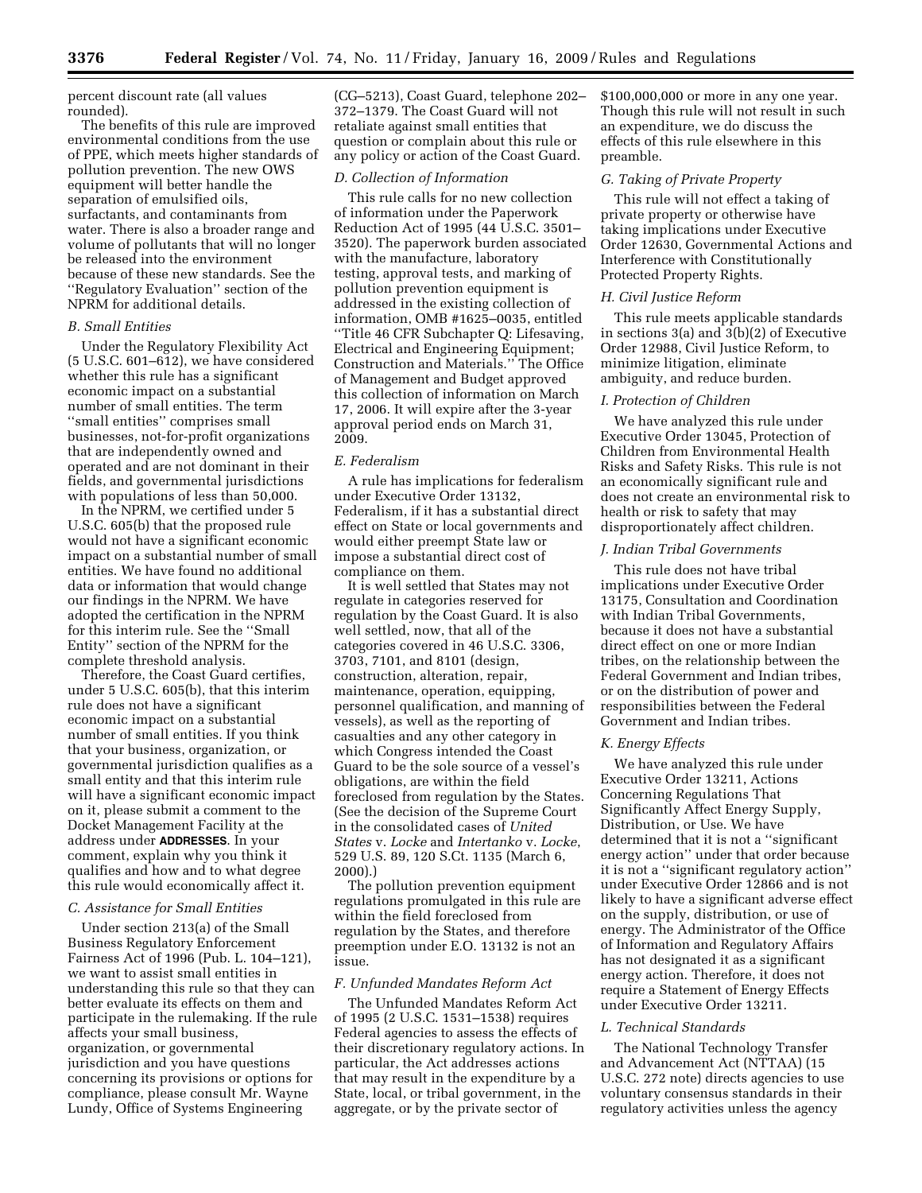percent discount rate (all values rounded).

The benefits of this rule are improved environmental conditions from the use of PPE, which meets higher standards of pollution prevention. The new OWS equipment will better handle the separation of emulsified oils, surfactants, and contaminants from water. There is also a broader range and volume of pollutants that will no longer be released into the environment because of these new standards. See the ''Regulatory Evaluation'' section of the NPRM for additional details.

### *B. Small Entities*

Under the Regulatory Flexibility Act (5 U.S.C. 601–612), we have considered whether this rule has a significant economic impact on a substantial number of small entities. The term ''small entities'' comprises small businesses, not-for-profit organizations that are independently owned and operated and are not dominant in their fields, and governmental jurisdictions with populations of less than 50,000.

In the NPRM, we certified under 5 U.S.C. 605(b) that the proposed rule would not have a significant economic impact on a substantial number of small entities. We have found no additional data or information that would change our findings in the NPRM. We have adopted the certification in the NPRM for this interim rule. See the ''Small Entity'' section of the NPRM for the complete threshold analysis.

Therefore, the Coast Guard certifies, under 5 U.S.C. 605(b), that this interim rule does not have a significant economic impact on a substantial number of small entities. If you think that your business, organization, or governmental jurisdiction qualifies as a small entity and that this interim rule will have a significant economic impact on it, please submit a comment to the Docket Management Facility at the address under **ADDRESSES**. In your comment, explain why you think it qualifies and how and to what degree this rule would economically affect it.

### *C. Assistance for Small Entities*

Under section 213(a) of the Small Business Regulatory Enforcement Fairness Act of 1996 (Pub. L. 104–121), we want to assist small entities in understanding this rule so that they can better evaluate its effects on them and participate in the rulemaking. If the rule affects your small business, organization, or governmental jurisdiction and you have questions concerning its provisions or options for compliance, please consult Mr. Wayne Lundy, Office of Systems Engineering (CG–5213), Coast Guard, telephone 202–372–1379. The Coast Guard will not retaliate against small entities that question or complain about this rule or any policy or action of the Coast Guard.

### *D. Collection of Information*

This rule calls for no new collection of information under the Paperwork Reduction Act of 1995 (44 U.S.C. 3501–3520). The paperwork burden associated with the manufacture, laboratory testing, approval tests, and marking of pollution prevention equipment is addressed in the existing collection of information, OMB #1625–0035, entitled ''Title 46 CFR Subchapter Q: Lifesaving, Electrical and Engineering Equipment; Construction and Materials.'' The Office of Management and Budget approved this collection of information on March 17, 2006. It will expire after the 3-year approval period ends on March 31, 2009.

### *E. Federalism*

A rule has implications for federalism under Executive Order 13132, Federalism, if it has a substantial direct effect on State or local governments and would either preempt State law or impose a substantial direct cost of compliance on them.

It is well settled that States may not regulate in categories reserved for regulation by the Coast Guard. It is also well settled, now, that all of the categories covered in 46 U.S.C. 3306, 3703, 7101, and 8101 (design, construction, alteration, repair, maintenance, operation, equipping, personnel qualification, and manning of vessels), as well as the reporting of casualties and any other category in which Congress intended the Coast Guard to be the sole source of a vessel's obligations, are within the field foreclosed from regulation by the States. (See the decision of the Supreme Court in the consolidated cases of *United States* v. *Locke* and *Intertanko* v. *Locke*, 529 U.S. 89, 120 S.Ct. 1135 (March 6, 2000).)

The pollution prevention equipment regulations promulgated in this rule are within the field foreclosed from regulation by the States, and therefore preemption under E.O. 13132 is not an issue.

### *F. Unfunded Mandates Reform Act*

The Unfunded Mandates Reform Act of 1995 (2 U.S.C. 1531–1538) requires Federal agencies to assess the effects of their discretionary regulatory actions. In particular, the Act addresses actions that may result in the expenditure by a State, local, or tribal government, in the aggregate, or by the private sector of $100,000,000 or more in any one year. Though this rule will not result in such an expenditure, we do discuss the effects of this rule elsewhere in this preamble.

### *G. Taking of Private Property*

This rule will not effect a taking of private property or otherwise have taking implications under Executive Order 12630, Governmental Actions and Interference with Constitutionally Protected Property Rights.

### *H. Civil Justice Reform*

This rule meets applicable standards in sections 3(a) and 3(b)(2) of Executive Order 12988, Civil Justice Reform, to minimize litigation, eliminate ambiguity, and reduce burden.

### *I. Protection of Children*

We have analyzed this rule under Executive Order 13045, Protection of Children from Environmental Health Risks and Safety Risks. This rule is not an economically significant rule and does not create an environmental risk to health or risk to safety that may disproportionately affect children.

### *J. Indian Tribal Governments*

This rule does not have tribal implications under Executive Order 13175, Consultation and Coordination with Indian Tribal Governments, because it does not have a substantial direct effect on one or more Indian tribes, on the relationship between the Federal Government and Indian tribes, or on the distribution of power and responsibilities between the Federal Government and Indian tribes.

### *K. Energy Effects*

We have analyzed this rule under Executive Order 13211, Actions Concerning Regulations That Significantly Affect Energy Supply, Distribution, or Use. We have determined that it is not a ''significant energy action'' under that order because it is not a ''significant regulatory action'' under Executive Order 12866 and is not likely to have a significant adverse effect on the supply, distribution, or use of energy. The Administrator of the Office of Information and Regulatory Affairs has not designated it as a significant energy action. Therefore, it does not require a Statement of Energy Effects under Executive Order 13211.

### *L. Technical Standards*

The National Technology Transfer and Advancement Act (NTTAA) (15 U.S.C. 272 note) directs agencies to use voluntary consensus standards in their regulatory activities unless the agency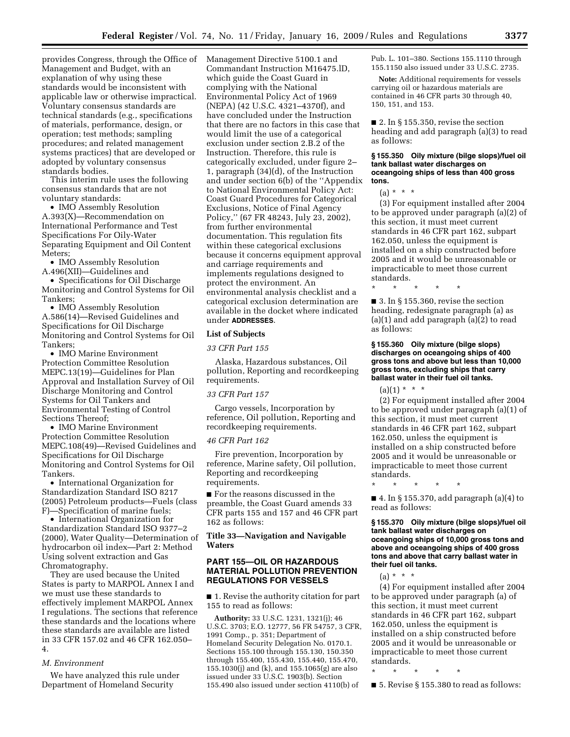provides Congress, through the Office of Management and Budget, with an explanation of why using these standards would be inconsistent with applicable law or otherwise impractical. Voluntary consensus standards are technical standards (e.g., specifications of materials, performance, design, or operation; test methods; sampling procedures; and related management systems practices) that are developed or adopted by voluntary consensus standards bodies.

This interim rule uses the following consensus standards that are not voluntary standards:

- IMO Assembly Resolution A.393(X)—Recommendation on International Performance and Test Specifications For Oily-Water Separating Equipment and Oil Content Meters;
- IMO Assembly Resolution A.496(XII)—Guidelines and
- Specifications for Oil Discharge Monitoring and Control Systems for Oil Tankers;
- IMO Assembly Resolution A.586(14)—Revised Guidelines and Specifications for Oil Discharge Monitoring and Control Systems for Oil Tankers;
- IMO Marine Environment Protection Committee Resolution MEPC.13(19)—Guidelines for Plan Approval and Installation Survey of Oil Discharge Monitoring and Control Systems for Oil Tankers and Environmental Testing of Control Sections Thereof;
- IMO Marine Environment Protection Committee Resolution MEPC.108(49)—Revised Guidelines and Specifications for Oil Discharge Monitoring and Control Systems for Oil Tankers.
- International Organization for Standardization Standard ISO 8217 (2005) Petroleum products—Fuels (class F)—Specification of marine fuels;
- International Organization for Standardization Standard ISO 9377–2 (2000), Water Quality—Determination of hydrocarbon oil index—Part 2: Method Using solvent extraction and Gas Chromatography.

They are used because the United States is party to MARPOL Annex I and we must use these standards to effectively implement MARPOL Annex I regulations. The sections that reference these standards and the locations where these standards are available are listed in 33 CFR 157.02 and 46 CFR 162.050–4.

*M. Environment*

We have analyzed this rule under Department of Homeland Security Management Directive 5100.1 and Commandant Instruction M16475.lD, which guide the Coast Guard in complying with the National Environmental Policy Act of 1969 (NEPA) (42 U.S.C. 4321–4370f), and have concluded under the Instruction that there are no factors in this case that would limit the use of a categorical exclusion under section 2.B.2 of the Instruction. Therefore, this rule is categorically excluded, under figure 2–1, paragraph (34)(d), of the Instruction and under section 6(b) of the "Appendix to National Environmental Policy Act: Coast Guard Procedures for Categorical Exclusions, Notice of Final Agency Policy," (67 FR 48243, July 23, 2002), from further environmental documentation. This regulation fits within these categorical exclusions because it concerns equipment approval and carriage requirements and implements regulations designed to protect the environment. An environmental analysis checklist and a categorical exclusion determination are available in the docket where indicated under **ADDRESSES**.

**List of Subjects**

*33 CFR Part 155*

Alaska, Hazardous substances, Oil pollution, Reporting and recordkeeping requirements.

*33 CFR Part 157*

Cargo vessels, Incorporation by reference, Oil pollution, Reporting and recordkeeping requirements.

*46 CFR Part 162*

Fire prevention, Incorporation by reference, Marine safety, Oil pollution, Reporting and recordkeeping requirements.

■ For the reasons discussed in the preamble, the Coast Guard amends 33 CFR parts 155 and 157 and 46 CFR part 162 as follows:

## Title 33—Navigation and Navigable Waters

## PART 155—OIL OR HAZARDOUS MATERIAL POLLUTION PREVENTION REGULATIONS FOR VESSELS

■ 1. Revise the authority citation for part 155 to read as follows:

**Authority:** 33 U.S.C. 1231, 1321(j); 46 U.S.C. 3703; E.O. 12777, 56 FR 54757, 3 CFR, 1991 Comp., p. 351; Department of Homeland Security Delegation No. 0170.1. Sections 155.100 through 155.130, 150.350 through 155.400, 155.430, 155.440, 155.470, 155.1030(j) and (k), and 155.1065(g) are also issued under 33 U.S.C. 1903(b). Section 155.490 also issued under section 4110(b) of Pub. L. 101–380. Sections 155.1110 through 155.1150 also issued under 33 U.S.C. 2735.

**Note:** Additional requirements for vessels carrying oil or hazardous materials are contained in 46 CFR parts 30 through 40, 150, 151, and 153.

■ 2. In § 155.350, revise the section heading and add paragraph (a)(3) to read as follows:

**§ 155.350 Oily mixture (bilge slops)/fuel oil tank ballast water discharges on oceangoing ships of less than 400 gross tons.**

(a) * * *

(3) For equipment installed after 2004 to be approved under paragraph (a)(2) of this section, it must meet current standards in 46 CFR part 162, subpart 162.050, unless the equipment is installed on a ship constructed before 2005 and it would be unreasonable or impracticable to meet those current standards.

\* \* \* \* \*

■ 3. In § 155.360, revise the section heading, redesignate paragraph (a) as (a)(1) and add paragraph (a)(2) to read as follows:

**§ 155.360 Oily mixture (bilge slops) discharges on oceangoing ships of 400 gross tons and above but less than 10,000 gross tons, excluding ships that carry ballast water in their fuel oil tanks.**

(a)(1) * * *

(2) For equipment installed after 2004 to be approved under paragraph (a)(1) of this section, it must meet current standards in 46 CFR part 162, subpart 162.050, unless the equipment is installed on a ship constructed before 2005 and it would be unreasonable or impracticable to meet those current standards.

\* \* \* \* \*

■ 4. In § 155.370, add paragraph (a)(4) to read as follows:

**§ 155.370 Oily mixture (bilge slops)/fuel oil tank ballast water discharges on oceangoing ships of 10,000 gross tons and above and oceangoing ships of 400 gross tons and above that carry ballast water in their fuel oil tanks.**

(a) * * *

(4) For equipment installed after 2004 to be approved under paragraph (a) of this section, it must meet current standards in 46 CFR part 162, subpart 162.050, unless the equipment is installed on a ship constructed before 2005 and it would be unreasonable or impracticable to meet those current standards.

\* \* \* \* \*

■ 5. Revise § 155.380 to read as follows: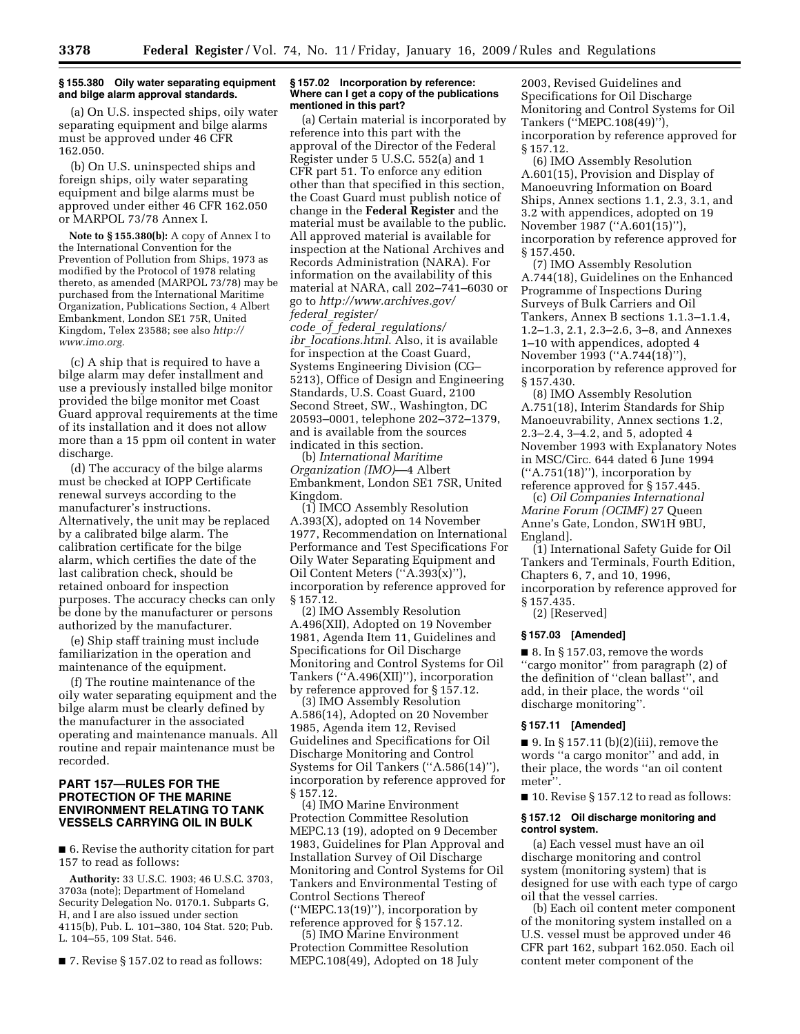#### § 155.380 Oily water separating equipment and bilge alarm approval standards.

(a) On U.S. inspected ships, oily water separating equipment and bilge alarms must be approved under 46 CFR 162.050.

(b) On U.S. uninspected ships and foreign ships, oily water separating equipment and bilge alarms must be approved under either 46 CFR 162.050 or MARPOL 73/78 Annex I.

**Note to § 155.380(b):** A copy of Annex I to the International Convention for the Prevention of Pollution from Ships, 1973 as modified by the Protocol of 1978 relating thereto, as amended (MARPOL 73/78) may be purchased from the International Maritime Organization, Publications Section, 4 Albert Embankment, London SE1 75R, United Kingdom, Telex 23588; see also *http://www.imo.org.*

(c) A ship that is required to have a bilge alarm may defer installment and use a previously installed bilge monitor provided the bilge monitor met Coast Guard approval requirements at the time of its installation and it does not allow more than a 15 ppm oil content in water discharge.

(d) The accuracy of the bilge alarms must be checked at IOPP Certificate renewal surveys according to the manufacturer's instructions. Alternatively, the unit may be replaced by a calibrated bilge alarm. The calibration certificate for the bilge alarm, which certifies the date of the last calibration check, should be retained onboard for inspection purposes. The accuracy checks can only be done by the manufacturer or persons authorized by the manufacturer.

(e) Ship staff training must include familiarization in the operation and maintenance of the equipment.

(f) The routine maintenance of the oily water separating equipment and the bilge alarm must be clearly defined by the manufacturer in the associated operating and maintenance manuals. All routine and repair maintenance must be recorded.

## PART 157—RULES FOR THE PROTECTION OF THE MARINE ENVIRONMENT RELATING TO TANK VESSELS CARRYING OIL IN BULK

■ 6. Revise the authority citation for part 157 to read as follows:

**Authority:** 33 U.S.C. 1903; 46 U.S.C. 3703, 3703a (note); Department of Homeland Security Delegation No. 0170.1. Subparts G, H, and I are also issued under section 4115(b), Pub. L. 101–380, 104 Stat. 520; Pub. L. 104–55, 109 Stat. 546.

■ 7. Revise § 157.02 to read as follows:

#### § 157.02 Incorporation by reference: Where can I get a copy of the publications mentioned in this part?

(a) Certain material is incorporated by reference into this part with the approval of the Director of the Federal Register under 5 U.S.C. 552(a) and 1 CFR part 51. To enforce any edition other than that specified in this section, the Coast Guard must publish notice of change in the **Federal Register** and the material must be available to the public. All approved material is available for inspection at the National Archives and Records Administration (NARA). For information on the availability of this material at NARA, call 202–741–6030 or go to *http://www.archives.gov/federal_register/code_of_federal_regulations/ibr_locations.html*. Also, it is available for inspection at the Coast Guard, Systems Engineering Division (CG–5213), Office of Design and Engineering Standards, U.S. Coast Guard, 2100 Second Street, SW., Washington, DC 20593–0001, telephone 202–372–1379, and is available from the sources indicated in this section.

(b) *International Maritime Organization (IMO)*—4 Albert Embankment, London SE1 7SR, United Kingdom.

(1) IMCO Assembly Resolution A.393(X), adopted on 14 November 1977, Recommendation on International Performance and Test Specifications For Oily Water Separating Equipment and Oil Content Meters (''A.393(x)''), incorporation by reference approved for § 157.12.

(2) IMO Assembly Resolution A.496(XII), Adopted on 19 November 1981, Agenda Item 11, Guidelines and Specifications for Oil Discharge Monitoring and Control Systems for Oil Tankers (''A.496(XII)''), incorporation by reference approved for § 157.12.

(3) IMO Assembly Resolution A.586(14), Adopted on 20 November 1985, Agenda item 12, Revised Guidelines and Specifications for Oil Discharge Monitoring and Control Systems for Oil Tankers (''A.586(14)''), incorporation by reference approved for § 157.12.

(4) IMO Marine Environment Protection Committee Resolution MEPC.13 (19), adopted on 9 December 1983, Guidelines for Plan Approval and Installation Survey of Oil Discharge Monitoring and Control Systems for Oil Tankers and Environmental Testing of Control Sections Thereof (''MEPC.13(19)''), incorporation by reference approved for § 157.12.

(5) IMO Marine Environment Protection Committee Resolution MEPC.108(49), Adopted on 18 July 2003, Revised Guidelines and Specifications for Oil Discharge Monitoring and Control Systems for Oil Tankers (''MEPC.108(49)''), incorporation by reference approved for § 157.12.

(6) IMO Assembly Resolution A.601(15), Provision and Display of Manoeuvring Information on Board Ships, Annex sections 1.1, 2.3, 3.1, and 3.2 with appendices, adopted on 19 November 1987 (''A.601(15)''), incorporation by reference approved for § 157.450.

(7) IMO Assembly Resolution A.744(18), Guidelines on the Enhanced Programme of Inspections During Surveys of Bulk Carriers and Oil Tankers, Annex B sections 1.1.3–1.1.4, 1.2–1.3, 2.1, 2.3–2.6, 3–8, and Annexes 1–10 with appendices, adopted 4 November 1993 (''A.744(18)''), incorporation by reference approved for § 157.430.

(8) IMO Assembly Resolution A.751(18), Interim Standards for Ship Manoeuvrability, Annex sections 1.2, 2.3–2.4, 3–4.2, and 5, adopted 4 November 1993 with Explanatory Notes in MSC/Circ. 644 dated 6 June 1994 (''A.751(18)''), incorporation by reference approved for § 157.445.

(c) *Oil Companies International Marine Forum (OCIMF)* 27 Queen Anne's Gate, London, SW1H 9BU, England].

(1) International Safety Guide for Oil Tankers and Terminals, Fourth Edition, Chapters 6, 7, and 10, 1996, incorporation by reference approved for § 157.435.

(2) [Reserved]

#### § 157.03 [Amended]

■ 8. In § 157.03, remove the words ''cargo monitor'' from paragraph (2) of the definition of ''clean ballast'', and add, in their place, the words ''oil discharge monitoring''.

#### § 157.11 [Amended]

■ 9. In § 157.11 (b)(2)(iii), remove the words ''a cargo monitor'' and add, in their place, the words ''an oil content meter''.

■ 10. Revise § 157.12 to read as follows:

#### § 157.12 Oil discharge monitoring and control system.

(a) Each vessel must have an oil discharge monitoring and control system (monitoring system) that is designed for use with each type of cargo oil that the vessel carries.

(b) Each oil content meter component of the monitoring system installed on a U.S. vessel must be approved under 46 CFR part 162, subpart 162.050. Each oil content meter component of the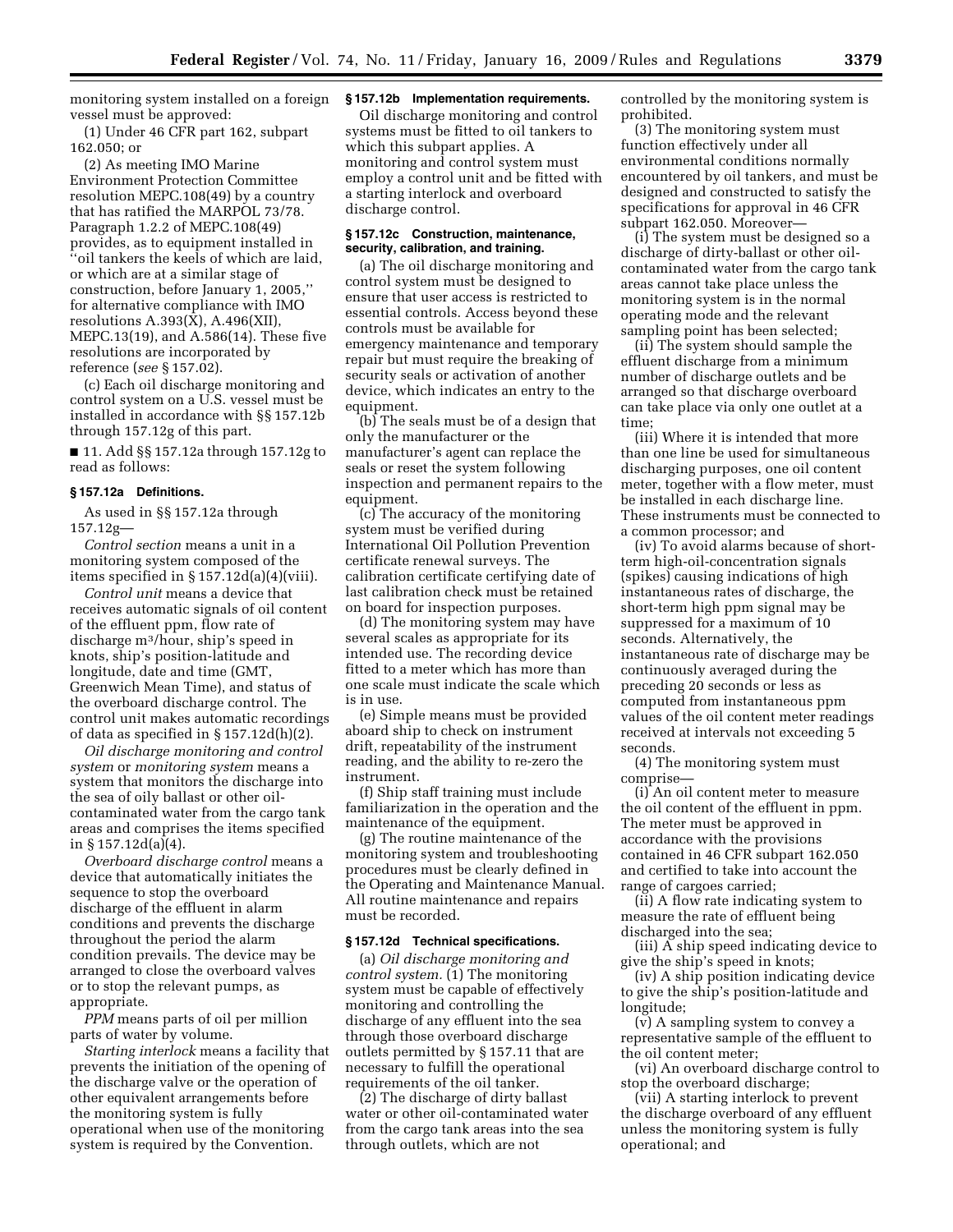monitoring system installed on a foreign vessel must be approved:

(1) Under 46 CFR part 162, subpart 162.050; or

(2) As meeting IMO Marine Environment Protection Committee resolution MEPC.108(49) by a country that has ratified the MARPOL 73/78. Paragraph 1.2.2 of MEPC.108(49) provides, as to equipment installed in ''oil tankers the keels of which are laid, or which are at a similar stage of construction, before January 1, 2005,'' for alternative compliance with IMO resolutions A.393(X), A.496(XII), MEPC.13(19), and A.586(14). These five resolutions are incorporated by reference (*see* § 157.02).

(c) Each oil discharge monitoring and control system on a U.S. vessel must be installed in accordance with §§ 157.12b through 157.12g of this part.

■ 11. Add §§ 157.12a through 157.12g to read as follows:

### § 157.12a Definitions.

As used in §§ 157.12a through 157.12g—

*Control section* means a unit in a monitoring system composed of the items specified in § 157.12d(a)(4)(viii).

*Control unit* means a device that receives automatic signals of oil content of the effluent ppm, flow rate of discharge $m^3$/hour, ship's speed in knots, ship's position-latitude and longitude, date and time (GMT, Greenwich Mean Time), and status of the overboard discharge control. The control unit makes automatic recordings of data as specified in § 157.12d(h)(2).

*Oil discharge monitoring and control system* or *monitoring system* means a system that monitors the discharge into the sea of oily ballast or other oil-contaminated water from the cargo tank areas and comprises the items specified in § 157.12d(a)(4).

*Overboard discharge control* means a device that automatically initiates the sequence to stop the overboard discharge of the effluent in alarm conditions and prevents the discharge throughout the period the alarm condition prevails. The device may be arranged to close the overboard valves or to stop the relevant pumps, as appropriate.

*PPM* means parts of oil per million parts of water by volume.

*Starting interlock* means a facility that prevents the initiation of the opening of the discharge valve or the operation of other equivalent arrangements before the monitoring system is fully operational when use of the monitoring system is required by the Convention.

### § 157.12b Implementation requirements.

Oil discharge monitoring and control systems must be fitted to oil tankers to which this subpart applies. A monitoring and control system must employ a control unit and be fitted with a starting interlock and overboard discharge control.

### § 157.12c Construction, maintenance, security, calibration, and training.

(a) The oil discharge monitoring and control system must be designed to ensure that user access is restricted to essential controls. Access beyond these controls must be available for emergency maintenance and temporary repair but must require the breaking of security seals or activation of another device, which indicates an entry to the equipment.

(b) The seals must be of a design that only the manufacturer or the manufacturer's agent can replace the seals or reset the system following inspection and permanent repairs to the equipment.

(c) The accuracy of the monitoring system must be verified during International Oil Pollution Prevention certificate renewal surveys. The calibration certificate certifying date of last calibration check must be retained on board for inspection purposes.

(d) The monitoring system may have several scales as appropriate for its intended use. The recording device fitted to a meter which has more than one scale must indicate the scale which is in use.

(e) Simple means must be provided aboard ship to check on instrument drift, repeatability of the instrument reading, and the ability to re-zero the instrument.

(f) Ship staff training must include familiarization in the operation and the maintenance of the equipment.

(g) The routine maintenance of the monitoring system and troubleshooting procedures must be clearly defined in the Operating and Maintenance Manual. All routine maintenance and repairs must be recorded.

### § 157.12d Technical specifications.

(a) *Oil discharge monitoring and control system.* (1) The monitoring system must be capable of effectively monitoring and controlling the discharge of any effluent into the sea through those overboard discharge outlets permitted by § 157.11 that are necessary to fulfill the operational requirements of the oil tanker.

(2) The discharge of dirty ballast water or other oil-contaminated water from the cargo tank areas into the sea through outlets, which are not controlled by the monitoring system is prohibited.

(3) The monitoring system must function effectively under all environmental conditions normally encountered by oil tankers, and must be designed and constructed to satisfy the specifications for approval in 46 CFR subpart 162.050. Moreover—

(i) The system must be designed so a discharge of dirty-ballast or other oil-contaminated water from the cargo tank areas cannot take place unless the monitoring system is in the normal operating mode and the relevant sampling point has been selected;

(ii) The system should sample the effluent discharge from a minimum number of discharge outlets and be arranged so that discharge overboard can take place via only one outlet at a time;

(iii) Where it is intended that more than one line be used for simultaneous discharging purposes, one oil content meter, together with a flow meter, must be installed in each discharge line. These instruments must be connected to a common processor; and

(iv) To avoid alarms because of short-term high-oil-concentration signals (spikes) causing indications of high instantaneous rates of discharge, the short-term high ppm signal may be suppressed for a maximum of 10 seconds. Alternatively, the instantaneous rate of discharge may be continuously averaged during the preceding 20 seconds or less as computed from instantaneous ppm values of the oil content meter readings received at intervals not exceeding 5 seconds.

(4) The monitoring system must comprise—

(i) An oil content meter to measure the oil content of the effluent in ppm. The meter must be approved in accordance with the provisions contained in 46 CFR subpart 162.050 and certified to take into account the range of cargoes carried;

(ii) A flow rate indicating system to measure the rate of effluent being discharged into the sea;

(iii) A ship speed indicating device to give the ship's speed in knots;

(iv) A ship position indicating device to give the ship's position-latitude and longitude;

(v) A sampling system to convey a representative sample of the effluent to the oil content meter;

(vi) An overboard discharge control to stop the overboard discharge;

(vii) A starting interlock to prevent the discharge overboard of any effluent unless the monitoring system is fully operational; and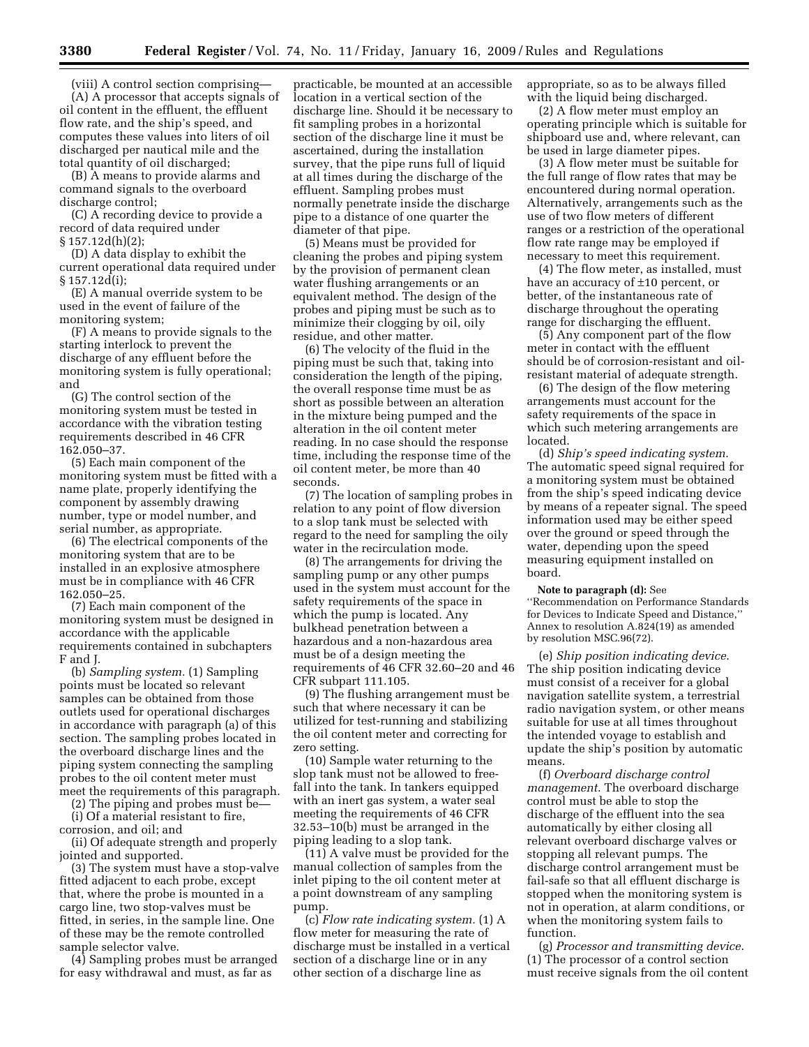(viii) A control section comprising—

(A) A processor that accepts signals of oil content in the effluent, the effluent flow rate, and the ship's speed, and computes these values into liters of oil discharged per nautical mile and the total quantity of oil discharged;

(B) A means to provide alarms and command signals to the overboard discharge control;

(C) A recording device to provide a record of data required under § 157.12d(h)(2);

(D) A data display to exhibit the current operational data required under § 157.12d(i);

(E) A manual override system to be used in the event of failure of the monitoring system;

(F) A means to provide signals to the starting interlock to prevent the discharge of any effluent before the monitoring system is fully operational; and

(G) The control section of the monitoring system must be tested in accordance with the vibration testing requirements described in 46 CFR 162.050–37.

(5) Each main component of the monitoring system must be fitted with a name plate, properly identifying the component by assembly drawing number, type or model number, and serial number, as appropriate.

(6) The electrical components of the monitoring system that are to be installed in an explosive atmosphere must be in compliance with 46 CFR 162.050–25.

(7) Each main component of the monitoring system must be designed in accordance with the applicable requirements contained in subchapters F and J.

(b) *Sampling system.* (1) Sampling points must be located so relevant samples can be obtained from those outlets used for operational discharges in accordance with paragraph (a) of this section. The sampling probes located in the overboard discharge lines and the piping system connecting the sampling probes to the oil content meter must meet the requirements of this paragraph.

(2) The piping and probes must be—

(i) Of a material resistant to fire, corrosion, and oil; and

(ii) Of adequate strength and properly jointed and supported.

(3) The system must have a stop-valve fitted adjacent to each probe, except that, where the probe is mounted in a cargo line, two stop-valves must be fitted, in series, in the sample line. One of these may be the remote controlled sample selector valve.

(4) Sampling probes must be arranged for easy withdrawal and must, as far as practicable, be mounted at an accessible location in a vertical section of the discharge line. Should it be necessary to fit sampling probes in a horizontal section of the discharge line it must be ascertained, during the installation survey, that the pipe runs full of liquid at all times during the discharge of the effluent. Sampling probes must normally penetrate inside the discharge pipe to a distance of one quarter the diameter of that pipe.

(5) Means must be provided for cleaning the probes and piping system by the provision of permanent clean water flushing arrangements or an equivalent method. The design of the probes and piping must be such as to minimize their clogging by oil, oily residue, and other matter.

(6) The velocity of the fluid in the piping must be such that, taking into consideration the length of the piping, the overall response time must be as short as possible between an alteration in the mixture being pumped and the alteration in the oil content meter reading. In no case should the response time, including the response time of the oil content meter, be more than 40 seconds.

(7) The location of sampling probes in relation to any point of flow diversion to a slop tank must be selected with regard to the need for sampling the oily water in the recirculation mode.

(8) The arrangements for driving the sampling pump or any other pumps used in the system must account for the safety requirements of the space in which the pump is located. Any bulkhead penetration between a hazardous and a non-hazardous area must be of a design meeting the requirements of 46 CFR 32.60–20 and 46 CFR subpart 111.105.

(9) The flushing arrangement must be such that where necessary it can be utilized for test-running and stabilizing the oil content meter and correcting for zero setting.

(10) Sample water returning to the slop tank must not be allowed to free-fall into the tank. In tankers equipped with an inert gas system, a water seal meeting the requirements of 46 CFR 32.53–10(b) must be arranged in the piping leading to a slop tank.

(11) A valve must be provided for the manual collection of samples from the inlet piping to the oil content meter at a point downstream of any sampling pump.

(c) *Flow rate indicating system.* (1) A flow meter for measuring the rate of discharge must be installed in a vertical section of a discharge line or in any other section of a discharge line as appropriate, so as to be always filled with the liquid being discharged.

(2) A flow meter must employ an operating principle which is suitable for shipboard use and, where relevant, can be used in large diameter pipes.

(3) A flow meter must be suitable for the full range of flow rates that may be encountered during normal operation. Alternatively, arrangements such as the use of two flow meters of different ranges or a restriction of the operational flow rate range may be employed if necessary to meet this requirement.

(4) The flow meter, as installed, must have an accuracy of ±10 percent, or better, of the instantaneous rate of discharge throughout the operating range for discharging the effluent.

(5) Any component part of the flow meter in contact with the effluent should be of corrosion-resistant and oil-resistant material of adequate strength.

(6) The design of the flow metering arrangements must account for the safety requirements of the space in which such metering arrangements are located.

(d) *Ship's speed indicating system.* The automatic speed signal required for a monitoring system must be obtained from the ship's speed indicating device by means of a repeater signal. The speed information used may be either speed over the ground or speed through the water, depending upon the speed measuring equipment installed on board.

**Note to paragraph (d):** See "Recommendation on Performance Standards for Devices to Indicate Speed and Distance," Annex to resolution A.824(19) as amended by resolution MSC.96(72).

(e) *Ship position indicating device.* The ship position indicating device must consist of a receiver for a global navigation satellite system, a terrestrial radio navigation system, or other means suitable for use at all times throughout the intended voyage to establish and update the ship's position by automatic means.

(f) *Overboard discharge control management.* The overboard discharge control must be able to stop the discharge of the effluent into the sea automatically by either closing all relevant overboard discharge valves or stopping all relevant pumps. The discharge control arrangement must be fail-safe so that all effluent discharge is stopped when the monitoring system is not in operation, at alarm conditions, or when the monitoring system fails to function.

(g) *Processor and transmitting device.* (1) The processor of a control section must receive signals from the oil content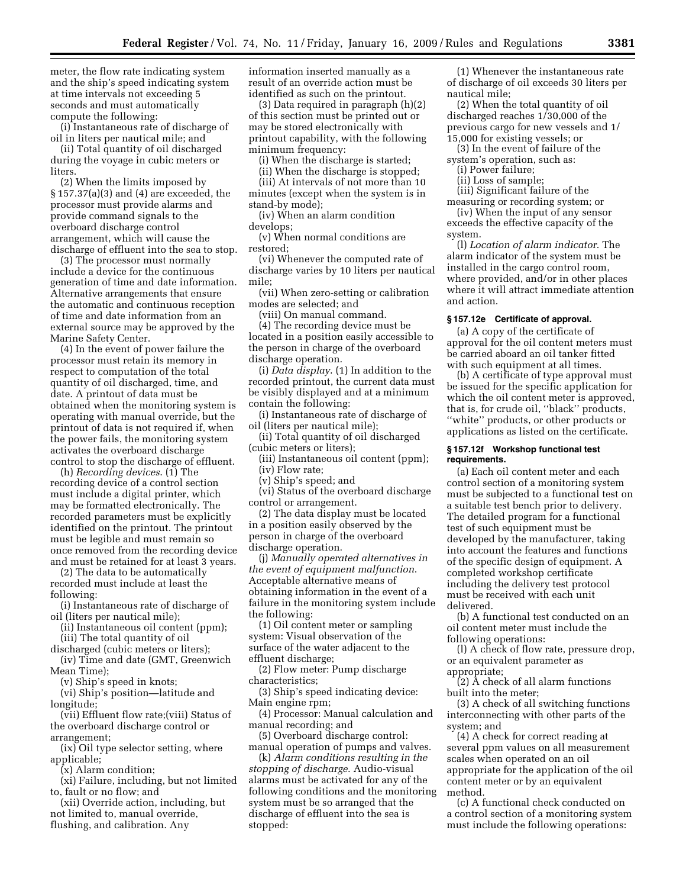meter, the flow rate indicating system and the ship's speed indicating system at time intervals not exceeding 5 seconds and must automatically compute the following:

(i) Instantaneous rate of discharge of oil in liters per nautical mile; and

(ii) Total quantity of oil discharged during the voyage in cubic meters or liters.

(2) When the limits imposed by § 157.37(a)(3) and (4) are exceeded, the processor must provide alarms and provide command signals to the overboard discharge control arrangement, which will cause the discharge of effluent into the sea to stop.

(3) The processor must normally include a device for the continuous generation of time and date information. Alternative arrangements that ensure the automatic and continuous reception of time and date information from an external source may be approved by the Marine Safety Center.

(4) In the event of power failure the processor must retain its memory in respect to computation of the total quantity of oil discharged, time, and date. A printout of data must be obtained when the monitoring system is operating with manual override, but the printout of data is not required if, when the power fails, the monitoring system activates the overboard discharge control to stop the discharge of effluent.

(h) *Recording devices*. (1) The recording device of a control section must include a digital printer, which may be formatted electronically. The recorded parameters must be explicitly identified on the printout. The printout must be legible and must remain so once removed from the recording device and must be retained for at least 3 years.

(2) The data to be automatically recorded must include at least the following:

(i) Instantaneous rate of discharge of oil (liters per nautical mile);

(ii) Instantaneous oil content (ppm);

(iii) The total quantity of oil discharged (cubic meters or liters);

(iv) Time and date (GMT, Greenwich Mean Time);

(v) Ship's speed in knots;

(vi) Ship's position—latitude and longitude;

(vii) Effluent flow rate;(viii) Status of the overboard discharge control or arrangement;

(ix) Oil type selector setting, where applicable;

(x) Alarm condition;

(xi) Failure, including, but not limited to, fault or no flow; and

(xii) Override action, including, but not limited to, manual override, flushing, and calibration. Any information inserted manually as a result of an override action must be identified as such on the printout.

(3) Data required in paragraph (h)(2) of this section must be printed out or may be stored electronically with printout capability, with the following minimum frequency:

(i) When the discharge is started;

(ii) When the discharge is stopped;

(iii) At intervals of not more than 10 minutes (except when the system is in stand-by mode);

(iv) When an alarm condition develops;

(v) When normal conditions are restored;

(vi) Whenever the computed rate of discharge varies by 10 liters per nautical mile;

(vii) When zero-setting or calibration modes are selected; and

(viii) On manual command.

(4) The recording device must be located in a position easily accessible to the person in charge of the overboard discharge operation.

(i) *Data display*. (1) In addition to the recorded printout, the current data must be visibly displayed and at a minimum contain the following:

(i) Instantaneous rate of discharge of oil (liters per nautical mile);

(ii) Total quantity of oil discharged (cubic meters or liters);

(iii) Instantaneous oil content (ppm);

(iv) Flow rate;

(v) Ship's speed; and

(vi) Status of the overboard discharge control or arrangement.

(2) The data display must be located in a position easily observed by the person in charge of the overboard discharge operation.

(j) *Manually operated alternatives in the event of equipment malfunction*. Acceptable alternative means of obtaining information in the event of a failure in the monitoring system include the following:

(1) Oil content meter or sampling system: Visual observation of the surface of the water adjacent to the effluent discharge;

(2) Flow meter: Pump discharge characteristics;

(3) Ship's speed indicating device: Main engine rpm;

(4) Processor: Manual calculation and manual recording; and

(5) Overboard discharge control: manual operation of pumps and valves.

(k) *Alarm conditions resulting in the stopping of discharge*. Audio-visual alarms must be activated for any of the following conditions and the monitoring system must be so arranged that the discharge of effluent into the sea is stopped:

(1) Whenever the instantaneous rate of discharge of oil exceeds 30 liters per nautical mile;

(2) When the total quantity of oil discharged reaches 1/30,000 of the previous cargo for new vessels and 1/15,000 for existing vessels; or

(3) In the event of failure of the system's operation, such as:

(i) Power failure;

(ii) Loss of sample;

(iii) Significant failure of the measuring or recording system; or

(iv) When the input of any sensor exceeds the effective capacity of the system.

(l) *Location of alarm indicator*. The alarm indicator of the system must be installed in the cargo control room, where provided, and/or in other places where it will attract immediate attention and action.

### § 157.12e Certificate of approval.

(a) A copy of the certificate of approval for the oil content meters must be carried aboard an oil tanker fitted with such equipment at all times.

(b) A certificate of type approval must be issued for the specific application for which the oil content meter is approved, that is, for crude oil, "black" products, "white" products, or other products or applications as listed on the certificate.

### § 157.12f Workshop functional test requirements.

(a) Each oil content meter and each control section of a monitoring system must be subjected to a functional test on a suitable test bench prior to delivery. The detailed program for a functional test of such equipment must be developed by the manufacturer, taking into account the features and functions of the specific design of equipment. A completed workshop certificate including the delivery test protocol must be received with each unit delivered.

(b) A functional test conducted on an oil content meter must include the following operations:

(l) A check of flow rate, pressure drop, or an equivalent parameter as appropriate;

(2) A check of all alarm functions built into the meter;

(3) A check of all switching functions interconnecting with other parts of the system; and

(4) A check for correct reading at several ppm values on all measurement scales when operated on an oil appropriate for the application of the oil content meter or by an equivalent method.

(c) A functional check conducted on a control section of a monitoring system must include the following operations: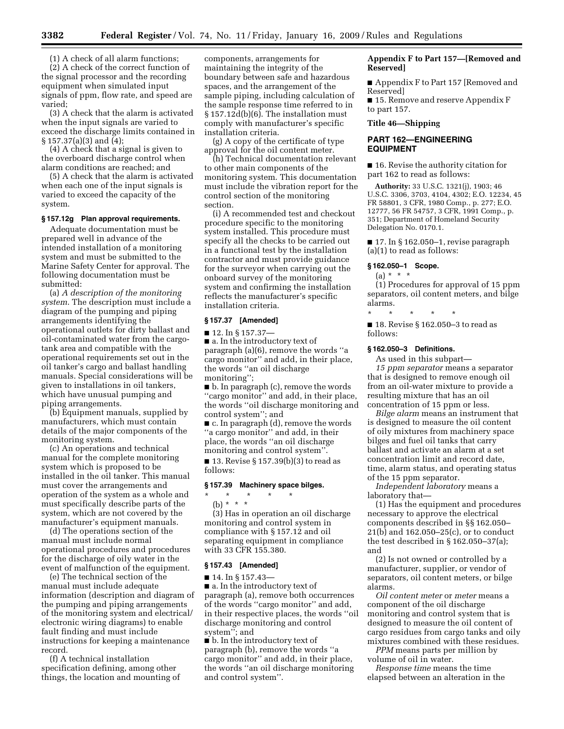(1) A check of all alarm functions;

(2) A check of the correct function of the signal processor and the recording equipment when simulated input signals of ppm, flow rate, and speed are varied;

(3) A check that the alarm is activated when the input signals are varied to exceed the discharge limits contained in § 157.37(a)(3) and (4);

(4) A check that a signal is given to the overboard discharge control when alarm conditions are reached; and

(5) A check that the alarm is activated when each one of the input signals is varied to exceed the capacity of the system.

**§ 157.12g Plan approval requirements.**

Adequate documentation must be prepared well in advance of the intended installation of a monitoring system and must be submitted to the Marine Safety Center for approval. The following documentation must be submitted:

(a) *A description of the monitoring system.* The description must include a diagram of the pumping and piping arrangements identifying the operational outlets for dirty ballast and oil-contaminated water from the cargo-tank area and compatible with the operational requirements set out in the oil tanker's cargo and ballast handling manuals. Special considerations will be given to installations in oil tankers, which have unusual pumping and piping arrangements.

(b) Equipment manuals, supplied by manufacturers, which must contain details of the major components of the monitoring system.

(c) An operations and technical manual for the complete monitoring system which is proposed to be installed in the oil tanker. This manual must cover the arrangements and operation of the system as a whole and must specifically describe parts of the system, which are not covered by the manufacturer's equipment manuals.

(d) The operations section of the manual must include normal operational procedures and procedures for the discharge of oily water in the event of malfunction of the equipment.

(e) The technical section of the manual must include adequate information (description and diagram of the pumping and piping arrangements of the monitoring system and electrical/electronic wiring diagrams) to enable fault finding and must include instructions for keeping a maintenance record.

(f) A technical installation specification defining, among other things, the location and mounting of components, arrangements for maintaining the integrity of the boundary between safe and hazardous spaces, and the arrangement of the sample piping, including calculation of the sample response time referred to in § 157.12d(b)(6). The installation must comply with manufacturer's specific installation criteria.

(g) A copy of the certificate of type approval for the oil content meter.

(h) Technical documentation relevant to other main components of the monitoring system. This documentation must include the vibration report for the control section of the monitoring section.

(i) A recommended test and checkout procedure specific to the monitoring system installed. This procedure must specify all the checks to be carried out in a functional test by the installation contractor and must provide guidance for the surveyor when carrying out the onboard survey of the monitoring system and confirming the installation reflects the manufacturer's specific installation criteria.

**§ 157.37 [Amended]**

■ 12. In § 157.37—

■ a. In the introductory text of paragraph (a)(6), remove the words "a cargo monitor" and add, in their place, the words "an oil discharge monitoring";

■ b. In paragraph (c), remove the words "cargo monitor" and add, in their place, the words "oil discharge monitoring and control system"; and

■ c. In paragraph (d), remove the words "a cargo monitor" and add, in their place, the words "an oil discharge monitoring and control system".

■ 13. Revise § 157.39(b)(3) to read as follows:

**§ 157.39 Machinery space bilges.**

\* \* \* \* \*

(b) \* \* \*

(3) Has in operation an oil discharge monitoring and control system in compliance with § 157.12 and oil separating equipment in compliance with 33 CFR 155.380.

**§ 157.43 [Amended]**

■ 14. In § 157.43—

■ a. In the introductory text of paragraph (a), remove both occurrences of the words "cargo monitor" and add, in their respective places, the words "oil discharge monitoring and control system"; and

■ b. In the introductory text of paragraph (b), remove the words "a cargo monitor" and add, in their place, the words "an oil discharge monitoring and control system".

**Appendix F to Part 157—[Removed and Reserved]**

■ Appendix F to Part 157 [Removed and Reserved]

■ 15. Remove and reserve Appendix F to part 157.

**Title 46—Shipping**

## PART 162—ENGINEERING EQUIPMENT

■ 16. Revise the authority citation for part 162 to read as follows:

**Authority:** 33 U.S.C. 1321(j), 1903; 46 U.S.C. 3306, 3703, 4104, 4302; E.O. 12234, 45 FR 58801, 3 CFR, 1980 Comp., p. 277; E.O. 12777, 56 FR 54757, 3 CFR, 1991 Comp., p. 351; Department of Homeland Security Delegation No. 0170.1.

■ 17. In § 162.050–1, revise paragraph (a)(1) to read as follows:

**§ 162.050–1 Scope.**

(a) \* \* \*

(1) Procedures for approval of 15 ppm separators, oil content meters, and bilge alarms.

\* \* \* \* \*

■ 18. Revise § 162.050–3 to read as follows:

**§ 162.050–3 Definitions.**

As used in this subpart—

*15 ppm separator* means a separator that is designed to remove enough oil from an oil-water mixture to provide a resulting mixture that has an oil concentration of 15 ppm or less.

*Bilge alarm* means an instrument that is designed to measure the oil content of oily mixtures from machinery space bilges and fuel oil tanks that carry ballast and activate an alarm at a set concentration limit and record date, time, alarm status, and operating status of the 15 ppm separator.

*Independent laboratory* means a laboratory that—

(1) Has the equipment and procedures necessary to approve the electrical components described in §§ 162.050–21(b) and 162.050–25(c), or to conduct the test described in § 162.050–37(a); and

(2) Is not owned or controlled by a manufacturer, supplier, or vendor of separators, oil content meters, or bilge alarms.

*Oil content meter* or *meter* means a component of the oil discharge monitoring and control system that is designed to measure the oil content of cargo residues from cargo tanks and oily mixtures combined with these residues.

*PPM* means parts per million by volume of oil in water.

*Response time* means the time elapsed between an alteration in the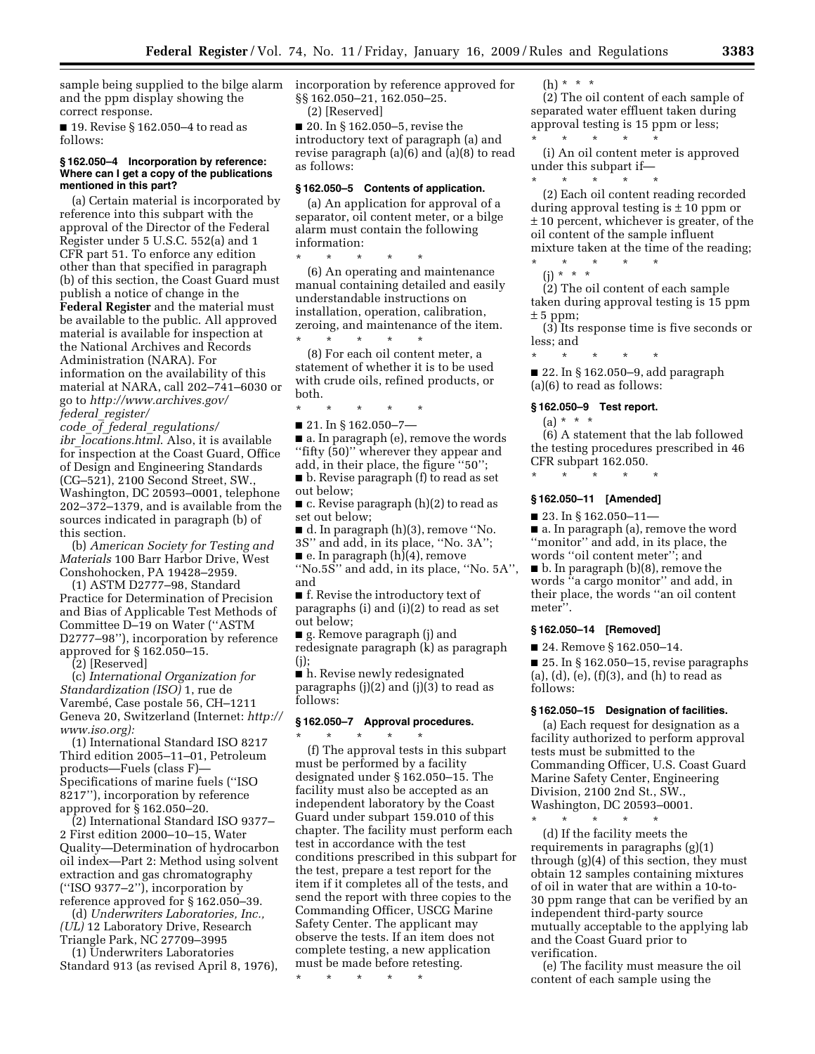sample being supplied to the bilge alarm and the ppm display showing the correct response.

■ 19. Revise § 162.050–4 to read as follows:

#### § 162.050–4 Incorporation by reference: Where can I get a copy of the publications mentioned in this part?

(a) Certain material is incorporated by reference into this subpart with the approval of the Director of the Federal Register under 5 U.S.C. 552(a) and 1 CFR part 51. To enforce any edition other than that specified in paragraph (b) of this section, the Coast Guard must publish a notice of change in the **Federal Register** and the material must be available to the public. All approved material is available for inspection at the National Archives and Records Administration (NARA). For information on the availability of this material at NARA, call 202–741–6030 or go to *http://www.archives.gov/federal_register/code_of_federal_regulations/ibr_locations.html*. Also, it is available for inspection at the Coast Guard, Office of Design and Engineering Standards (CG–521), 2100 Second Street, SW., Washington, DC 20593–0001, telephone 202–372–1379, and is available from the sources indicated in paragraph (b) of this section.

(b) *American Society for Testing and Materials* 100 Barr Harbor Drive, West Conshohocken, PA 19428–2959.

(1) ASTM D2777–98, Standard Practice for Determination of Precision and Bias of Applicable Test Methods of Committee D–19 on Water (''ASTM D2777–98''), incorporation by reference approved for § 162.050–15.

(2) [Reserved]

(c) *International Organization for Standardization (ISO)* 1, rue de Varembé, Case postale 56, CH–1211 Geneva 20, Switzerland (Internet: *http://www.iso.org):*

(1) International Standard ISO 8217 Third edition 2005–11–01, Petroleum products—Fuels (class F)—Specifications of marine fuels (''ISO 8217''), incorporation by reference approved for § 162.050–20.

(2) International Standard ISO 9377–2 First edition 2000–10–15, Water Quality—Determination of hydrocarbon oil index—Part 2: Method using solvent extraction and gas chromatography (''ISO 9377–2''), incorporation by reference approved for § 162.050–39.

(d) *Underwriters Laboratories, Inc., (UL)* 12 Laboratory Drive, Research Triangle Park, NC 27709–3995

(1) Underwriters Laboratories Standard 913 (as revised April 8, 1976), incorporation by reference approved for §§ 162.050–21, 162.050–25.

(2) [Reserved]

■ 20. In § 162.050–5, revise the introductory text of paragraph (a) and revise paragraph (a)(6) and (a)(8) to read as follows:

#### § 162.050–5 Contents of application.

(a) An application for approval of a separator, oil content meter, or a bilge alarm must contain the following information:

\* \* \* \* \*

(6) An operating and maintenance manual containing detailed and easily understandable instructions on installation, operation, calibration, zeroing, and maintenance of the item.

\* \* \* \* \*

(8) For each oil content meter, a statement of whether it is to be used with crude oils, refined products, or both.

\* \* \* \* \*

■ 21. In § 162.050–7—

■ a. In paragraph (e), remove the words ''fifty (50)'' wherever they appear and add, in their place, the figure ''50'';

■ b. Revise paragraph (f) to read as set out below;

■ c. Revise paragraph (h)(2) to read as set out below;

■ d. In paragraph (h)(3), remove ''No. 3S'' and add, in its place, ''No. 3A'';

■ e. In paragraph (h)(4), remove ''No.5S'' and add, in its place, ''No. 5A'', and

■ f. Revise the introductory text of paragraphs (i) and (i)(2) to read as set out below;

■ g. Remove paragraph (j) and redesignate paragraph (k) as paragraph (j);

■ h. Revise newly redesignated paragraphs (j)(2) and (j)(3) to read as follows:

#### § 162.050–7 Approval procedures.

\* \* \* \* \*

(f) The approval tests in this subpart must be performed by a facility designated under § 162.050–15. The facility must also be accepted as an independent laboratory by the Coast Guard under subpart 159.010 of this chapter. The facility must perform each test in accordance with the test conditions prescribed in this subpart for the test, prepare a test report for the item if it completes all of the tests, and send the report with three copies to the Commanding Officer, USCG Marine Safety Center. The applicant may observe the tests. If an item does not complete testing, a new application must be made before retesting.

\* \* \* \* \*

(h) \* \* \*

(2) The oil content of each sample of separated water effluent taken during approval testing is 15 ppm or less;

\* \* \* \* \*

(i) An oil content meter is approved under this subpart if—

\* \* \* \* \*

(2) Each oil content reading recorded during approval testing is ± 10 ppm or ± 10 percent, whichever is greater, of the oil content of the sample influent mixture taken at the time of the reading;

\* \* \* \* \*

(j) \* \* \*

(2) The oil content of each sample taken during approval testing is 15 ppm ± 5 ppm;

(3) Its response time is five seconds or less; and

\* \* \* \* \*

■ 22. In § 162.050–9, add paragraph (a)(6) to read as follows:

#### § 162.050–9 Test report.

(a) \* \* \*

(6) A statement that the lab followed the testing procedures prescribed in 46 CFR subpart 162.050.

\* \* \* \* \*

#### § 162.050–11 [Amended]

■ 23. In § 162.050–11—

■ a. In paragraph (a), remove the word ''monitor'' and add, in its place, the words ''oil content meter''; and

■ b. In paragraph (b)(8), remove the words ''a cargo monitor'' and add, in their place, the words ''an oil content meter''.

#### § 162.050–14 [Removed]

■ 24. Remove § 162.050–14.

■ 25. In § 162.050–15, revise paragraphs (a), (d), (e), (f)(3), and (h) to read as follows:

#### § 162.050–15 Designation of facilities.

(a) Each request for designation as a facility authorized to perform approval tests must be submitted to the Commanding Officer, U.S. Coast Guard Marine Safety Center, Engineering Division, 2100 2nd St., SW., Washington, DC 20593–0001.

\* \* \* \* \*

(d) If the facility meets the requirements in paragraphs (g)(1) through (g)(4) of this section, they must obtain 12 samples containing mixtures of oil in water that are within a 10-to-30 ppm range that can be verified by an independent third-party source mutually acceptable to the applying lab and the Coast Guard prior to verification.

(e) The facility must measure the oil content of each sample using the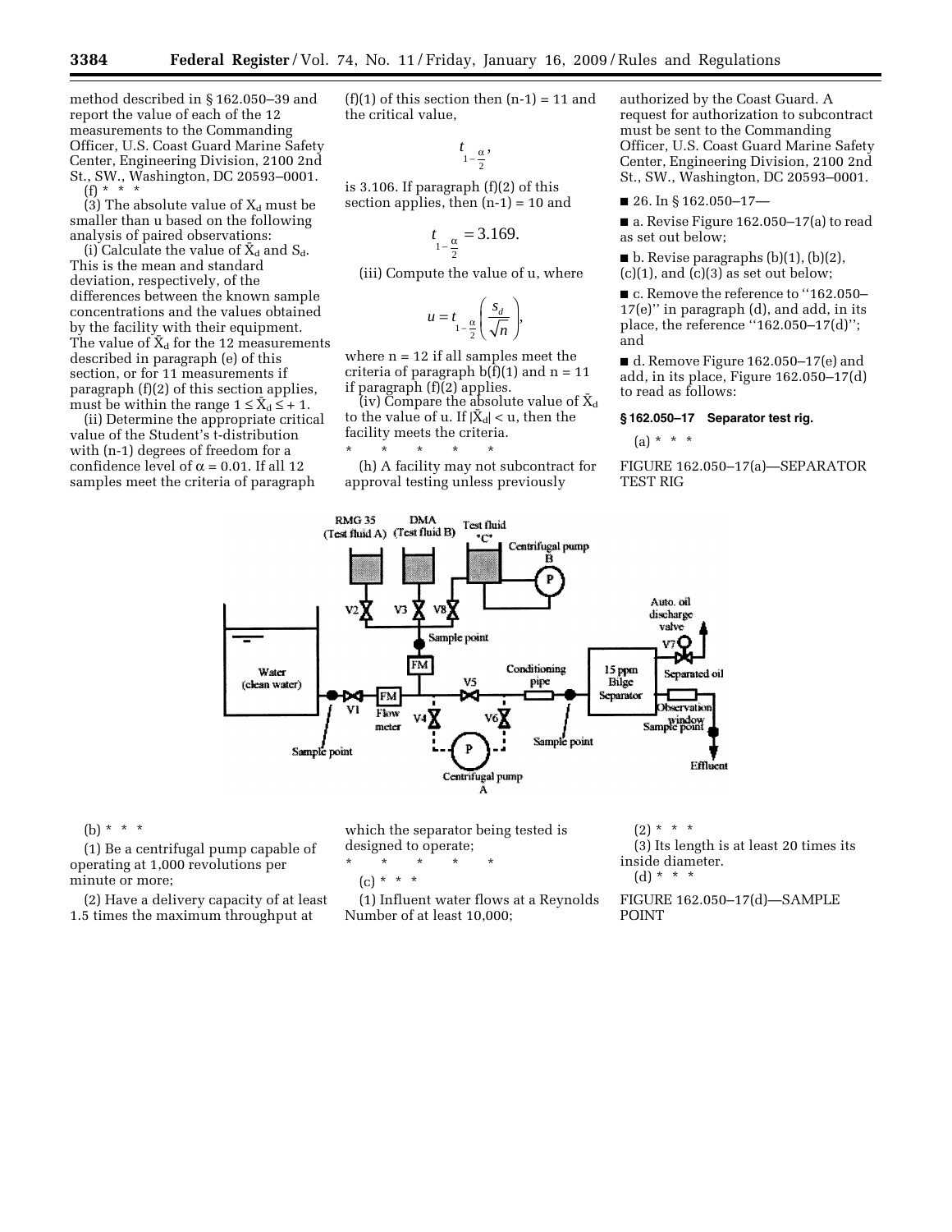method described in § 162.050–39 and report the value of each of the 12 measurements to the Commanding Officer, U.S. Coast Guard Marine Safety Center, Engineering Division, 2100 2nd St., SW., Washington, DC 20593–0001.

(f) * * *

(3) The absolute value of $X_d$ must be smaller than u based on the following analysis of paired observations:

(i) Calculate the value of $\bar{X}_d$ and $S_d$. This is the mean and standard deviation, respectively, of the differences between the known sample concentrations and the values obtained by the facility with their equipment. The value of $\bar{X}_d$ for the 12 measurements described in paragraph (e) of this section, or for 11 measurements if paragraph (f)(2) of this section applies, must be within the range $1 \leq \bar{X}_d \leq +1$.

(ii) Determine the appropriate critical value of the Student's t-distribution with (n-1) degrees of freedom for a confidence level of $\alpha = 0.01$. If all 12 samples meet the criteria of paragraph (f)(1) of this section then (n-1) = 11 and the critical value,

$$t_{1-\frac{\alpha}{2}},$$

is 3.106. If paragraph (f)(2) of this section applies, then (n-1) = 10 and

$$t_{1-\frac{\alpha}{2}} = 3.169.$$

(iii) Compute the value of u, where

$$u = t_{1-\frac{\alpha}{2}}\left(\frac{s_d}{\sqrt{n}}\right),$$

where n = 12 if all samples meet the criteria of paragraph b(f)(1) and n = 11 if paragraph (f)(2) applies.

(iv) Compare the absolute value of $\bar{X}_d$ to the value of u. If $|\bar{X}_d| < u$, then the facility meets the criteria.

\* \* \* \* \*

(h) A facility may not subcontract for approval testing unless previously authorized by the Coast Guard. A request for authorization to subcontract must be sent to the Commanding Officer, U.S. Coast Guard Marine Safety Center, Engineering Division, 2100 2nd St., SW., Washington, DC 20593–0001.

■ 26. In § 162.050–17—

■ a. Revise Figure 162.050–17(a) to read as set out below;

■ b. Revise paragraphs (b)(1), (b)(2), (c)(1), and (c)(3) as set out below;

■ c. Remove the reference to ''162.050–17(e)'' in paragraph (d), and add, in its place, the reference ''162.050–17(d)''; and

■ d. Remove Figure 162.050–17(e) and add, in its place, Figure 162.050–17(d) to read as follows:

### § 162.050–17 Separator test rig.

(a) * * *

FIGURE 162.050–17(a)—SEPARATOR TEST RIG

(b) * * *

(1) Be a centrifugal pump capable of operating at 1,000 revolutions per minute or more;

(2) Have a delivery capacity of at least 1.5 times the maximum throughput at which the separator being tested is designed to operate;

\* \* \* \* \*

(c) * * *

(1) Influent water flows at a Reynolds Number of at least 10,000;

(2) * * *

(3) Its length is at least 20 times its inside diameter.

(d) * * *

FIGURE 162.050–17(d)—SAMPLE POINT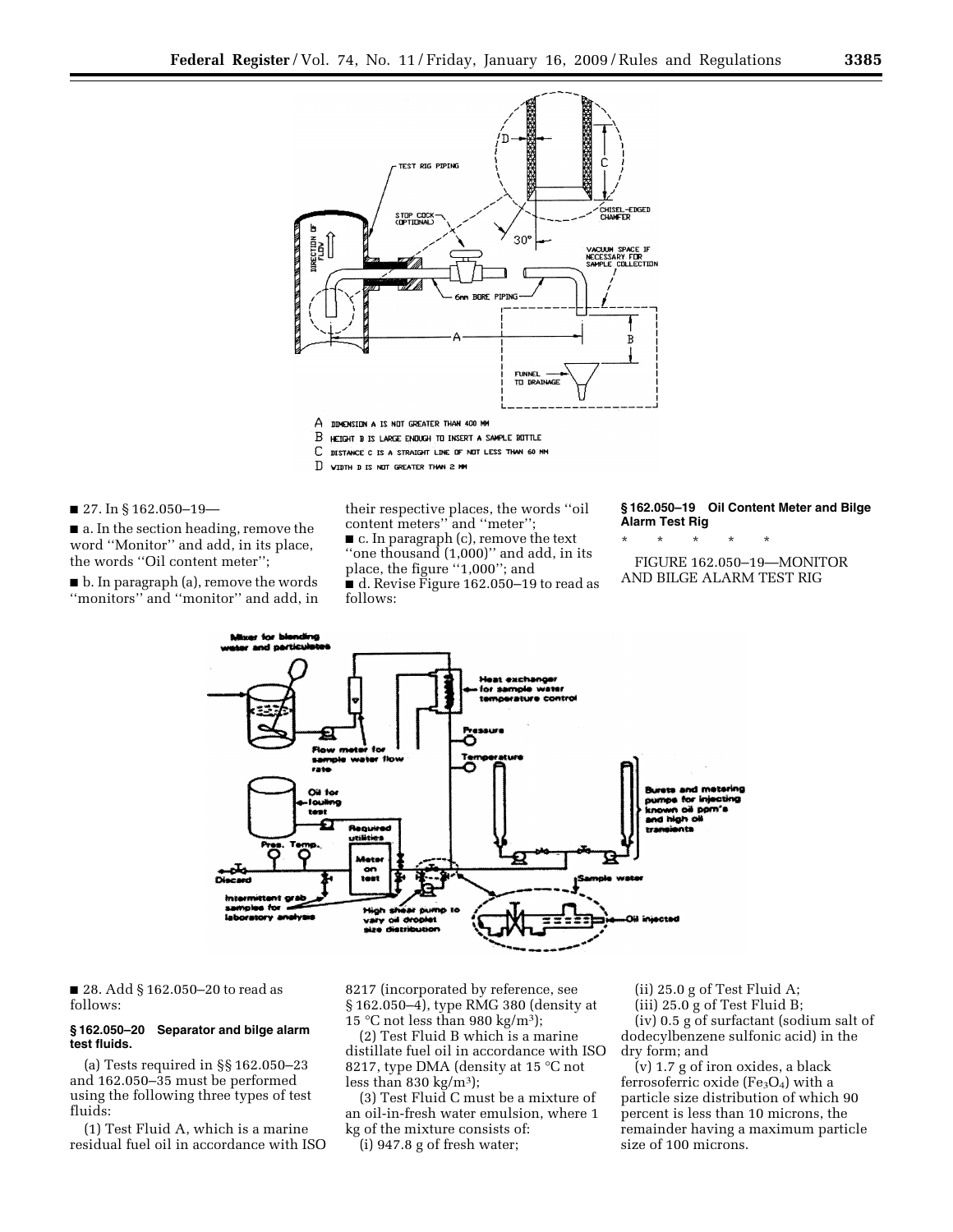A DIMENSION A IS NOT GREATER THAN 400 MM

B HEIGHT B IS LARGE ENOUGH TO INSERT A SAMPLE BOTTLE

C DISTANCE C IS A STRAIGHT LINE OF NOT LESS THAN 60 MM

D WIDTH D IS NOT GREATER THAN 2 MM

■ 27. In § 162.050–19—

■ a. In the section heading, remove the word ''Monitor'' and add, in its place, the words ''Oil content meter'';

■ b. In paragraph (a), remove the words ''monitors'' and ''monitor'' and add, in their respective places, the words ''oil content meters'' and ''meter'';

■ c. In paragraph (c), remove the text ''one thousand (1,000)'' and add, in its place, the figure ''1,000''; and

■ d. Revise Figure 162.050–19 to read as follows:

**§ 162.050–19 Oil Content Meter and Bilge Alarm Test Rig**

\* \* \* \* \*

FIGURE 162.050–19—MONITOR AND BILGE ALARM TEST RIG

■ 28. Add § 162.050–20 to read as follows:

**§ 162.050–20 Separator and bilge alarm test fluids.**

(a) Tests required in §§ 162.050–23 and 162.050–35 must be performed using the following three types of test fluids:

(1) Test Fluid A, which is a marine residual fuel oil in accordance with ISO 8217 (incorporated by reference, see § 162.050–4), type RMG 380 (density at 15 °C not less than 980 kg/m$^3$);

(2) Test Fluid B which is a marine distillate fuel oil in accordance with ISO 8217, type DMA (density at 15 °C not less than 830 kg/m$^3$);

(3) Test Fluid C must be a mixture of an oil-in-fresh water emulsion, where 1 kg of the mixture consists of:

(i) 947.8 g of fresh water;

(ii) 25.0 g of Test Fluid A;

(iii) 25.0 g of Test Fluid B;

(iv) 0.5 g of surfactant (sodium salt of dodecylbenzene sulfonic acid) in the dry form; and

(v) 1.7 g of iron oxides, a black ferrosoferric oxide ($Fe_3O_4$) with a particle size distribution of which 90 percent is less than 10 microns, the remainder having a maximum particle size of 100 microns.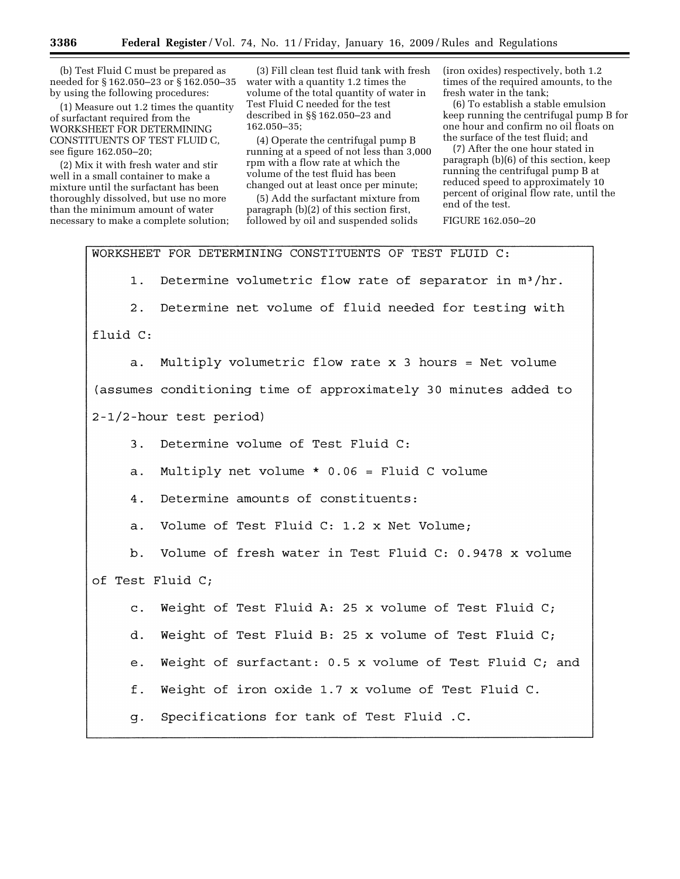(b) Test Fluid C must be prepared as needed for § 162.050–23 or § 162.050–35 by using the following procedures:

(1) Measure out 1.2 times the quantity of surfactant required from the WORKSHEET FOR DETERMINING CONSTITUENTS OF TEST FLUID C, see figure 162.050–20;

(2) Mix it with fresh water and stir well in a small container to make a mixture until the surfactant has been thoroughly dissolved, but use no more than the minimum amount of water necessary to make a complete solution;

(3) Fill clean test fluid tank with fresh water with a quantity 1.2 times the volume of the total quantity of water in Test Fluid C needed for the test described in §§ 162.050–23 and 162.050–35;

(4) Operate the centrifugal pump B running at a speed of not less than 3,000 rpm with a flow rate at which the volume of the test fluid has been changed out at least once per minute;

(5) Add the surfactant mixture from paragraph (b)(2) of this section first, followed by oil and suspended solids (iron oxides) respectively, both 1.2 times of the required amounts, to the fresh water in the tank;

(6) To establish a stable emulsion keep running the centrifugal pump B for one hour and confirm no oil floats on the surface of the test fluid; and

(7) After the one hour stated in paragraph (b)(6) of this section, keep running the centrifugal pump B at reduced speed to approximately 10 percent of original flow rate, until the end of the test.

FIGURE 162.050–20

```
WORKSHEET FOR DETERMINING CONSTITUENTS OF TEST FLUID C:

     1.  Determine volumetric flow rate of separator in m³/hr.

     2.  Determine net volume of fluid needed for testing with
fluid C:

     a.  Multiply volumetric flow rate x 3 hours = Net volume
(assumes conditioning time of approximately 30 minutes added to
2-1/2-hour test period)

     3.  Determine volume of Test Fluid C:

     a.  Multiply net volume * 0.06 = Fluid C volume

     4.  Determine amounts of constituents:

     a.  Volume of Test Fluid C: 1.2 x Net Volume;

     b.  Volume of fresh water in Test Fluid C: 0.9478 x volume
of Test Fluid C;

     c.  Weight of Test Fluid A: 25 x volume of Test Fluid C;

     d.  Weight of Test Fluid B: 25 x volume of Test Fluid C;

     e.  Weight of surfactant: 0.5 x volume of Test Fluid C; and

     f.  Weight of iron oxide 1.7 x volume of Test Fluid C.

     g.  Specifications for tank of Test Fluid .C.
```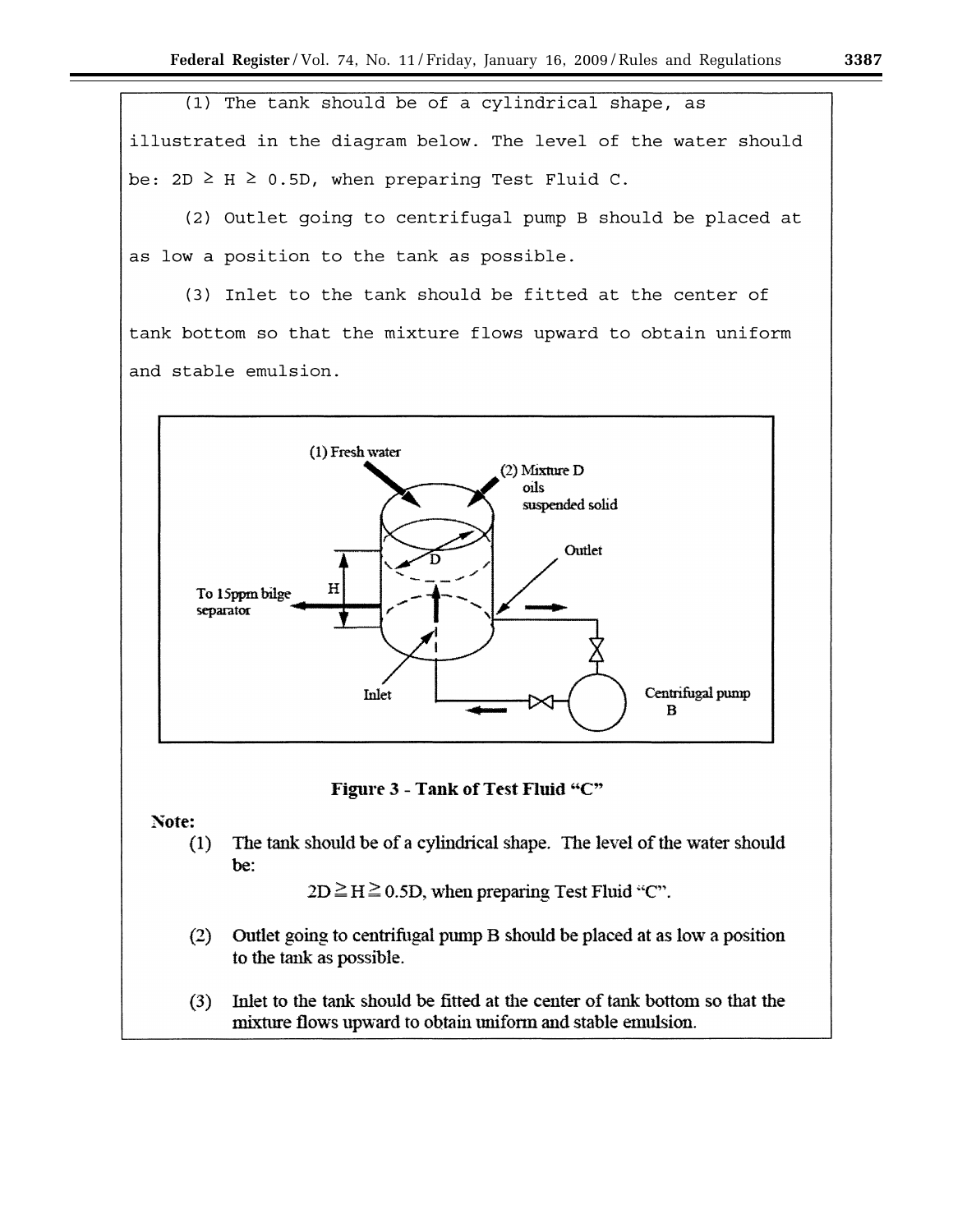(1) The tank should be of a cylindrical shape, as illustrated in the diagram below. The level of the water should be: $2D \geq H \geq 0.5D$, when preparing Test Fluid C.

(2) Outlet going to centrifugal pump B should be placed at as low a position to the tank as possible.

(3) Inlet to the tank should be fitted at the center of tank bottom so that the mixture flows upward to obtain uniform and stable emulsion.

(1) Fresh water

(2) Mixture D oils suspended solid

Outlet

D

H

To 15ppm bilge separator

Inlet

Centrifugal pump B

**Figure 3 - Tank of Test Fluid "C"**

**Note:**

(1) The tank should be of a cylindrical shape. The level of the water should be:

$$2D \geqq H \geqq 0.5D, \text{ when preparing Test Fluid "C".}$$

(2) Outlet going to centrifugal pump B should be placed at as low a position to the tank as possible.

(3) Inlet to the tank should be fitted at the center of tank bottom so that the mixture flows upward to obtain uniform and stable emulsion.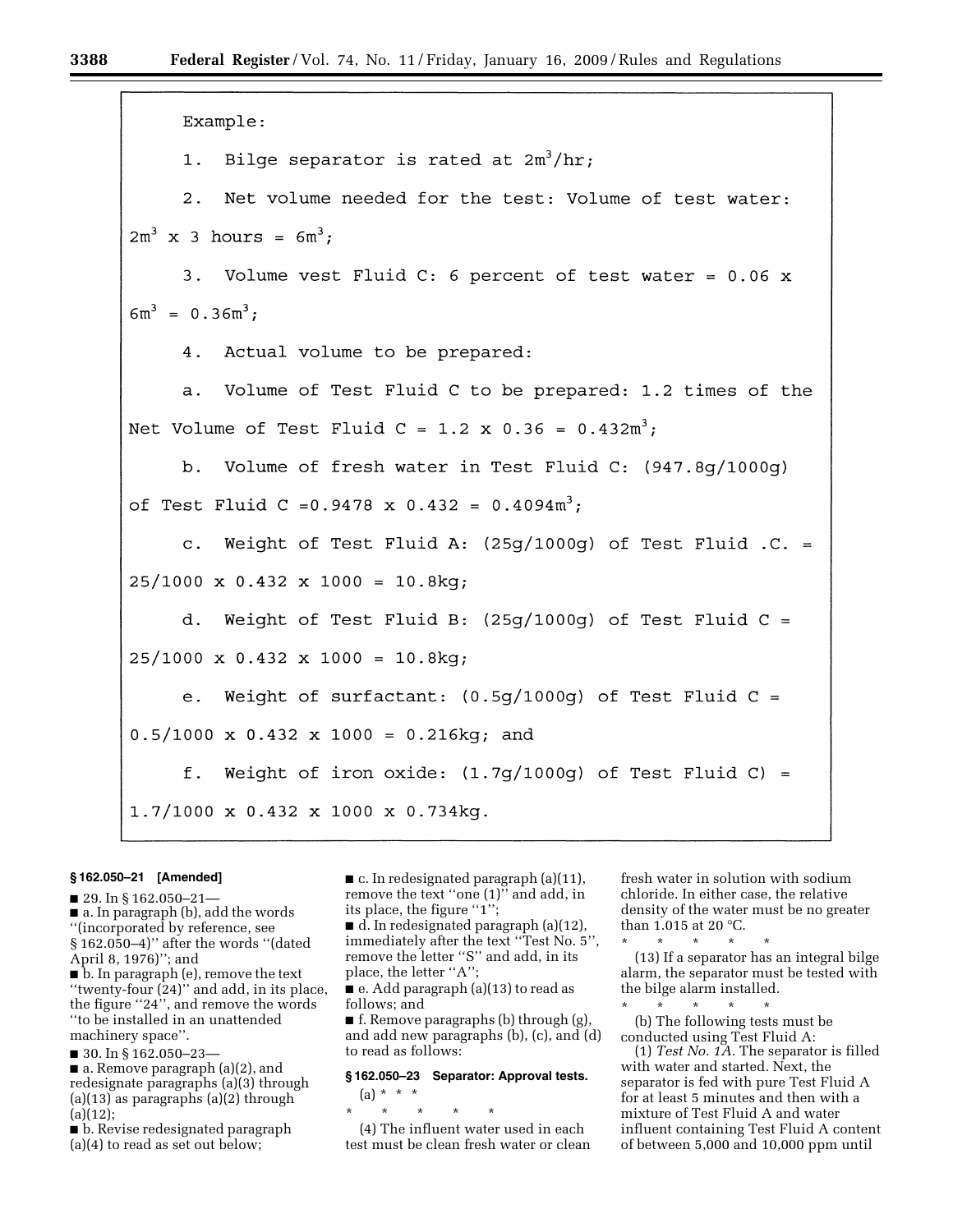Example:

1. Bilge separator is rated at $2m^3/hr$;

2. Net volume needed for the test: Volume of test water: $2m^3$ x 3 hours = $6m^3$;

3. Volume vest Fluid C: 6 percent of test water = 0.06 x $6m^3$ = $0.36m^3$;

4. Actual volume to be prepared:

a. Volume of Test Fluid C to be prepared: 1.2 times of the Net Volume of Test Fluid C = 1.2 x 0.36 = $0.432m^3$;

b. Volume of fresh water in Test Fluid C: (947.8g/1000g) of Test Fluid C =0.9478 x 0.432 = $0.4094m^3$;

c. Weight of Test Fluid A: (25g/1000g) of Test Fluid .C. = 25/1000 x 0.432 x 1000 = 10.8kg;

d. Weight of Test Fluid B: (25g/1000g) of Test Fluid C = 25/1000 x 0.432 x 1000 = 10.8kg;

e. Weight of surfactant: (0.5g/1000g) of Test Fluid C = 0.5/1000 x 0.432 x 1000 = 0.216kg; and

f. Weight of iron oxide: (1.7g/1000g) of Test Fluid C) = 1.7/1000 x 0.432 x 1000 x 0.734kg.

**§ 162.050–21 [Amended]**

■ 29. In § 162.050–21—

■ a. In paragraph (b), add the words ''(incorporated by reference, see § 162.050–4)'' after the words ''(dated April 8, 1976)''; and

■ b. In paragraph (e), remove the text ''twenty-four (24)'' and add, in its place, the figure ''24'', and remove the words ''to be installed in an unattended machinery space''.

■ 30. In § 162.050–23—

■ a. Remove paragraph (a)(2), and redesignate paragraphs (a)(3) through (a)(13) as paragraphs (a)(2) through (a)(12);

■ b. Revise redesignated paragraph (a)(4) to read as set out below;

■ c. In redesignated paragraph (a)(11), remove the text ''one (1)'' and add, in its place, the figure ''1'';

■ d. In redesignated paragraph (a)(12), immediately after the text ''Test No. 5'', remove the letter ''S'' and add, in its place, the letter ''A'';

■ e. Add paragraph (a)(13) to read as follows; and

■ f. Remove paragraphs (b) through (g), and add new paragraphs (b), (c), and (d) to read as follows:

**§ 162.050–23 Separator: Approval tests.**

(a) * * *

\* \* \* \* \*

(4) The influent water used in each test must be clean fresh water or clean fresh water in solution with sodium chloride. In either case, the relative density of the water must be no greater than 1.015 at 20 °C.

\* \* \* \* \*

(13) If a separator has an integral bilge alarm, the separator must be tested with the bilge alarm installed.

\* \* \* \* \*

(b) The following tests must be conducted using Test Fluid A:

(1) *Test No. 1A.* The separator is filled with water and started. Next, the separator is fed with pure Test Fluid A for at least 5 minutes and then with a mixture of Test Fluid A and water influent containing Test Fluid A content of between 5,000 and 10,000 ppm until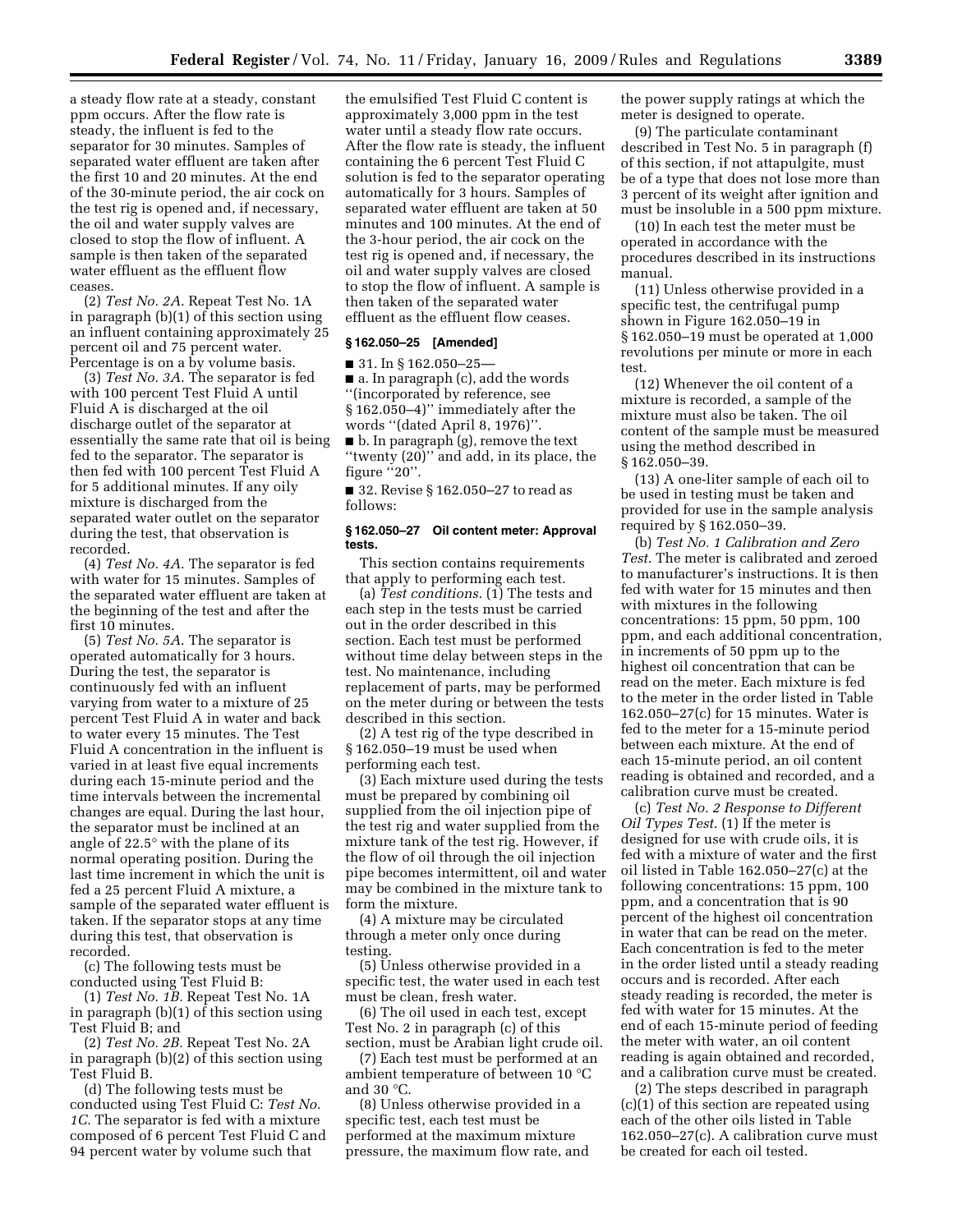a steady flow rate at a steady, constant ppm occurs. After the flow rate is steady, the influent is fed to the separator for 30 minutes. Samples of separated water effluent are taken after the first 10 and 20 minutes. At the end of the 30-minute period, the air cock on the test rig is opened and, if necessary, the oil and water supply valves are closed to stop the flow of influent. A sample is then taken of the separated water effluent as the effluent flow ceases.

(2) *Test No. 2A.* Repeat Test No. 1A in paragraph (b)(1) of this section using an influent containing approximately 25 percent oil and 75 percent water. Percentage is on a by volume basis.

(3) *Test No. 3A.* The separator is fed with 100 percent Test Fluid A until Fluid A is discharged at the oil discharge outlet of the separator at essentially the same rate that oil is being fed to the separator. The separator is then fed with 100 percent Test Fluid A for 5 additional minutes. If any oily mixture is discharged from the separated water outlet on the separator during the test, that observation is recorded.

(4) *Test No. 4A.* The separator is fed with water for 15 minutes. Samples of the separated water effluent are taken at the beginning of the test and after the first 10 minutes.

(5) *Test No. 5A.* The separator is operated automatically for 3 hours. During the test, the separator is continuously fed with an influent varying from water to a mixture of 25 percent Test Fluid A in water and back to water every 15 minutes. The Test Fluid A concentration in the influent is varied in at least five equal increments during each 15-minute period and the time intervals between the incremental changes are equal. During the last hour, the separator must be inclined at an angle of 22.5° with the plane of its normal operating position. During the last time increment in which the unit is fed a 25 percent Fluid A mixture, a sample of the separated water effluent is taken. If the separator stops at any time during this test, that observation is recorded.

(c) The following tests must be conducted using Test Fluid B:

(1) *Test No. 1B.* Repeat Test No. 1A in paragraph (b)(1) of this section using Test Fluid B; and

(2) *Test No. 2B.* Repeat Test No. 2A in paragraph (b)(2) of this section using Test Fluid B.

(d) The following tests must be conducted using Test Fluid C: *Test No. 1C.* The separator is fed with a mixture composed of 6 percent Test Fluid C and 94 percent water by volume such that the emulsified Test Fluid C content is approximately 3,000 ppm in the test water until a steady flow rate occurs. After the flow rate is steady, the influent containing the 6 percent Test Fluid C solution is fed to the separator operating automatically for 3 hours. Samples of separated water effluent are taken at 50 minutes and 100 minutes. At the end of the 3-hour period, the air cock on the test rig is opened and, if necessary, the oil and water supply valves are closed to stop the flow of influent. A sample is then taken of the separated water effluent as the effluent flow ceases.

**§ 162.050–25 [Amended]**

■ 31. In § 162.050–25—

■ a. In paragraph (c), add the words ''(incorporated by reference, see § 162.050–4)'' immediately after the words ''(dated April 8, 1976)''.

■ b. In paragraph (g), remove the text ''twenty (20)'' and add, in its place, the figure ''20''.

■ 32. Revise § 162.050–27 to read as follows:

**§ 162.050–27 Oil content meter: Approval tests.**

This section contains requirements that apply to performing each test.

(a) *Test conditions.* (1) The tests and each step in the tests must be carried out in the order described in this section. Each test must be performed without time delay between steps in the test. No maintenance, including replacement of parts, may be performed on the meter during or between the tests described in this section.

(2) A test rig of the type described in § 162.050–19 must be used when performing each test.

(3) Each mixture used during the tests must be prepared by combining oil supplied from the oil injection pipe of the test rig and water supplied from the mixture tank of the test rig. However, if the flow of oil through the oil injection pipe becomes intermittent, oil and water may be combined in the mixture tank to form the mixture.

(4) A mixture may be circulated through a meter only once during testing.

(5) Unless otherwise provided in a specific test, the water used in each test must be clean, fresh water.

(6) The oil used in each test, except Test No. 2 in paragraph (c) of this section, must be Arabian light crude oil.

(7) Each test must be performed at an ambient temperature of between 10 °C and 30 °C.

(8) Unless otherwise provided in a specific test, each test must be performed at the maximum mixture pressure, the maximum flow rate, and the power supply ratings at which the meter is designed to operate.

(9) The particulate contaminant described in Test No. 5 in paragraph (f) of this section, if not attapulgite, must be of a type that does not lose more than 3 percent of its weight after ignition and must be insoluble in a 500 ppm mixture.

(10) In each test the meter must be operated in accordance with the procedures described in its instructions manual.

(11) Unless otherwise provided in a specific test, the centrifugal pump shown in Figure 162.050–19 in § 162.050–19 must be operated at 1,000 revolutions per minute or more in each test.

(12) Whenever the oil content of a mixture is recorded, a sample of the mixture must also be taken. The oil content of the sample must be measured using the method described in § 162.050–39.

(13) A one-liter sample of each oil to be used in testing must be taken and provided for use in the sample analysis required by § 162.050–39.

(b) *Test No. 1 Calibration and Zero Test.* The meter is calibrated and zeroed to manufacturer's instructions. It is then fed with water for 15 minutes and then with mixtures in the following concentrations: 15 ppm, 50 ppm, 100 ppm, and each additional concentration, in increments of 50 ppm up to the highest oil concentration that can be read on the meter. Each mixture is fed to the meter in the order listed in Table 162.050–27(c) for 15 minutes. Water is fed to the meter for a 15-minute period between each mixture. At the end of each 15-minute period, an oil content reading is obtained and recorded, and a calibration curve must be created.

(c) *Test No. 2 Response to Different Oil Types Test.* (1) If the meter is designed for use with crude oils, it is fed with a mixture of water and the first oil listed in Table 162.050–27(c) at the following concentrations: 15 ppm, 100 ppm, and a concentration that is 90 percent of the highest oil concentration in water that can be read on the meter. Each concentration is fed to the meter in the order listed until a steady reading occurs and is recorded. After each steady reading is recorded, the meter is fed with water for 15 minutes. At the end of each 15-minute period of feeding the meter with water, an oil content reading is again obtained and recorded, and a calibration curve must be created.

(2) The steps described in paragraph (c)(1) of this section are repeated using each of the other oils listed in Table 162.050–27(c). A calibration curve must be created for each oil tested.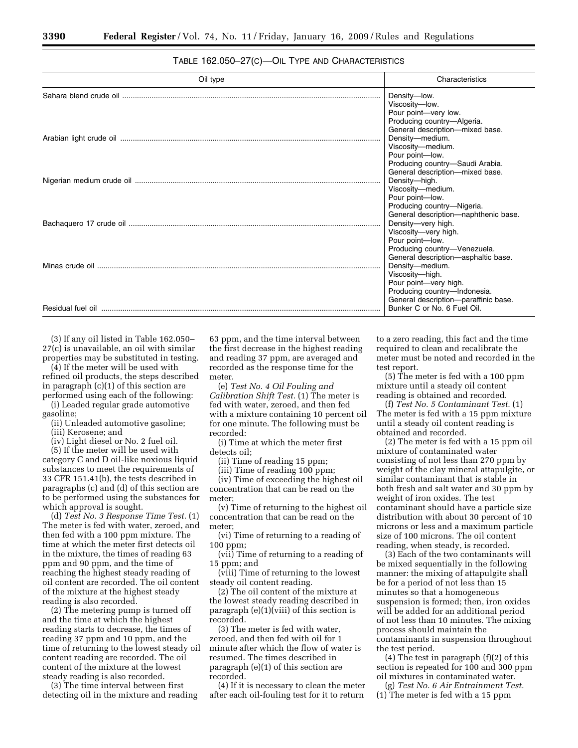TABLE 162.050–27(C)—OIL TYPE AND CHARACTERISTICS

| Oil type | Characteristics |
| --- | --- |
| Sahara blend crude oil | Density—low.<br>Viscosity—low.<br>Pour point—very low.<br>Producing country—Algeria.<br>General description—mixed base. |
| Arabian light crude oil | Density—medium.<br>Viscosity—medium.<br>Pour point—low.<br>Producing country—Saudi Arabia.<br>General description—mixed base. |
| Nigerian medium crude oil | Density—high.<br>Viscosity—medium.<br>Pour point—low.<br>Producing country—Nigeria.<br>General description—naphthenic base. |
| Bachaquero 17 crude oil | Density—very high.<br>Viscosity—very high.<br>Pour point—low.<br>Producing country—Venezuela.<br>General description—asphaltic base. |
| Minas crude oil | Density—medium.<br>Viscosity—high.<br>Pour point—very high.<br>Producing country—Indonesia.<br>General description—paraffinic base. |
| Residual fuel oil | Bunker C or No. 6 Fuel Oil. |

(3) If any oil listed in Table 162.050–27(c) is unavailable, an oil with similar properties may be substituted in testing.

(4) If the meter will be used with refined oil products, the steps described in paragraph (c)(1) of this section are performed using each of the following:

(i) Leaded regular grade automotive gasoline;

(ii) Unleaded automotive gasoline;

(iii) Kerosene; and

(iv) Light diesel or No. 2 fuel oil.

(5) If the meter will be used with category C and D oil-like noxious liquid substances to meet the requirements of 33 CFR 151.41(b), the tests described in paragraphs (c) and (d) of this section are to be performed using the substances for which approval is sought.

(d) *Test No. 3 Response Time Test.* (1) The meter is fed with water, zeroed, and then fed with a 100 ppm mixture. The time at which the meter first detects oil in the mixture, the times of reading 63 ppm and 90 ppm, and the time of reaching the highest steady reading of oil content are recorded. The oil content of the mixture at the highest steady reading is also recorded.

(2) The metering pump is turned off and the time at which the highest reading starts to decrease, the times of reading 37 ppm and 10 ppm, and the time of returning to the lowest steady oil content reading are recorded. The oil content of the mixture at the lowest steady reading is also recorded.

(3) The time interval between first detecting oil in the mixture and reading 63 ppm, and the time interval between the first decrease in the highest reading and reading 37 ppm, are averaged and recorded as the response time for the meter.

(e) *Test No. 4 Oil Fouling and Calibration Shift Test.* (1) The meter is fed with water, zeroed, and then fed with a mixture containing 10 percent oil for one minute. The following must be recorded:

(i) Time at which the meter first detects oil;

(ii) Time of reading 15 ppm;

(iii) Time of reading 100 ppm;

(iv) Time of exceeding the highest oil concentration that can be read on the meter;

(v) Time of returning to the highest oil concentration that can be read on the meter;

(vi) Time of returning to a reading of 100 ppm;

(vii) Time of returning to a reading of 15 ppm; and

(viii) Time of returning to the lowest steady oil content reading.

(2) The oil content of the mixture at the lowest steady reading described in paragraph (e)(1)(viii) of this section is recorded.

(3) The meter is fed with water, zeroed, and then fed with oil for 1 minute after which the flow of water is resumed. The times described in paragraph (e)(1) of this section are recorded.

(4) If it is necessary to clean the meter after each oil-fouling test for it to return to a zero reading, this fact and the time required to clean and recalibrate the meter must be noted and recorded in the test report.

(5) The meter is fed with a 100 ppm mixture until a steady oil content reading is obtained and recorded.

(f) *Test No. 5 Contaminant Test.* (1) The meter is fed with a 15 ppm mixture until a steady oil content reading is obtained and recorded.

(2) The meter is fed with a 15 ppm oil mixture of contaminated water consisting of not less than 270 ppm by weight of the clay mineral attapulgite, or similar contaminant that is stable in both fresh and salt water and 30 ppm by weight of iron oxides. The test contaminant should have a particle size distribution with about 30 percent of 10 microns or less and a maximum particle size of 100 microns. The oil content reading, when steady, is recorded.

(3) Each of the two contaminants will be mixed sequentially in the following manner: the mixing of attapulgite shall be for a period of not less than 15 minutes so that a homogeneous suspension is formed; then, iron oxides will be added for an additional period of not less than 10 minutes. The mixing process should maintain the contaminants in suspension throughout the test period.

(4) The test in paragraph (f)(2) of this section is repeated for 100 and 300 ppm oil mixtures in contaminated water.

(g) *Test No. 6 Air Entrainment Test.* (1) The meter is fed with a 15 ppm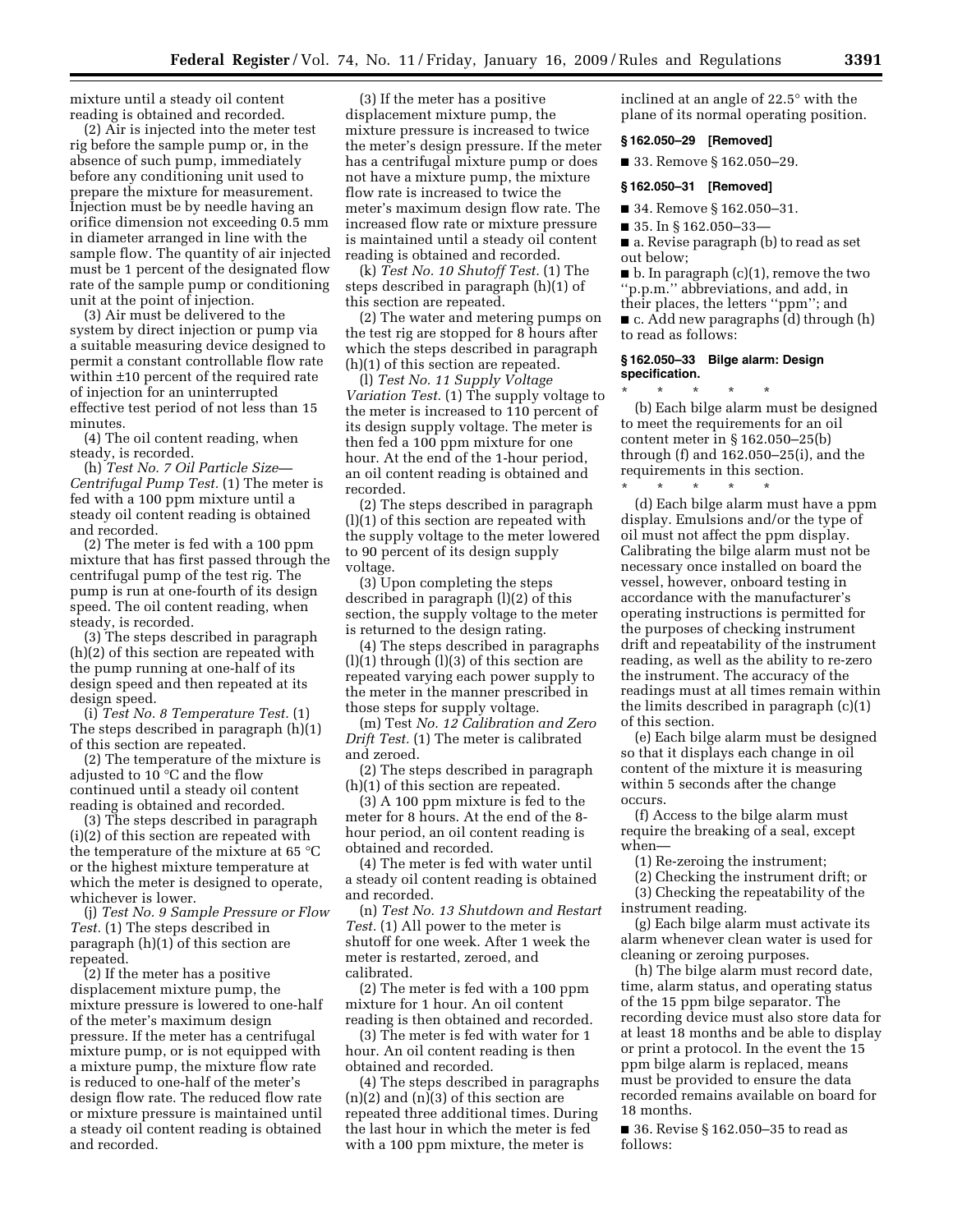mixture until a steady oil content reading is obtained and recorded.

(2) Air is injected into the meter test rig before the sample pump or, in the absence of such pump, immediately before any conditioning unit used to prepare the mixture for measurement. Injection must be by needle having an orifice dimension not exceeding 0.5 mm in diameter arranged in line with the sample flow. The quantity of air injected must be 1 percent of the designated flow rate of the sample pump or conditioning unit at the point of injection.

(3) Air must be delivered to the system by direct injection or pump via a suitable measuring device designed to permit a constant controllable flow rate within ±10 percent of the required rate of injection for an uninterrupted effective test period of not less than 15 minutes.

(4) The oil content reading, when steady, is recorded.

(h) *Test No. 7 Oil Particle Size—Centrifugal Pump Test.* (1) The meter is fed with a 100 ppm mixture until a steady oil content reading is obtained and recorded.

(2) The meter is fed with a 100 ppm mixture that has first passed through the centrifugal pump of the test rig. The pump is run at one-fourth of its design speed. The oil content reading, when steady, is recorded.

(3) The steps described in paragraph (h)(2) of this section are repeated with the pump running at one-half of its design speed and then repeated at its design speed.

(i) *Test No. 8 Temperature Test.* (1) The steps described in paragraph (h)(1) of this section are repeated.

(2) The temperature of the mixture is adjusted to 10 °C and the flow continued until a steady oil content reading is obtained and recorded.

(3) The steps described in paragraph (i)(2) of this section are repeated with the temperature of the mixture at 65 °C or the highest mixture temperature at which the meter is designed to operate, whichever is lower.

(j) *Test No. 9 Sample Pressure or Flow Test.* (1) The steps described in paragraph (h)(1) of this section are repeated.

(2) If the meter has a positive displacement mixture pump, the mixture pressure is lowered to one-half of the meter's maximum design pressure. If the meter has a centrifugal mixture pump, or is not equipped with a mixture pump, the mixture flow rate is reduced to one-half of the meter's design flow rate. The reduced flow rate or mixture pressure is maintained until a steady oil content reading is obtained and recorded.

(3) If the meter has a positive displacement mixture pump, the mixture pressure is increased to twice the meter's design pressure. If the meter has a centrifugal mixture pump or does not have a mixture pump, the mixture flow rate is increased to twice the meter's maximum design flow rate. The increased flow rate or mixture pressure is maintained until a steady oil content reading is obtained and recorded.

(k) *Test No. 10 Shutoff Test.* (1) The steps described in paragraph (h)(1) of this section are repeated.

(2) The water and metering pumps on the test rig are stopped for 8 hours after which the steps described in paragraph (h)(1) of this section are repeated.

(l) *Test No. 11 Supply Voltage Variation Test.* (1) The supply voltage to the meter is increased to 110 percent of its design supply voltage. The meter is then fed a 100 ppm mixture for one hour. At the end of the 1-hour period, an oil content reading is obtained and recorded.

(2) The steps described in paragraph (l)(1) of this section are repeated with the supply voltage to the meter lowered to 90 percent of its design supply voltage.

(3) Upon completing the steps described in paragraph (l)(2) of this section, the supply voltage to the meter is returned to the design rating.

(4) The steps described in paragraphs (l)(1) through (l)(3) of this section are repeated varying each power supply to the meter in the manner prescribed in those steps for supply voltage.

(m) Test *No. 12 Calibration and Zero Drift Test.* (1) The meter is calibrated and zeroed.

(2) The steps described in paragraph (h)(1) of this section are repeated.

(3) A 100 ppm mixture is fed to the meter for 8 hours. At the end of the 8-hour period, an oil content reading is obtained and recorded.

(4) The meter is fed with water until a steady oil content reading is obtained and recorded.

(n) *Test No. 13 Shutdown and Restart Test.* (1) All power to the meter is shutoff for one week. After 1 week the meter is restarted, zeroed, and calibrated.

(2) The meter is fed with a 100 ppm mixture for 1 hour. An oil content reading is then obtained and recorded.

(3) The meter is fed with water for 1 hour. An oil content reading is then obtained and recorded.

(4) The steps described in paragraphs (n)(2) and (n)(3) of this section are repeated three additional times. During the last hour in which the meter is fed with a 100 ppm mixture, the meter is inclined at an angle of 22.5° with the plane of its normal operating position.

**§ 162.050–29 [Removed]**

■ 33. Remove § 162.050–29.

**§ 162.050–31 [Removed]**

■ 34. Remove § 162.050–31.

■ 35. In § 162.050–33—

■ a. Revise paragraph (b) to read as set out below;

■ b. In paragraph (c)(1), remove the two ''p.p.m.'' abbreviations, and add, in their places, the letters ''ppm''; and

■ c. Add new paragraphs (d) through (h) to read as follows:

**§ 162.050–33 Bilge alarm: Design specification.**

\* \* \* \* \*

(b) Each bilge alarm must be designed to meet the requirements for an oil content meter in § 162.050–25(b) through (f) and 162.050–25(i), and the requirements in this section.

\* \* \* \* \*

(d) Each bilge alarm must have a ppm display. Emulsions and/or the type of oil must not affect the ppm display. Calibrating the bilge alarm must not be necessary once installed on board the vessel, however, onboard testing in accordance with the manufacturer's operating instructions is permitted for the purposes of checking instrument drift and repeatability of the instrument reading, as well as the ability to re-zero the instrument. The accuracy of the readings must at all times remain within the limits described in paragraph (c)(1) of this section.

(e) Each bilge alarm must be designed so that it displays each change in oil content of the mixture it is measuring within 5 seconds after the change occurs.

(f) Access to the bilge alarm must require the breaking of a seal, except when—

(1) Re-zeroing the instrument;

(2) Checking the instrument drift; or

(3) Checking the repeatability of the instrument reading.

(g) Each bilge alarm must activate its alarm whenever clean water is used for cleaning or zeroing purposes.

(h) The bilge alarm must record date, time, alarm status, and operating status of the 15 ppm bilge separator. The recording device must also store data for at least 18 months and be able to display or print a protocol. In the event the 15 ppm bilge alarm is replaced, means must be provided to ensure the data recorded remains available on board for 18 months.

■ 36. Revise § 162.050–35 to read as follows: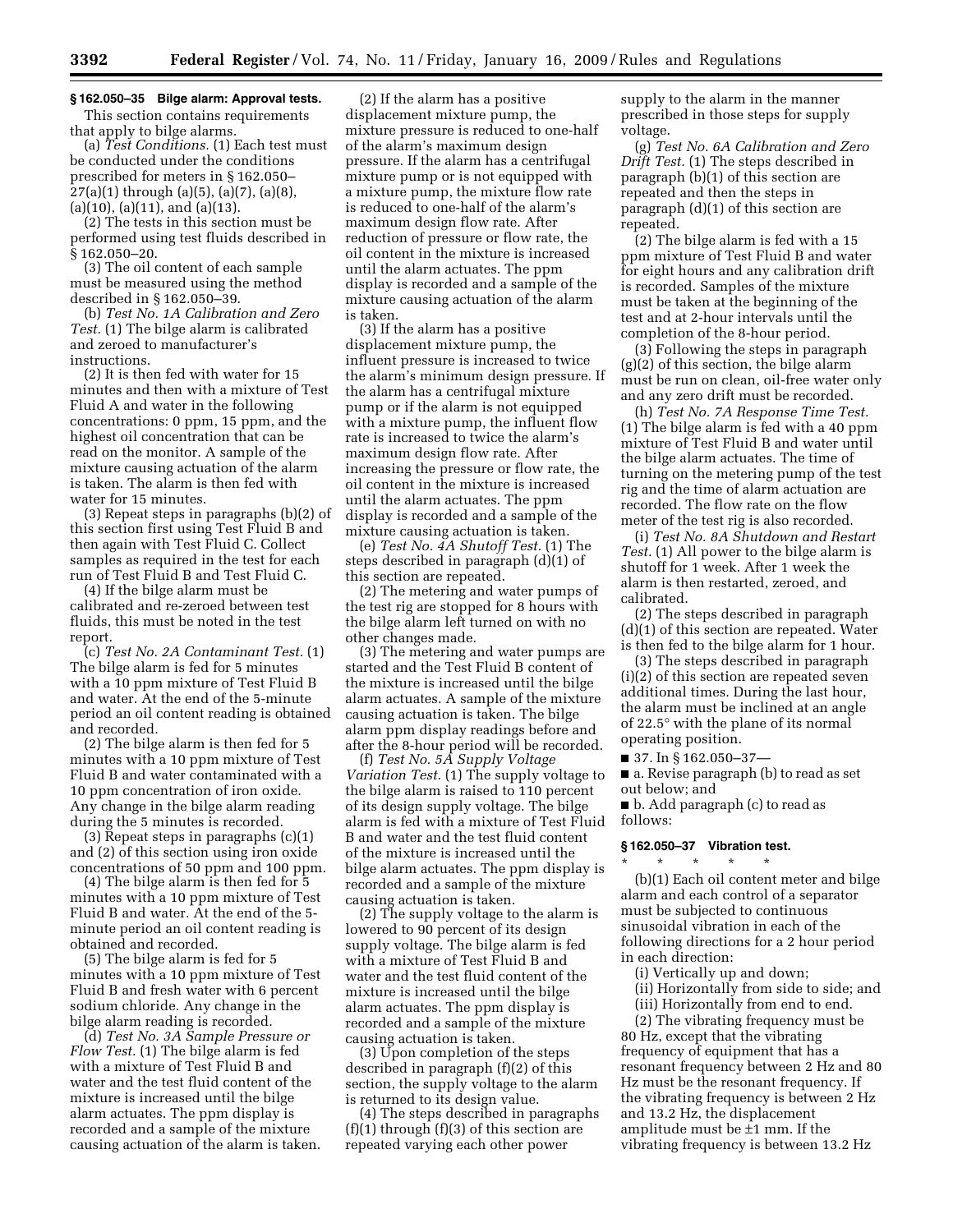### § 162.050–35 Bilge alarm: Approval tests.

This section contains requirements that apply to bilge alarms.

(a) *Test Conditions.* (1) Each test must be conducted under the conditions prescribed for meters in § 162.050–27(a)(1) through (a)(5), (a)(7), (a)(8), (a)(10), (a)(11), and (a)(13).

(2) The tests in this section must be performed using test fluids described in § 162.050–20.

(3) The oil content of each sample must be measured using the method described in § 162.050–39.

(b) *Test No. 1A Calibration and Zero Test.* (1) The bilge alarm is calibrated and zeroed to manufacturer's instructions.

(2) It is then fed with water for 15 minutes and then with a mixture of Test Fluid A and water in the following concentrations: 0 ppm, 15 ppm, and the highest oil concentration that can be read on the monitor. A sample of the mixture causing actuation of the alarm is taken. The alarm is then fed with water for 15 minutes.

(3) Repeat steps in paragraphs (b)(2) of this section first using Test Fluid B and then again with Test Fluid C. Collect samples as required in the test for each run of Test Fluid B and Test Fluid C.

(4) If the bilge alarm must be calibrated and re-zeroed between test fluids, this must be noted in the test report.

(c) *Test No. 2A Contaminant Test.* (1) The bilge alarm is fed for 5 minutes with a 10 ppm mixture of Test Fluid B and water. At the end of the 5-minute period an oil content reading is obtained and recorded.

(2) The bilge alarm is then fed for 5 minutes with a 10 ppm mixture of Test Fluid B and water contaminated with a 10 ppm concentration of iron oxide. Any change in the bilge alarm reading during the 5 minutes is recorded.

(3) Repeat steps in paragraphs (c)(1) and (2) of this section using iron oxide concentrations of 50 ppm and 100 ppm.

(4) The bilge alarm is then fed for 5 minutes with a 10 ppm mixture of Test Fluid B and water. At the end of the 5-minute period an oil content reading is obtained and recorded.

(5) The bilge alarm is fed for 5 minutes with a 10 ppm mixture of Test Fluid B and fresh water with 6 percent sodium chloride. Any change in the bilge alarm reading is recorded.

(d) *Test No. 3A Sample Pressure or Flow Test.* (1) The bilge alarm is fed with a mixture of Test Fluid B and water and the test fluid content of the mixture is increased until the bilge alarm actuates. The ppm display is recorded and a sample of the mixture causing actuation of the alarm is taken.

(2) If the alarm has a positive displacement mixture pump, the mixture pressure is reduced to one-half of the alarm's maximum design pressure. If the alarm has a centrifugal mixture pump or is not equipped with a mixture pump, the mixture flow rate is reduced to one-half of the alarm's maximum design flow rate. After reduction of pressure or flow rate, the oil content in the mixture is increased until the alarm actuates. The ppm display is recorded and a sample of the mixture causing actuation of the alarm is taken.

(3) If the alarm has a positive displacement mixture pump, the influent pressure is increased to twice the alarm's minimum design pressure. If the alarm has a centrifugal mixture pump or if the alarm is not equipped with a mixture pump, the influent flow rate is increased to twice the alarm's maximum design flow rate. After increasing the pressure or flow rate, the oil content in the mixture is increased until the alarm actuates. The ppm display is recorded and a sample of the mixture causing actuation is taken.

(e) *Test No. 4A Shutoff Test.* (1) The steps described in paragraph (d)(1) of this section are repeated.

(2) The metering and water pumps of the test rig are stopped for 8 hours with the bilge alarm left turned on with no other changes made.

(3) The metering and water pumps are started and the Test Fluid B content of the mixture is increased until the bilge alarm actuates. A sample of the mixture causing actuation is taken. The bilge alarm ppm display readings before and after the 8-hour period will be recorded.

(f) *Test No. 5A Supply Voltage Variation Test.* (1) The supply voltage to the bilge alarm is raised to 110 percent of its design supply voltage. The bilge alarm is fed with a mixture of Test Fluid B and water and the test fluid content of the mixture is increased until the bilge alarm actuates. The ppm display is recorded and a sample of the mixture causing actuation is taken.

(2) The supply voltage to the alarm is lowered to 90 percent of its design supply voltage. The bilge alarm is fed with a mixture of Test Fluid B and water and the test fluid content of the mixture is increased until the bilge alarm actuates. The ppm display is recorded and a sample of the mixture causing actuation is taken.

(3) Upon completion of the steps described in paragraph (f)(2) of this section, the supply voltage to the alarm is returned to its design value.

(4) The steps described in paragraphs (f)(1) through (f)(3) of this section are repeated varying each other power supply to the alarm in the manner prescribed in those steps for supply voltage.

(g) *Test No. 6A Calibration and Zero Drift Test.* (1) The steps described in paragraph (b)(1) of this section are repeated and then the steps in paragraph (d)(1) of this section are repeated.

(2) The bilge alarm is fed with a 15 ppm mixture of Test Fluid B and water for eight hours and any calibration drift is recorded. Samples of the mixture must be taken at the beginning of the test and at 2-hour intervals until the completion of the 8-hour period.

(3) Following the steps in paragraph (g)(2) of this section, the bilge alarm must be run on clean, oil-free water only and any zero drift must be recorded.

(h) *Test No. 7A Response Time Test.* (1) The bilge alarm is fed with a 40 ppm mixture of Test Fluid B and water until the bilge alarm actuates. The time of turning on the metering pump of the test rig and the time of alarm actuation are recorded. The flow rate on the flow meter of the test rig is also recorded.

(i) *Test No. 8A Shutdown and Restart Test.* (1) All power to the bilge alarm is shutoff for 1 week. After 1 week the alarm is then restarted, zeroed, and calibrated.

(2) The steps described in paragraph (d)(1) of this section are repeated. Water is then fed to the bilge alarm for 1 hour.

(3) The steps described in paragraph (i)(2) of this section are repeated seven additional times. During the last hour, the alarm must be inclined at an angle of 22.5° with the plane of its normal operating position.

■ 37. In § 162.050–37—

■ a. Revise paragraph (b) to read as set out below; and

■ b. Add paragraph (c) to read as follows:

### § 162.050–37 Vibration test.

\* \* \* \* \*

(b)(1) Each oil content meter and bilge alarm and each control of a separator must be subjected to continuous sinusoidal vibration in each of the following directions for a 2 hour period in each direction:

(i) Vertically up and down;

(ii) Horizontally from side to side; and

(iii) Horizontally from end to end.

(2) The vibrating frequency must be 80 Hz, except that the vibrating frequency of equipment that has a resonant frequency between 2 Hz and 80 Hz must be the resonant frequency. If the vibrating frequency is between 2 Hz and 13.2 Hz, the displacement amplitude must be ±1 mm. If the vibrating frequency is between 13.2 Hz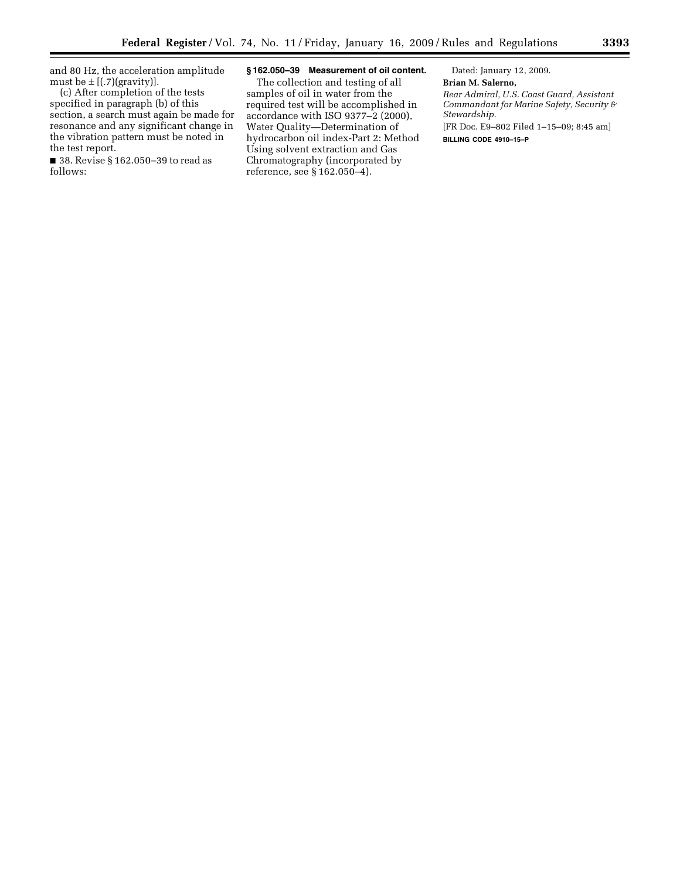and 80 Hz, the acceleration amplitude must be ± [(.7)(gravity)].

(c) After completion of the tests specified in paragraph (b) of this section, a search must again be made for resonance and any significant change in the vibration pattern must be noted in the test report.

■ 38. Revise § 162.050–39 to read as follows:

### § 162.050–39 Measurement of oil content.

The collection and testing of all samples of oil in water from the required test will be accomplished in accordance with ISO 9377–2 (2000), Water Quality—Determination of hydrocarbon oil index-Part 2: Method Using solvent extraction and Gas Chromatography (incorporated by reference, see § 162.050–4).

Dated: January 12, 2009.

**Brian M. Salerno,**

*Rear Admiral, U.S. Coast Guard, Assistant Commandant for Marine Safety, Security & Stewardship.*

[FR Doc. E9–802 Filed 1–15–09; 8:45 am]

**BILLING CODE 4910–15–P**